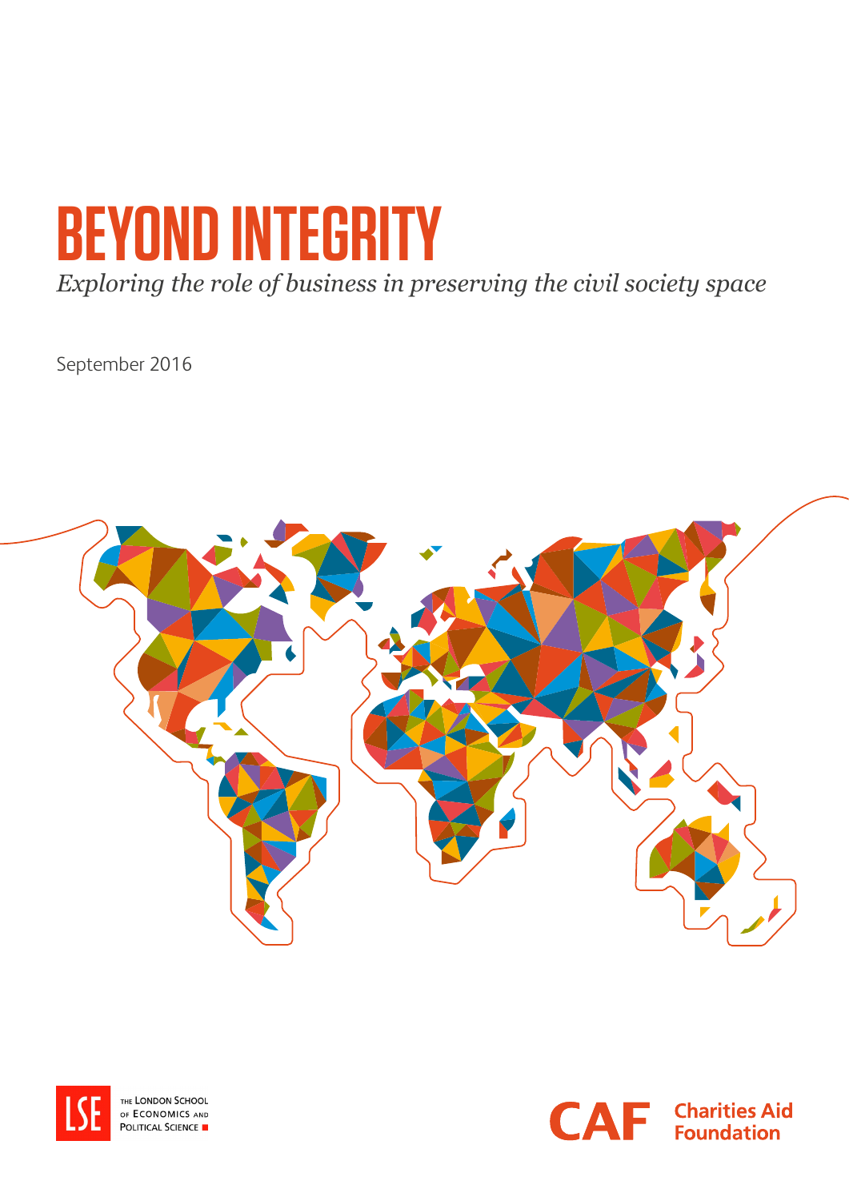# BEYOND INTEGRITY

*Exploring the role of business in preserving the civil society space*

September 2016

THE LONDON SCHOOL OF ECONOMICS AND POLITICAL SCIENCE

CAF Charities Aid Foundation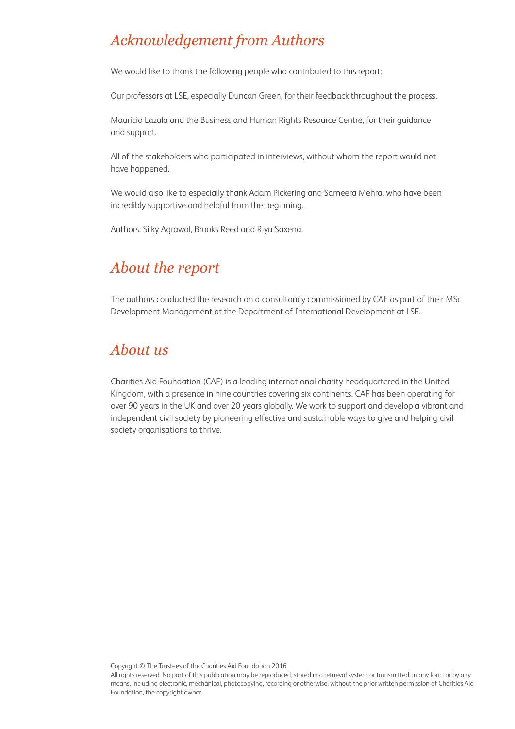## *Acknowledgement from Authors*

We would like to thank the following people who contributed to this report:

Our professors at LSE, especially Duncan Green, for their feedback throughout the process.

Mauricio Lazala and the Business and Human Rights Resource Centre, for their guidance and support.

All of the stakeholders who participated in interviews, without whom the report would not have happened.

We would also like to especially thank Adam Pickering and Sameera Mehra, who have been incredibly supportive and helpful from the beginning.

Authors: Silky Agrawal, Brooks Reed and Riya Saxena.

## *About the report*

The authors conducted the research on a consultancy commissioned by CAF as part of their MSc Development Management at the Department of International Development at LSE.

## *About us*

Charities Aid Foundation (CAF) is a leading international charity headquartered in the United Kingdom, with a presence in nine countries covering six continents. CAF has been operating for over 90 years in the UK and over 20 years globally. We work to support and develop a vibrant and independent civil society by pioneering effective and sustainable ways to give and helping civil society organisations to thrive.

Copyright © The Trustees of the Charities Aid Foundation 2016
All rights reserved. No part of this publication may be reproduced, stored in a retrieval system or transmitted, in any form or by any means, including electronic, mechanical, photocopying, recording or otherwise, without the prior written permission of Charities Aid Foundation, the copyright owner.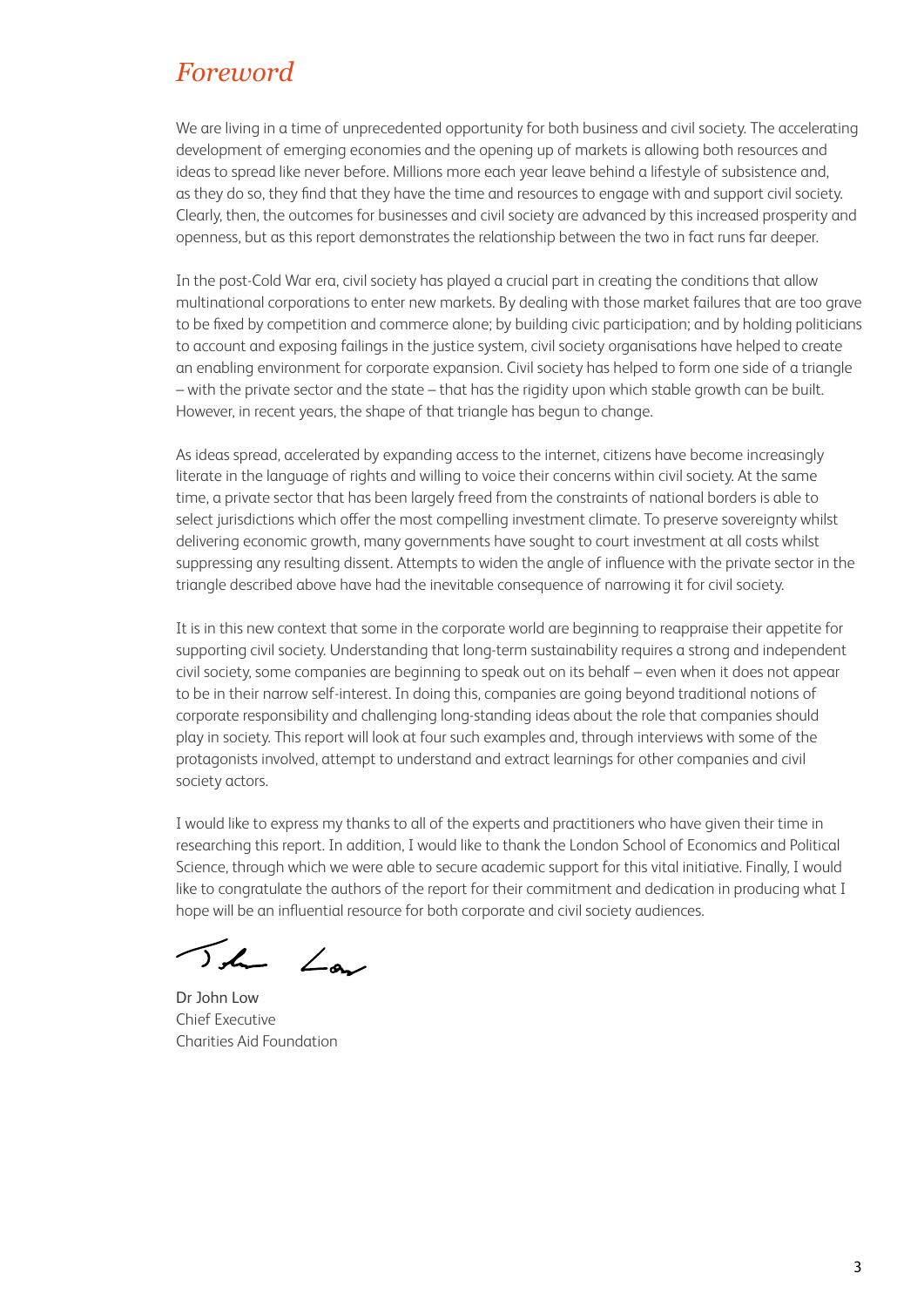# *Foreword*

We are living in a time of unprecedented opportunity for both business and civil society. The accelerating development of emerging economies and the opening up of markets is allowing both resources and ideas to spread like never before. Millions more each year leave behind a lifestyle of subsistence and, as they do so, they find that they have the time and resources to engage with and support civil society. Clearly, then, the outcomes for businesses and civil society are advanced by this increased prosperity and openness, but as this report demonstrates the relationship between the two in fact runs far deeper.

In the post-Cold War era, civil society has played a crucial part in creating the conditions that allow multinational corporations to enter new markets. By dealing with those market failures that are too grave to be fixed by competition and commerce alone; by building civic participation; and by holding politicians to account and exposing failings in the justice system, civil society organisations have helped to create an enabling environment for corporate expansion. Civil society has helped to form one side of a triangle – with the private sector and the state – that has the rigidity upon which stable growth can be built. However, in recent years, the shape of that triangle has begun to change.

As ideas spread, accelerated by expanding access to the internet, citizens have become increasingly literate in the language of rights and willing to voice their concerns within civil society. At the same time, a private sector that has been largely freed from the constraints of national borders is able to select jurisdictions which offer the most compelling investment climate. To preserve sovereignty whilst delivering economic growth, many governments have sought to court investment at all costs whilst suppressing any resulting dissent. Attempts to widen the angle of influence with the private sector in the triangle described above have had the inevitable consequence of narrowing it for civil society.

It is in this new context that some in the corporate world are beginning to reappraise their appetite for supporting civil society. Understanding that long-term sustainability requires a strong and independent civil society, some companies are beginning to speak out on its behalf – even when it does not appear to be in their narrow self-interest. In doing this, companies are going beyond traditional notions of corporate responsibility and challenging long-standing ideas about the role that companies should play in society. This report will look at four such examples and, through interviews with some of the protagonists involved, attempt to understand and extract learnings for other companies and civil society actors.

I would like to express my thanks to all of the experts and practitioners who have given their time in researching this report. In addition, I would like to thank the London School of Economics and Political Science, through which we were able to secure academic support for this vital initiative. Finally, I would like to congratulate the authors of the report for their commitment and dedication in producing what I hope will be an influential resource for both corporate and civil society audiences.

Dr John Low
Chief Executive
Charities Aid Foundation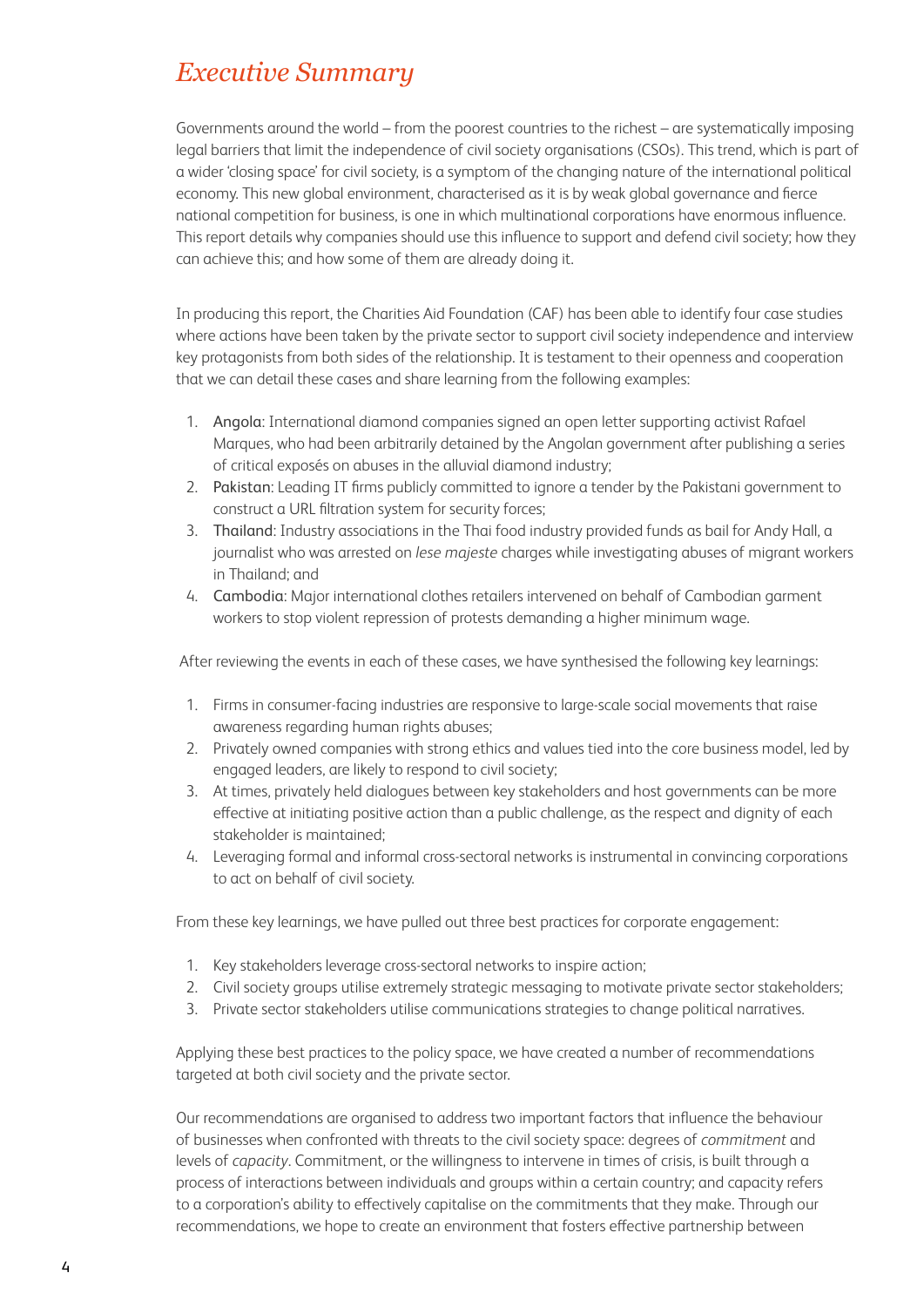# *Executive Summary*

Governments around the world – from the poorest countries to the richest – are systematically imposing legal barriers that limit the independence of civil society organisations (CSOs). This trend, which is part of a wider 'closing space' for civil society, is a symptom of the changing nature of the international political economy. This new global environment, characterised as it is by weak global governance and fierce national competition for business, is one in which multinational corporations have enormous influence. This report details why companies should use this influence to support and defend civil society; how they can achieve this; and how some of them are already doing it.

In producing this report, the Charities Aid Foundation (CAF) has been able to identify four case studies where actions have been taken by the private sector to support civil society independence and interview key protagonists from both sides of the relationship. It is testament to their openness and cooperation that we can detail these cases and share learning from the following examples:

1. Angola: International diamond companies signed an open letter supporting activist Rafael Marques, who had been arbitrarily detained by the Angolan government after publishing a series of critical exposés on abuses in the alluvial diamond industry;
2. Pakistan: Leading IT firms publicly committed to ignore a tender by the Pakistani government to construct a URL filtration system for security forces;
3. Thailand: Industry associations in the Thai food industry provided funds as bail for Andy Hall, a journalist who was arrested on *lese majeste* charges while investigating abuses of migrant workers in Thailand; and
4. Cambodia: Major international clothes retailers intervened on behalf of Cambodian garment workers to stop violent repression of protests demanding a higher minimum wage.

After reviewing the events in each of these cases, we have synthesised the following key learnings:

1. Firms in consumer-facing industries are responsive to large-scale social movements that raise awareness regarding human rights abuses;
2. Privately owned companies with strong ethics and values tied into the core business model, led by engaged leaders, are likely to respond to civil society;
3. At times, privately held dialogues between key stakeholders and host governments can be more effective at initiating positive action than a public challenge, as the respect and dignity of each stakeholder is maintained;
4. Leveraging formal and informal cross-sectoral networks is instrumental in convincing corporations to act on behalf of civil society.

From these key learnings, we have pulled out three best practices for corporate engagement:

1. Key stakeholders leverage cross-sectoral networks to inspire action;
2. Civil society groups utilise extremely strategic messaging to motivate private sector stakeholders;
3. Private sector stakeholders utilise communications strategies to change political narratives.

Applying these best practices to the policy space, we have created a number of recommendations targeted at both civil society and the private sector.

Our recommendations are organised to address two important factors that influence the behaviour of businesses when confronted with threats to the civil society space: degrees of *commitment* and levels of *capacity*. Commitment, or the willingness to intervene in times of crisis, is built through a process of interactions between individuals and groups within a certain country; and capacity refers to a corporation's ability to effectively capitalise on the commitments that they make. Through our recommendations, we hope to create an environment that fosters effective partnership between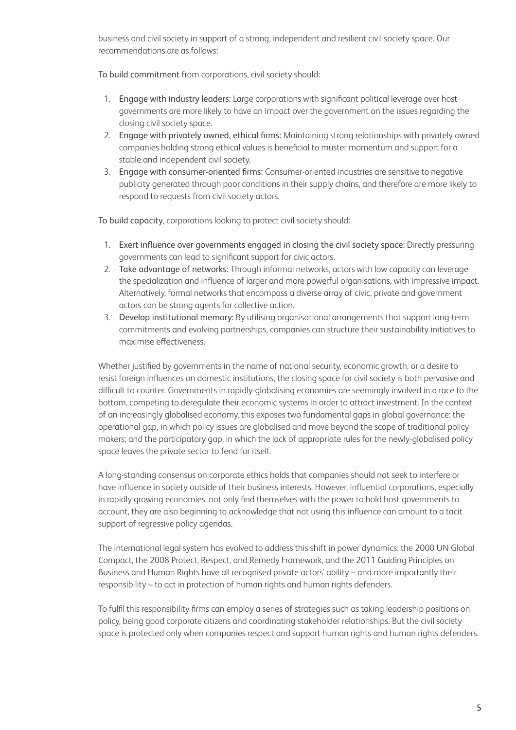business and civil society in support of a strong, independent and resilient civil society space. Our recommendations are as follows:

To build commitment from corporations, civil society should:

1. Engage with industry leaders: Large corporations with significant political leverage over host governments are more likely to have an impact over the government on the issues regarding the closing civil society space.
2. Engage with privately owned, ethical firms: Maintaining strong relationships with privately owned companies holding strong ethical values is beneficial to muster momentum and support for a stable and independent civil society.
3. Engage with consumer-oriented firms: Consumer-oriented industries are sensitive to negative publicity generated through poor conditions in their supply chains, and therefore are more likely to respond to requests from civil society actors.

To build capacity, corporations looking to protect civil society should:

1. Exert influence over governments engaged in closing the civil society space: Directly pressuring governments can lead to significant support for civic actors.
2. Take advantage of networks: Through informal networks, actors with low capacity can leverage the specialization and influence of larger and more powerful organisations, with impressive impact. Alternatively, formal networks that encompass a diverse array of civic, private and government actors can be strong agents for collective action.
3. Develop institutional memory: By utilising organisational arrangements that support long-term commitments and evolving partnerships, companies can structure their sustainability initiatives to maximise effectiveness.

Whether justified by governments in the name of national security, economic growth, or a desire to resist foreign influences on domestic institutions, the closing space for civil society is both pervasive and difficult to counter. Governments in rapidly-globalising economies are seemingly involved in a race to the bottom, competing to deregulate their economic systems in order to attract investment. In the context of an increasingly globalised economy, this exposes two fundamental gaps in global governance: the operational gap, in which policy issues are globalised and move beyond the scope of traditional policy makers; and the participatory gap, in which the lack of appropriate rules for the newly-globalised policy space leaves the private sector to fend for itself.

A long-standing consensus on corporate ethics holds that companies should not seek to interfere or have influence in society outside of their business interests. However, influential corporations, especially in rapidly growing economies, not only find themselves with the power to hold host governments to account, they are also beginning to acknowledge that not using this influence can amount to a tacit support of regressive policy agendas.

The international legal system has evolved to address this shift in power dynamics: the 2000 UN Global Compact, the 2008 Protect, Respect, and Remedy Framework, and the 2011 Guiding Principles on Business and Human Rights have all recognised private actors' ability – and more importantly their responsibility – to act in protection of human rights and human rights defenders.

To fulfil this responsibility firms can employ a series of strategies such as taking leadership positions on policy, being good corporate citizens and coordinating stakeholder relationships. But the civil society space is protected only when companies respect and support human rights and human rights defenders.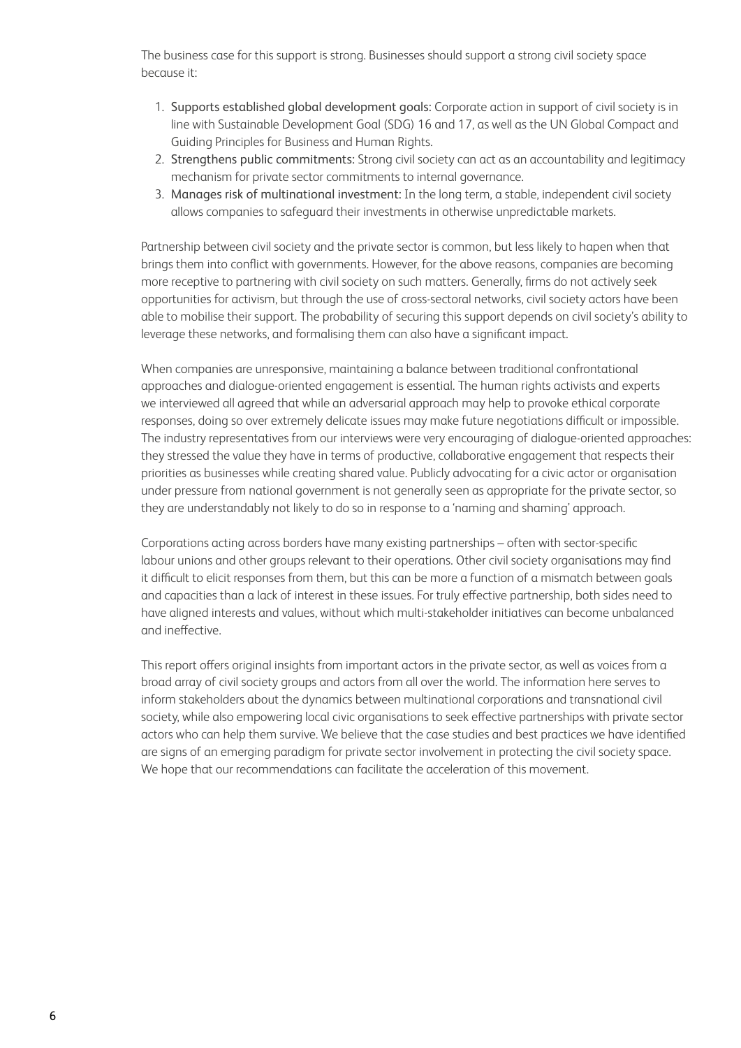The business case for this support is strong. Businesses should support a strong civil society space because it:

1. **Supports established global development goals:** Corporate action in support of civil society is in line with Sustainable Development Goal (SDG) 16 and 17, as well as the UN Global Compact and Guiding Principles for Business and Human Rights.
2. **Strengthens public commitments:** Strong civil society can act as an accountability and legitimacy mechanism for private sector commitments to internal governance.
3. **Manages risk of multinational investment:** In the long term, a stable, independent civil society allows companies to safeguard their investments in otherwise unpredictable markets.

Partnership between civil society and the private sector is common, but less likely to hapen when that brings them into conflict with governments. However, for the above reasons, companies are becoming more receptive to partnering with civil society on such matters. Generally, firms do not actively seek opportunities for activism, but through the use of cross-sectoral networks, civil society actors have been able to mobilise their support. The probability of securing this support depends on civil society's ability to leverage these networks, and formalising them can also have a significant impact.

When companies are unresponsive, maintaining a balance between traditional confrontational approaches and dialogue-oriented engagement is essential. The human rights activists and experts we interviewed all agreed that while an adversarial approach may help to provoke ethical corporate responses, doing so over extremely delicate issues may make future negotiations difficult or impossible. The industry representatives from our interviews were very encouraging of dialogue-oriented approaches: they stressed the value they have in terms of productive, collaborative engagement that respects their priorities as businesses while creating shared value. Publicly advocating for a civic actor or organisation under pressure from national government is not generally seen as appropriate for the private sector, so they are understandably not likely to do so in response to a 'naming and shaming' approach.

Corporations acting across borders have many existing partnerships – often with sector-specific labour unions and other groups relevant to their operations. Other civil society organisations may find it difficult to elicit responses from them, but this can be more a function of a mismatch between goals and capacities than a lack of interest in these issues. For truly effective partnership, both sides need to have aligned interests and values, without which multi-stakeholder initiatives can become unbalanced and ineffective.

This report offers original insights from important actors in the private sector, as well as voices from a broad array of civil society groups and actors from all over the world. The information here serves to inform stakeholders about the dynamics between multinational corporations and transnational civil society, while also empowering local civic organisations to seek effective partnerships with private sector actors who can help them survive. We believe that the case studies and best practices we have identified are signs of an emerging paradigm for private sector involvement in protecting the civil society space. We hope that our recommendations can facilitate the acceleration of this movement.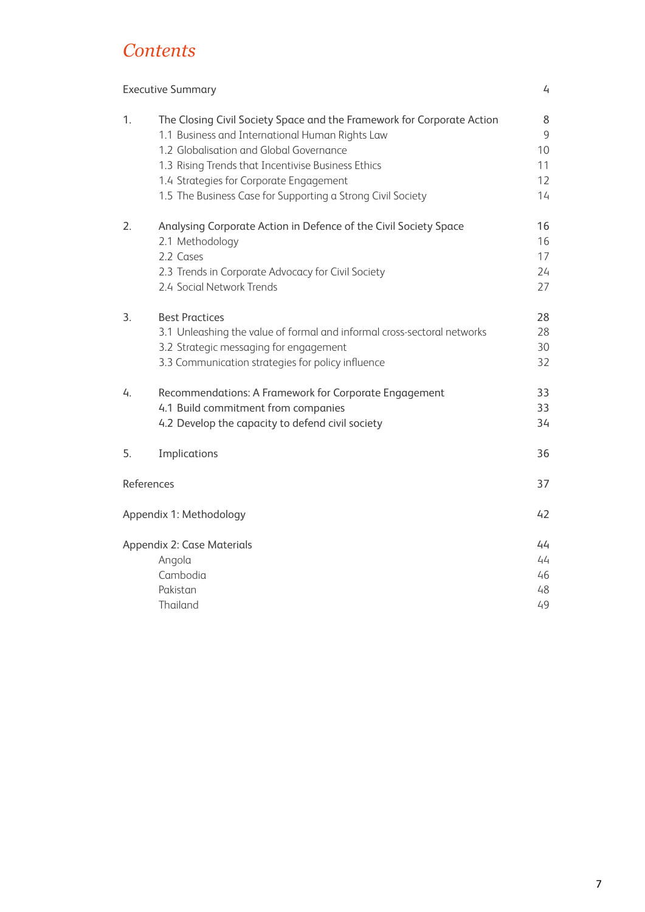# Contents

| | | |
|---|---|---|
| Executive Summary | | 4 |
| 1. | The Closing Civil Society Space and the Framework for Corporate Action | 8 |
| | 1.1 Business and International Human Rights Law | 9 |
| | 1.2 Globalisation and Global Governance | 10 |
| | 1.3 Rising Trends that Incentivise Business Ethics | 11 |
| | 1.4 Strategies for Corporate Engagement | 12 |
| | 1.5 The Business Case for Supporting a Strong Civil Society | 14 |
| 2. | Analysing Corporate Action in Defence of the Civil Society Space | 16 |
| | 2.1 Methodology | 16 |
| | 2.2 Cases | 17 |
| | 2.3 Trends in Corporate Advocacy for Civil Society | 24 |
| | 2.4 Social Network Trends | 27 |
| 3. | Best Practices | 28 |
| | 3.1 Unleashing the value of formal and informal cross-sectoral networks | 28 |
| | 3.2 Strategic messaging for engagement | 30 |
| | 3.3 Communication strategies for policy influence | 32 |
| 4. | Recommendations: A Framework for Corporate Engagement | 33 |
| | 4.1 Build commitment from companies | 33 |
| | 4.2 Develop the capacity to defend civil society | 34 |
| 5. | Implications | 36 |
| References | | 37 |
| Appendix 1: Methodology | | 42 |
| Appendix 2: Case Materials | | 44 |
| | Angola | 44 |
| | Cambodia | 46 |
| | Pakistan | 48 |
| | Thailand | 49 |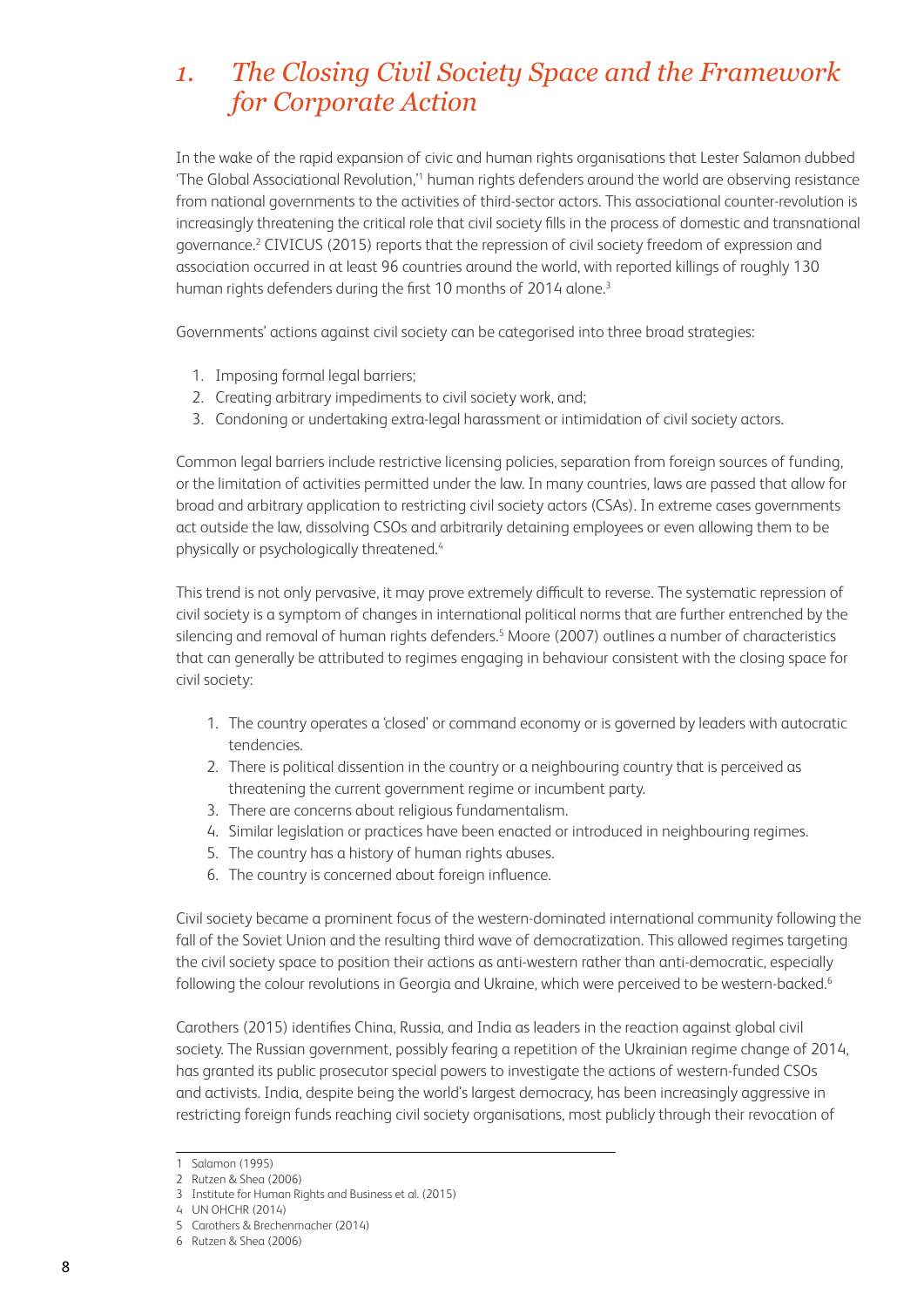# 1. *The Closing Civil Society Space and the Framework for Corporate Action*

In the wake of the rapid expansion of civic and human rights organisations that Lester Salamon dubbed 'The Global Associational Revolution,'[1] human rights defenders around the world are observing resistance from national governments to the activities of third-sector actors. This associational counter-revolution is increasingly threatening the critical role that civil society fills in the process of domestic and transnational governance.[2] CIVICUS (2015) reports that the repression of civil society freedom of expression and association occurred in at least 96 countries around the world, with reported killings of roughly 130 human rights defenders during the first 10 months of 2014 alone.[3]

Governments' actions against civil society can be categorised into three broad strategies:

1. Imposing formal legal barriers;
2. Creating arbitrary impediments to civil society work, and;
3. Condoning or undertaking extra-legal harassment or intimidation of civil society actors.

Common legal barriers include restrictive licensing policies, separation from foreign sources of funding, or the limitation of activities permitted under the law. In many countries, laws are passed that allow for broad and arbitrary application to restricting civil society actors (CSAs). In extreme cases governments act outside the law, dissolving CSOs and arbitrarily detaining employees or even allowing them to be physically or psychologically threatened.[4]

This trend is not only pervasive, it may prove extremely difficult to reverse. The systematic repression of civil society is a symptom of changes in international political norms that are further entrenched by the silencing and removal of human rights defenders.[5] Moore (2007) outlines a number of characteristics that can generally be attributed to regimes engaging in behaviour consistent with the closing space for civil society:

1. The country operates a 'closed' or command economy or is governed by leaders with autocratic tendencies.
2. There is political dissention in the country or a neighbouring country that is perceived as threatening the current government regime or incumbent party.
3. There are concerns about religious fundamentalism.
4. Similar legislation or practices have been enacted or introduced in neighbouring regimes.
5. The country has a history of human rights abuses.
6. The country is concerned about foreign influence.

Civil society became a prominent focus of the western-dominated international community following the fall of the Soviet Union and the resulting third wave of democratization. This allowed regimes targeting the civil society space to position their actions as anti-western rather than anti-democratic, especially following the colour revolutions in Georgia and Ukraine, which were perceived to be western-backed.[6]

Carothers (2015) identifies China, Russia, and India as leaders in the reaction against global civil society. The Russian government, possibly fearing a repetition of the Ukrainian regime change of 2014, has granted its public prosecutor special powers to investigate the actions of western-funded CSOs and activists. India, despite being the world's largest democracy, has been increasingly aggressive in restricting foreign funds reaching civil society organisations, most publicly through their revocation of

1 Salamon (1995)
2 Rutzen & Shea (2006)
3 Institute for Human Rights and Business et al. (2015)
4 UN OHCHR (2014)
5 Carothers & Brechenmacher (2014)
6 Rutzen & Shea (2006)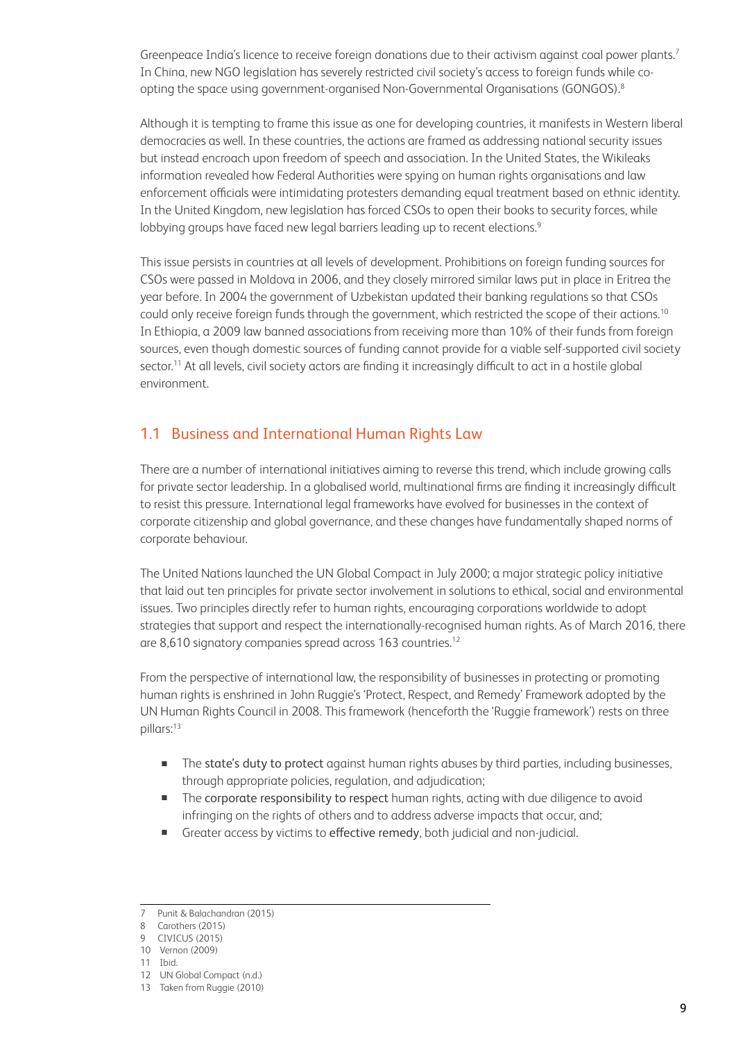Greenpeace India's licence to receive foreign donations due to their activism against coal power plants.[7] In China, new NGO legislation has severely restricted civil society's access to foreign funds while co-opting the space using government-organised Non-Governmental Organisations (GONGOS).[8]

Although it is tempting to frame this issue as one for developing countries, it manifests in Western liberal democracies as well. In these countries, the actions are framed as addressing national security issues but instead encroach upon freedom of speech and association. In the United States, the Wikileaks information revealed how Federal Authorities were spying on human rights organisations and law enforcement officials were intimidating protesters demanding equal treatment based on ethnic identity. In the United Kingdom, new legislation has forced CSOs to open their books to security forces, while lobbying groups have faced new legal barriers leading up to recent elections.[9]

This issue persists in countries at all levels of development. Prohibitions on foreign funding sources for CSOs were passed in Moldova in 2006, and they closely mirrored similar laws put in place in Eritrea the year before. In 2004 the government of Uzbekistan updated their banking regulations so that CSOs could only receive foreign funds through the government, which restricted the scope of their actions.[10] In Ethiopia, a 2009 law banned associations from receiving more than 10% of their funds from foreign sources, even though domestic sources of funding cannot provide for a viable self-supported civil society sector.[11] At all levels, civil society actors are finding it increasingly difficult to act in a hostile global environment.

## 1.1 Business and International Human Rights Law

There are a number of international initiatives aiming to reverse this trend, which include growing calls for private sector leadership. In a globalised world, multinational firms are finding it increasingly difficult to resist this pressure. International legal frameworks have evolved for businesses in the context of corporate citizenship and global governance, and these changes have fundamentally shaped norms of corporate behaviour.

The United Nations launched the UN Global Compact in July 2000; a major strategic policy initiative that laid out ten principles for private sector involvement in solutions to ethical, social and environmental issues. Two principles directly refer to human rights, encouraging corporations worldwide to adopt strategies that support and respect the internationally-recognised human rights. As of March 2016, there are 8,610 signatory companies spread across 163 countries.[12]

From the perspective of international law, the responsibility of businesses in protecting or promoting human rights is enshrined in John Ruggie's 'Protect, Respect, and Remedy' Framework adopted by the UN Human Rights Council in 2008. This framework (henceforth the 'Ruggie framework') rests on three pillars:[13]

- The **state's duty to protect** against human rights abuses by third parties, including businesses, through appropriate policies, regulation, and adjudication;
- The **corporate responsibility to respect** human rights, acting with due diligence to avoid infringing on the rights of others and to address adverse impacts that occur, and;
- Greater access by victims to **effective remedy**, both judicial and non-judicial.

7 Punit & Balachandran (2015)
8 Carothers (2015)
9 CIVICUS (2015)
10 Vernon (2009)
11 Ibid.
12 UN Global Compact (n.d.)
13 Taken from Ruggie (2010)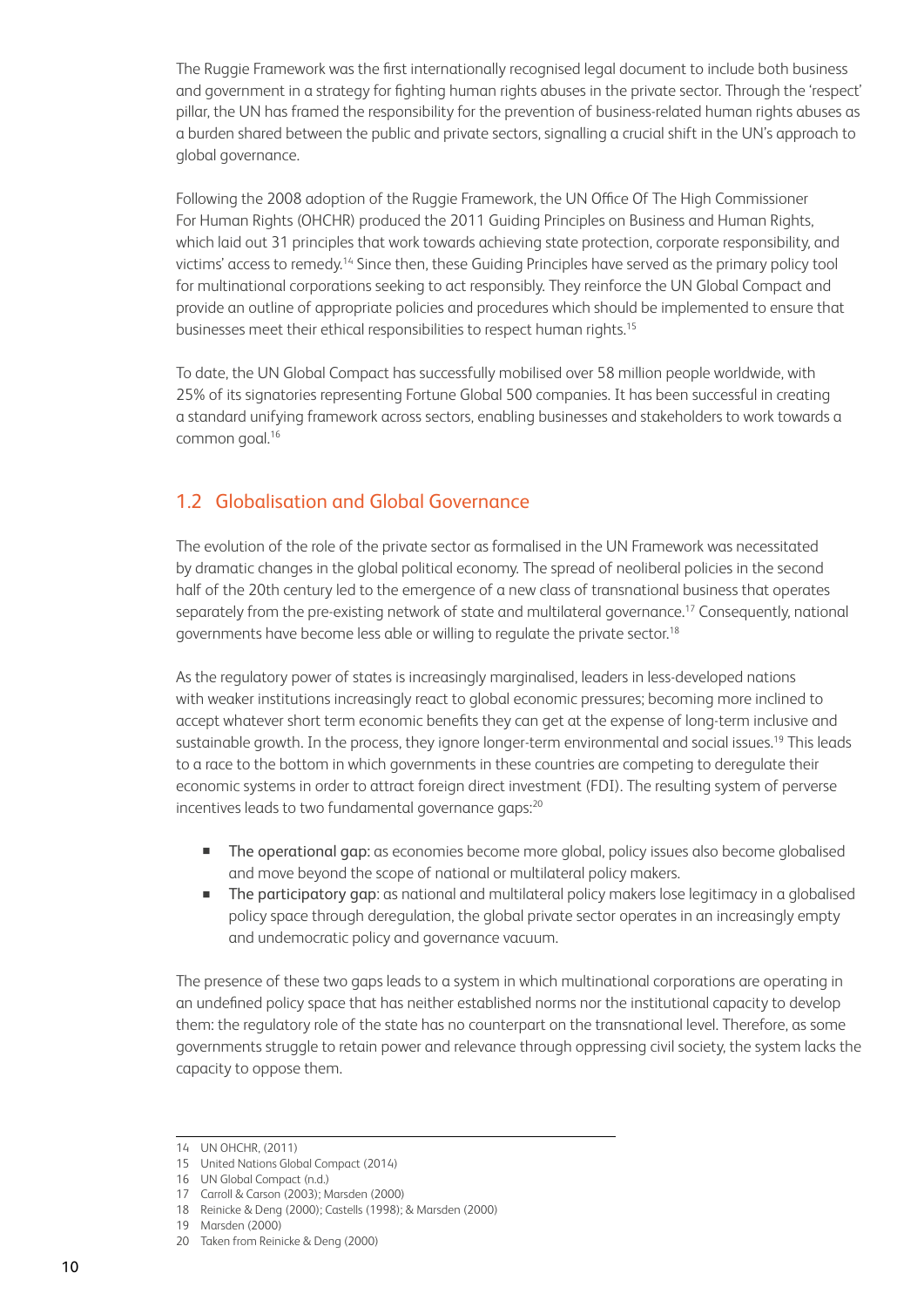The Ruggie Framework was the first internationally recognised legal document to include both business and government in a strategy for fighting human rights abuses in the private sector. Through the 'respect' pillar, the UN has framed the responsibility for the prevention of business-related human rights abuses as a burden shared between the public and private sectors, signalling a crucial shift in the UN's approach to global governance.

Following the 2008 adoption of the Ruggie Framework, the UN Office Of The High Commissioner For Human Rights (OHCHR) produced the 2011 Guiding Principles on Business and Human Rights, which laid out 31 principles that work towards achieving state protection, corporate responsibility, and victims' access to remedy.[14] Since then, these Guiding Principles have served as the primary policy tool for multinational corporations seeking to act responsibly. They reinforce the UN Global Compact and provide an outline of appropriate policies and procedures which should be implemented to ensure that businesses meet their ethical responsibilities to respect human rights.[15]

To date, the UN Global Compact has successfully mobilised over 58 million people worldwide, with 25% of its signatories representing Fortune Global 500 companies. It has been successful in creating a standard unifying framework across sectors, enabling businesses and stakeholders to work towards a common goal.[16]

## 1.2 Globalisation and Global Governance

The evolution of the role of the private sector as formalised in the UN Framework was necessitated by dramatic changes in the global political economy. The spread of neoliberal policies in the second half of the 20th century led to the emergence of a new class of transnational business that operates separately from the pre-existing network of state and multilateral governance.[17] Consequently, national governments have become less able or willing to regulate the private sector.[18]

As the regulatory power of states is increasingly marginalised, leaders in less-developed nations with weaker institutions increasingly react to global economic pressures; becoming more inclined to accept whatever short term economic benefits they can get at the expense of long-term inclusive and sustainable growth. In the process, they ignore longer-term environmental and social issues.[19] This leads to a race to the bottom in which governments in these countries are competing to deregulate their economic systems in order to attract foreign direct investment (FDI). The resulting system of perverse incentives leads to two fundamental governance gaps:[20]

- The operational gap: as economies become more global, policy issues also become globalised and move beyond the scope of national or multilateral policy makers.
- The participatory gap: as national and multilateral policy makers lose legitimacy in a globalised policy space through deregulation, the global private sector operates in an increasingly empty and undemocratic policy and governance vacuum.

The presence of these two gaps leads to a system in which multinational corporations are operating in an undefined policy space that has neither established norms nor the institutional capacity to develop them: the regulatory role of the state has no counterpart on the transnational level. Therefore, as some governments struggle to retain power and relevance through oppressing civil society, the system lacks the capacity to oppose them.

---

14 UN OHCHR, (2011)
15 United Nations Global Compact (2014)
16 UN Global Compact (n.d.)
17 Carroll & Carson (2003); Marsden (2000)
18 Reinicke & Deng (2000); Castells (1998); & Marsden (2000)
19 Marsden (2000)
20 Taken from Reinicke & Deng (2000)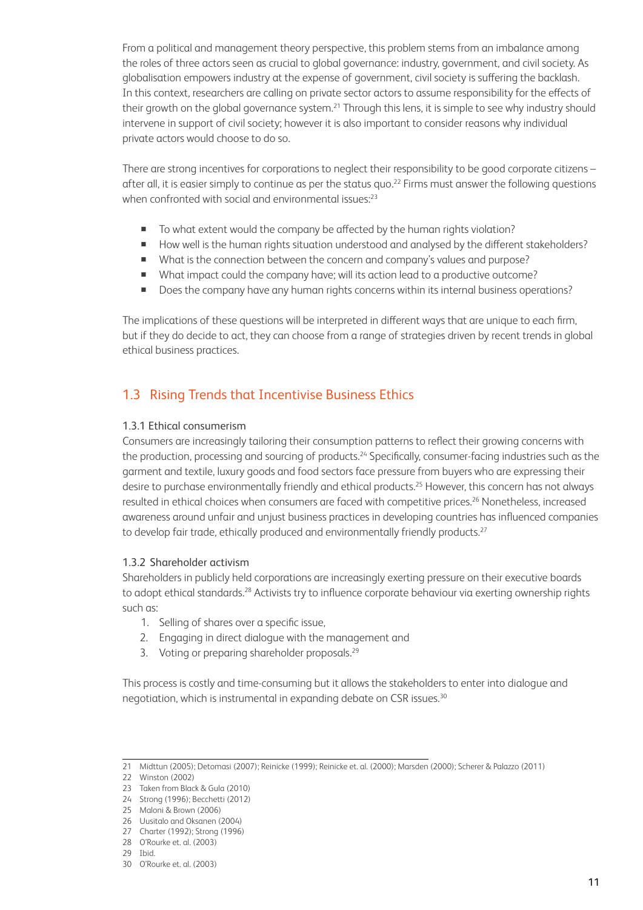From a political and management theory perspective, this problem stems from an imbalance among the roles of three actors seen as crucial to global governance: industry, government, and civil society. As globalisation empowers industry at the expense of government, civil society is suffering the backlash. In this context, researchers are calling on private sector actors to assume responsibility for the effects of their growth on the global governance system.[21] Through this lens, it is simple to see why industry should intervene in support of civil society; however it is also important to consider reasons why individual private actors would choose to do so.

There are strong incentives for corporations to neglect their responsibility to be good corporate citizens – after all, it is easier simply to continue as per the status quo.[22] Firms must answer the following questions when confronted with social and environmental issues:[23]

- To what extent would the company be affected by the human rights violation?
- How well is the human rights situation understood and analysed by the different stakeholders?
- What is the connection between the concern and company's values and purpose?
- What impact could the company have; will its action lead to a productive outcome?
- Does the company have any human rights concerns within its internal business operations?

The implications of these questions will be interpreted in different ways that are unique to each firm, but if they do decide to act, they can choose from a range of strategies driven by recent trends in global ethical business practices.

## 1.3 Rising Trends that Incentivise Business Ethics

### 1.3.1 Ethical consumerism

Consumers are increasingly tailoring their consumption patterns to reflect their growing concerns with the production, processing and sourcing of products.[24] Specifically, consumer-facing industries such as the garment and textile, luxury goods and food sectors face pressure from buyers who are expressing their desire to purchase environmentally friendly and ethical products.[25] However, this concern has not always resulted in ethical choices when consumers are faced with competitive prices.[26] Nonetheless, increased awareness around unfair and unjust business practices in developing countries has influenced companies to develop fair trade, ethically produced and environmentally friendly products.[27]

### 1.3.2 Shareholder activism

Shareholders in publicly held corporations are increasingly exerting pressure on their executive boards to adopt ethical standards.[28] Activists try to influence corporate behaviour via exerting ownership rights such as:

1. Selling of shares over a specific issue,
2. Engaging in direct dialogue with the management and
3. Voting or preparing shareholder proposals.[29]

This process is costly and time-consuming but it allows the stakeholders to enter into dialogue and negotiation, which is instrumental in expanding debate on CSR issues.[30]

---

21 Midttun (2005); Detomasi (2007); Reinicke (1999); Reinicke et. al. (2000); Marsden (2000); Scherer & Palazzo (2011)
22 Winston (2002)
23 Taken from Black & Gula (2010)
24 Strong (1996); Becchetti (2012)
25 Maloni & Brown (2006)
26 Uusitalo and Oksanen (2004)
27 Charter (1992); Strong (1996)
28 O'Rourke et. al. (2003)
29 Ibid.
30 O'Rourke et. al. (2003)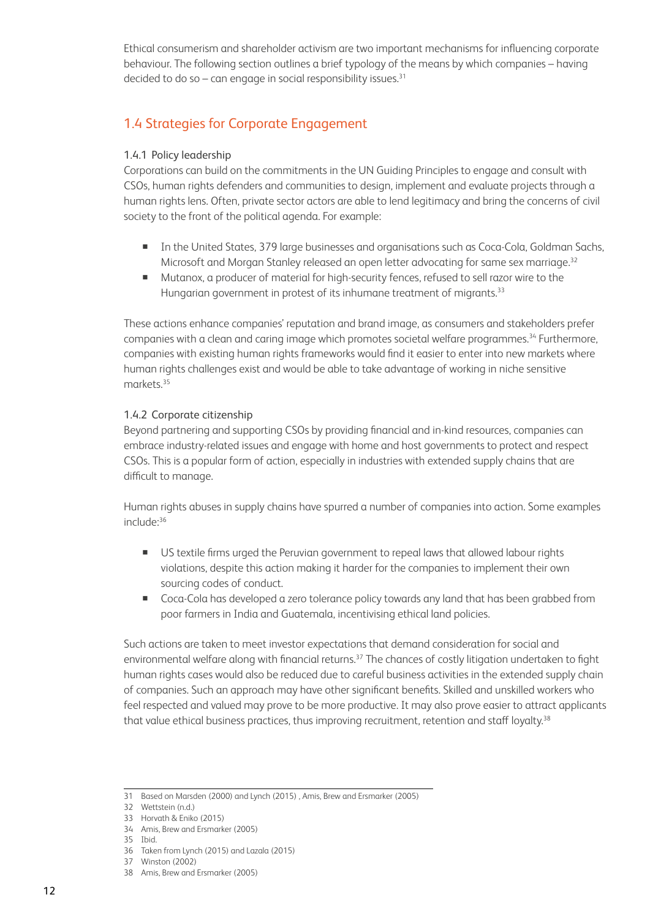Ethical consumerism and shareholder activism are two important mechanisms for influencing corporate behaviour. The following section outlines a brief typology of the means by which companies – having decided to do so – can engage in social responsibility issues.[31]

## 1.4 Strategies for Corporate Engagement

### 1.4.1 Policy leadership

Corporations can build on the commitments in the UN Guiding Principles to engage and consult with CSOs, human rights defenders and communities to design, implement and evaluate projects through a human rights lens. Often, private sector actors are able to lend legitimacy and bring the concerns of civil society to the front of the political agenda. For example:

- In the United States, 379 large businesses and organisations such as Coca-Cola, Goldman Sachs, Microsoft and Morgan Stanley released an open letter advocating for same sex marriage.[32]
- Mutanox, a producer of material for high-security fences, refused to sell razor wire to the Hungarian government in protest of its inhumane treatment of migrants.[33]

These actions enhance companies' reputation and brand image, as consumers and stakeholders prefer companies with a clean and caring image which promotes societal welfare programmes.[34] Furthermore, companies with existing human rights frameworks would find it easier to enter into new markets where human rights challenges exist and would be able to take advantage of working in niche sensitive markets.[35]

### 1.4.2 Corporate citizenship

Beyond partnering and supporting CSOs by providing financial and in-kind resources, companies can embrace industry-related issues and engage with home and host governments to protect and respect CSOs. This is a popular form of action, especially in industries with extended supply chains that are difficult to manage.

Human rights abuses in supply chains have spurred a number of companies into action. Some examples include:[36]

- US textile firms urged the Peruvian government to repeal laws that allowed labour rights violations, despite this action making it harder for the companies to implement their own sourcing codes of conduct.
- Coca-Cola has developed a zero tolerance policy towards any land that has been grabbed from poor farmers in India and Guatemala, incentivising ethical land policies.

Such actions are taken to meet investor expectations that demand consideration for social and environmental welfare along with financial returns.[37] The chances of costly litigation undertaken to fight human rights cases would also be reduced due to careful business activities in the extended supply chain of companies. Such an approach may have other significant benefits. Skilled and unskilled workers who feel respected and valued may prove to be more productive. It may also prove easier to attract applicants that value ethical business practices, thus improving recruitment, retention and staff loyalty.[38]

---

31 Based on Marsden (2000) and Lynch (2015) , Amis, Brew and Ersmarker (2005)
32 Wettstein (n.d.)
33 Horvath & Eniko (2015)
34 Amis, Brew and Ersmarker (2005)
35 Ibid.
36 Taken from Lynch (2015) and Lazala (2015)
37 Winston (2002)
38 Amis, Brew and Ersmarker (2005)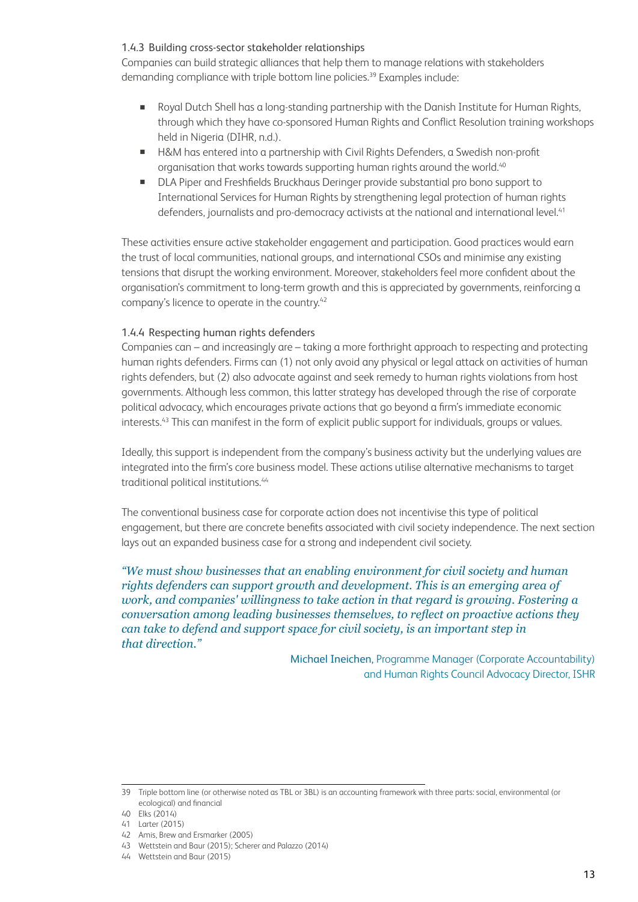### 1.4.3 Building cross-sector stakeholder relationships

Companies can build strategic alliances that help them to manage relations with stakeholders demanding compliance with triple bottom line policies.[39] Examples include:

- Royal Dutch Shell has a long-standing partnership with the Danish Institute for Human Rights, through which they have co-sponsored Human Rights and Conflict Resolution training workshops held in Nigeria (DIHR, n.d.).
- H&M has entered into a partnership with Civil Rights Defenders, a Swedish non-profit organisation that works towards supporting human rights around the world.[40]
- DLA Piper and Freshfields Bruckhaus Deringer provide substantial pro bono support to International Services for Human Rights by strengthening legal protection of human rights defenders, journalists and pro-democracy activists at the national and international level.[41]

These activities ensure active stakeholder engagement and participation. Good practices would earn the trust of local communities, national groups, and international CSOs and minimise any existing tensions that disrupt the working environment. Moreover, stakeholders feel more confident about the organisation's commitment to long-term growth and this is appreciated by governments, reinforcing a company's licence to operate in the country.[42]

### 1.4.4 Respecting human rights defenders

Companies can – and increasingly are – taking a more forthright approach to respecting and protecting human rights defenders. Firms can (1) not only avoid any physical or legal attack on activities of human rights defenders, but (2) also advocate against and seek remedy to human rights violations from host governments. Although less common, this latter strategy has developed through the rise of corporate political advocacy, which encourages private actions that go beyond a firm's immediate economic interests.[43] This can manifest in the form of explicit public support for individuals, groups or values.

Ideally, this support is independent from the company's business activity but the underlying values are integrated into the firm's core business model. These actions utilise alternative mechanisms to target traditional political institutions.[44]

The conventional business case for corporate action does not incentivise this type of political engagement, but there are concrete benefits associated with civil society independence. The next section lays out an expanded business case for a strong and independent civil society.

> *"We must show businesses that an enabling environment for civil society and human rights defenders can support growth and development. This is an emerging area of work, and companies' willingness to take action in that regard is growing. Fostering a conversation among leading businesses themselves, to reflect on proactive actions they can take to defend and support space for civil society, is an important step in that direction."*
>
> Michael Ineichen, Programme Manager (Corporate Accountability) and Human Rights Council Advocacy Director, ISHR

---

39 Triple bottom line (or otherwise noted as TBL or 3BL) is an accounting framework with three parts: social, environmental (or ecological) and financial

40 Elks (2014)

41 Larter (2015)

42 Amis, Brew and Ersmarker (2005)

43 Wettstein and Baur (2015); Scherer and Palazzo (2014)

44 Wettstein and Baur (2015)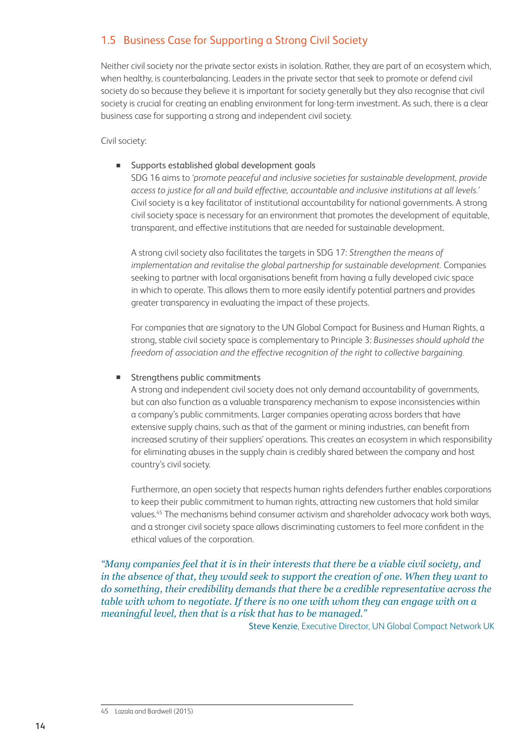## 1.5 Business Case for Supporting a Strong Civil Society

Neither civil society nor the private sector exists in isolation. Rather, they are part of an ecosystem which, when healthy, is counterbalancing. Leaders in the private sector that seek to promote or defend civil society do so because they believe it is important for society generally but they also recognise that civil society is crucial for creating an enabling environment for long-term investment. As such, there is a clear business case for supporting a strong and independent civil society.

Civil society:

- Supports established global development goals
  SDG 16 aims to *'promote peaceful and inclusive societies for sustainable development, provide access to justice for all and build effective, accountable and inclusive institutions at all levels.'* Civil society is a key facilitator of institutional accountability for national governments. A strong civil society space is necessary for an environment that promotes the development of equitable, transparent, and effective institutions that are needed for sustainable development.

  A strong civil society also facilitates the targets in SDG 17: *Strengthen the means of implementation and revitalise the global partnership for sustainable development.* Companies seeking to partner with local organisations benefit from having a fully developed civic space in which to operate. This allows them to more easily identify potential partners and provides greater transparency in evaluating the impact of these projects.

  For companies that are signatory to the UN Global Compact for Business and Human Rights, a strong, stable civil society space is complementary to Principle 3: *Businesses should uphold the freedom of association and the effective recognition of the right to collective bargaining.*

- Strengthens public commitments
  A strong and independent civil society does not only demand accountability of governments, but can also function as a valuable transparency mechanism to expose inconsistencies within a company's public commitments. Larger companies operating across borders that have extensive supply chains, such as that of the garment or mining industries, can benefit from increased scrutiny of their suppliers' operations. This creates an ecosystem in which responsibility for eliminating abuses in the supply chain is credibly shared between the company and host country's civil society.

  Furthermore, an open society that respects human rights defenders further enables corporations to keep their public commitment to human rights, attracting new customers that hold similar values.[45] The mechanisms behind consumer activism and shareholder advocacy work both ways, and a stronger civil society space allows discriminating customers to feel more confident in the ethical values of the corporation.

*"Many companies feel that it is in their interests that there be a viable civil society, and in the absence of that, they would seek to support the creation of one. When they want to do something, their credibility demands that there be a credible representative across the table with whom to negotiate. If there is no one with whom they can engage with on a meaningful level, then that is a risk that has to be managed."*

**Steve Kenzie**, Executive Director, UN Global Compact Network UK

---

45 Lazala and Bardwell (2015)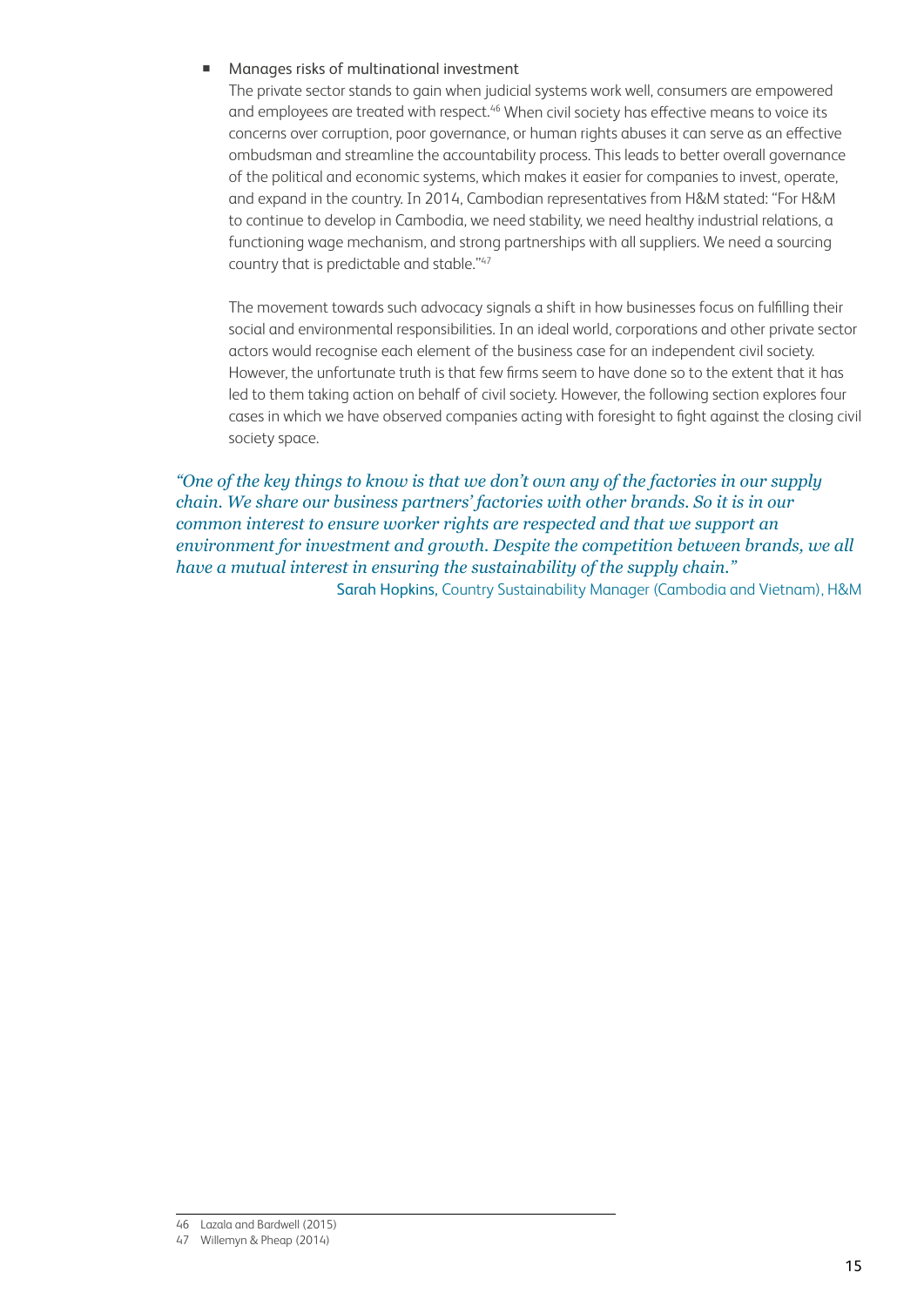- Manages risks of multinational investment

  The private sector stands to gain when judicial systems work well, consumers are empowered and employees are treated with respect.[46] When civil society has effective means to voice its concerns over corruption, poor governance, or human rights abuses it can serve as an effective ombudsman and streamline the accountability process. This leads to better overall governance of the political and economic systems, which makes it easier for companies to invest, operate, and expand in the country. In 2014, Cambodian representatives from H&M stated: "For H&M to continue to develop in Cambodia, we need stability, we need healthy industrial relations, a functioning wage mechanism, and strong partnerships with all suppliers. We need a sourcing country that is predictable and stable."[47]

  The movement towards such advocacy signals a shift in how businesses focus on fulfilling their social and environmental responsibilities. In an ideal world, corporations and other private sector actors would recognise each element of the business case for an independent civil society. However, the unfortunate truth is that few firms seem to have done so to the extent that it has led to them taking action on behalf of civil society. However, the following section explores four cases in which we have observed companies acting with foresight to fight against the closing civil society space.

*"One of the key things to know is that we don't own any of the factories in our supply chain. We share our business partners' factories with other brands. So it is in our common interest to ensure worker rights are respected and that we support an environment for investment and growth. Despite the competition between brands, we all have a mutual interest in ensuring the sustainability of the supply chain."*

Sarah Hopkins, Country Sustainability Manager (Cambodia and Vietnam), H&M

46 Lazala and Bardwell (2015)
47 Willemyn & Pheap (2014)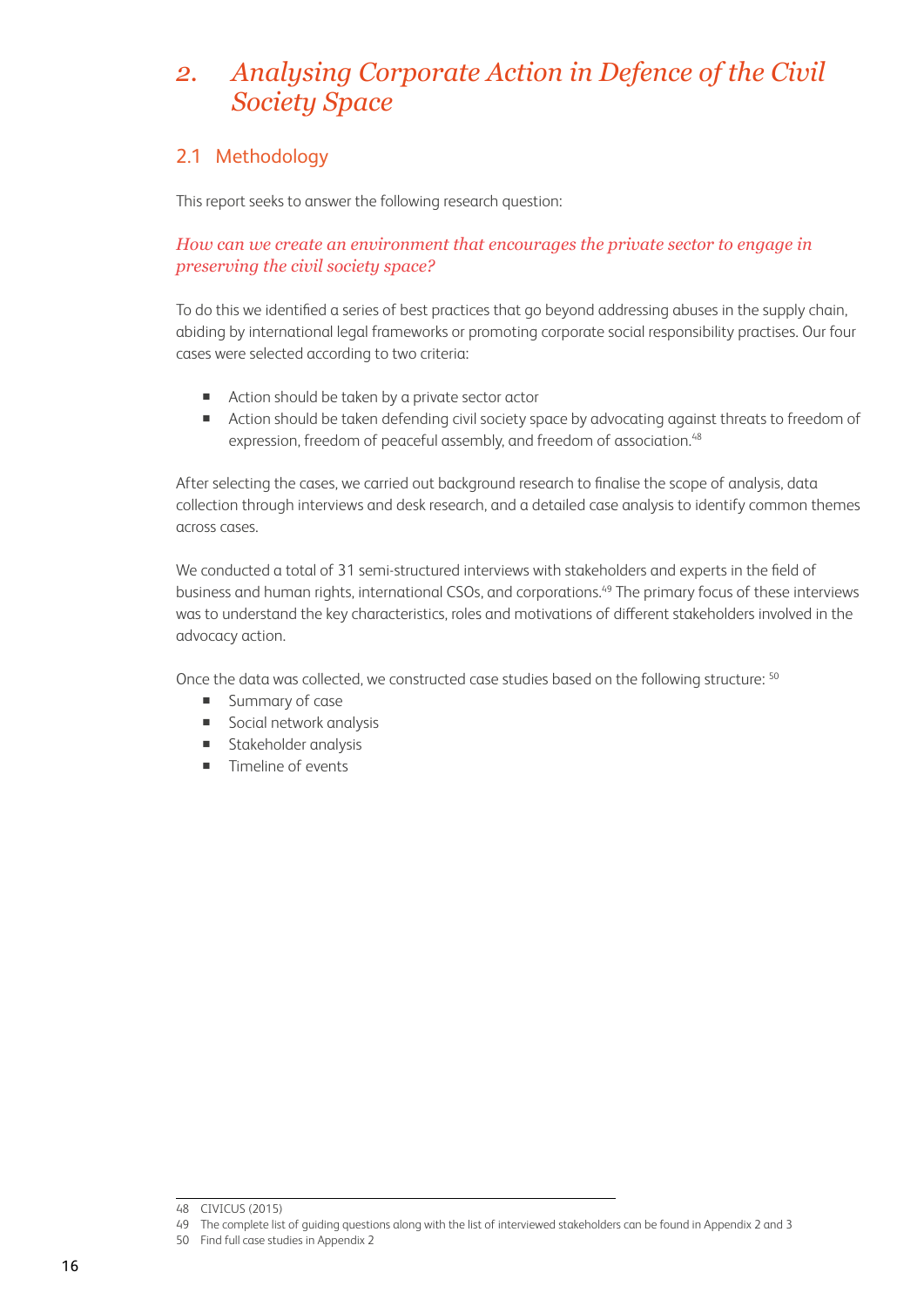# 2. Analysing Corporate Action in Defence of the Civil Society Space

## 2.1 Methodology

This report seeks to answer the following research question:

*How can we create an environment that encourages the private sector to engage in preserving the civil society space?*

To do this we identified a series of best practices that go beyond addressing abuses in the supply chain, abiding by international legal frameworks or promoting corporate social responsibility practises. Our four cases were selected according to two criteria:

- Action should be taken by a private sector actor
- Action should be taken defending civil society space by advocating against threats to freedom of expression, freedom of peaceful assembly, and freedom of association.[48]

After selecting the cases, we carried out background research to finalise the scope of analysis, data collection through interviews and desk research, and a detailed case analysis to identify common themes across cases.

We conducted a total of 31 semi-structured interviews with stakeholders and experts in the field of business and human rights, international CSOs, and corporations.[49] The primary focus of these interviews was to understand the key characteristics, roles and motivations of different stakeholders involved in the advocacy action.

Once the data was collected, we constructed case studies based on the following structure: [50]

- Summary of case
- Social network analysis
- Stakeholder analysis
- Timeline of events

---

48 CIVICUS (2015)

49 The complete list of guiding questions along with the list of interviewed stakeholders can be found in Appendix 2 and 3

50 Find full case studies in Appendix 2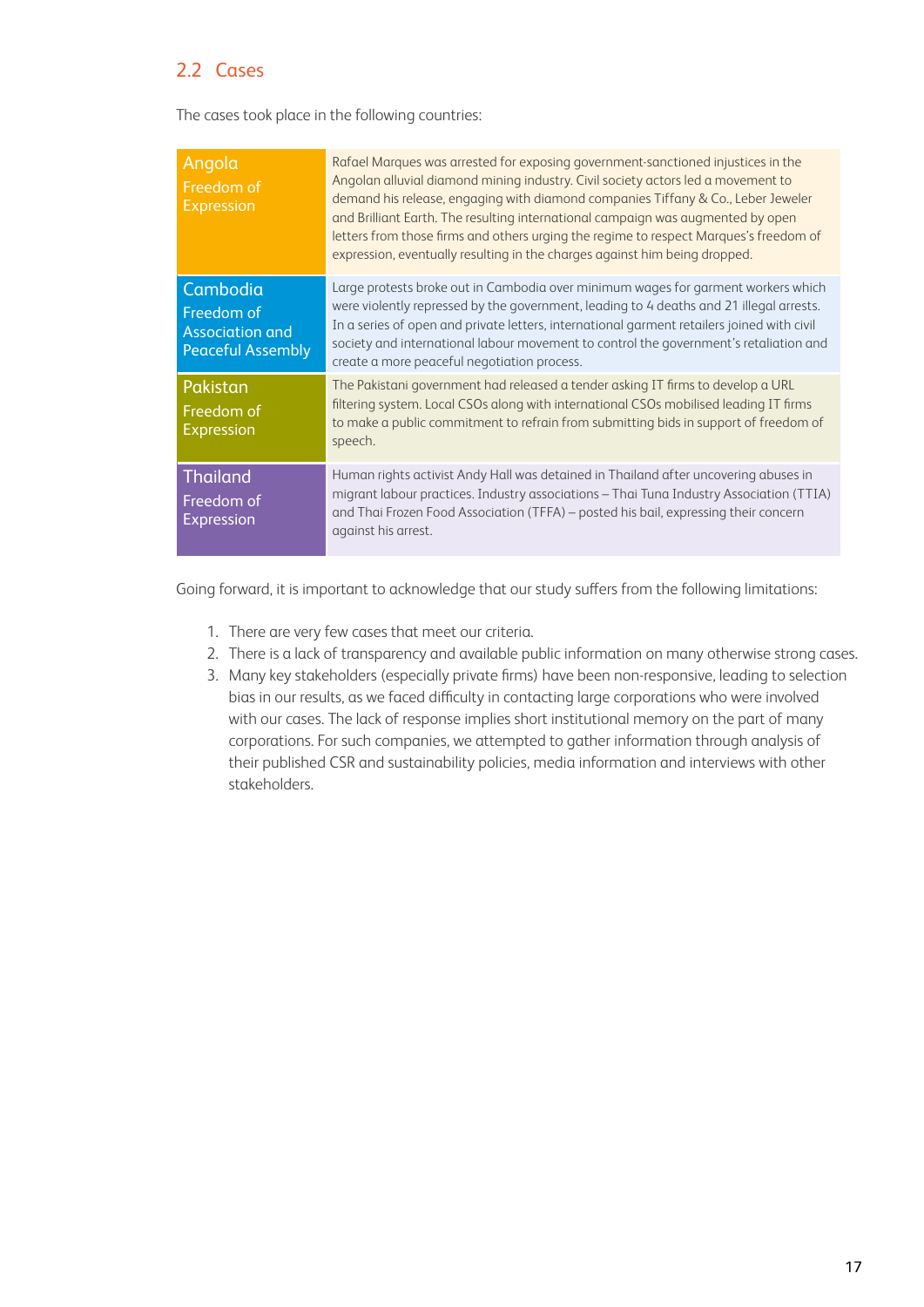## 2.2 Cases

The cases took place in the following countries:

| Country / Right | Case |
| --- | --- |
| **Angola**<br>Freedom of Expression | Rafael Marques was arrested for exposing government-sanctioned injustices in the Angolan alluvial diamond mining industry. Civil society actors led a movement to demand his release, engaging with diamond companies Tiffany & Co., Leber Jeweler and Brilliant Earth. The resulting international campaign was augmented by open letters from those firms and others urging the regime to respect Marques's freedom of expression, eventually resulting in the charges against him being dropped. |
| **Cambodia**<br>Freedom of Association and Peaceful Assembly | Large protests broke out in Cambodia over minimum wages for garment workers which were violently repressed by the government, leading to 4 deaths and 21 illegal arrests. In a series of open and private letters, international garment retailers joined with civil society and international labour movement to control the government's retaliation and create a more peaceful negotiation process. |
| **Pakistan**<br>Freedom of Expression | The Pakistani government had released a tender asking IT firms to develop a URL filtering system. Local CSOs along with international CSOs mobilised leading IT firms to make a public commitment to refrain from submitting bids in support of freedom of speech. |
| **Thailand**<br>Freedom of Expression | Human rights activist Andy Hall was detained in Thailand after uncovering abuses in migrant labour practices. Industry associations – Thai Tuna Industry Association (TTIA) and Thai Frozen Food Association (TFFA) – posted his bail, expressing their concern against his arrest. |

Going forward, it is important to acknowledge that our study suffers from the following limitations:

1. There are very few cases that meet our criteria.
2. There is a lack of transparency and available public information on many otherwise strong cases.
3. Many key stakeholders (especially private firms) have been non-responsive, leading to selection bias in our results, as we faced difficulty in contacting large corporations who were involved with our cases. The lack of response implies short institutional memory on the part of many corporations. For such companies, we attempted to gather information through analysis of their published CSR and sustainability policies, media information and interviews with other stakeholders.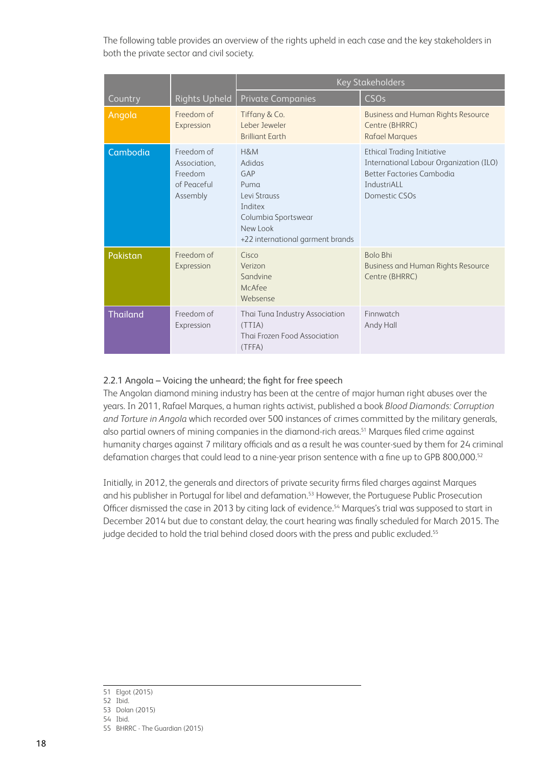The following table provides an overview of the rights upheld in each case and the key stakeholders in both the private sector and civil society.

| Country | Rights Upheld | Key Stakeholders | |
|---|---|---|---|
| | | Private Companies | CSOs |
| Angola | Freedom of Expression | Tiffany & Co.<br>Leber Jeweler<br>Brilliant Earth | Business and Human Rights Resource Centre (BHRRC)<br>Rafael Marques |
| Cambodia | Freedom of Association, Freedom of Peaceful Assembly | H&M<br>Adidas<br>GAP<br>Puma<br>Levi Strauss<br>Inditex<br>Columbia Sportswear<br>New Look<br>+22 international garment brands | Ethical Trading Initiative<br>International Labour Organization (ILO)<br>Better Factories Cambodia<br>IndustriALL<br>Domestic CSOs |
| Pakistan | Freedom of Expression | Cisco<br>Verizon<br>Sandvine<br>McAfee<br>Websense | Bolo Bhi<br>Business and Human Rights Resource Centre (BHRRC) |
| Thailand | Freedom of Expression | Thai Tuna Industry Association (TTIA)<br>Thai Frozen Food Association (TFFA) | Finnwatch<br>Andy Hall |

### 2.2.1 Angola – Voicing the unheard; the fight for free speech

The Angolan diamond mining industry has been at the centre of major human right abuses over the years. In 2011, Rafael Marques, a human rights activist, published a book *Blood Diamonds: Corruption and Torture in Angola* which recorded over 500 instances of crimes committed by the military generals, also partial owners of mining companies in the diamond-rich areas.[51] Marques filed crime against humanity charges against 7 military officials and as a result he was counter-sued by them for 24 criminal defamation charges that could lead to a nine-year prison sentence with a fine up to GPB 800,000.[52]

Initially, in 2012, the generals and directors of private security firms filed charges against Marques and his publisher in Portugal for libel and defamation.[53] However, the Portuguese Public Prosecution Officer dismissed the case in 2013 by citing lack of evidence.[54] Marques's trial was supposed to start in December 2014 but due to constant delay, the court hearing was finally scheduled for March 2015. The judge decided to hold the trial behind closed doors with the press and public excluded.[55]

---

51 Elgot (2015)
52 Ibid.
53 Dolan (2015)
54 Ibid.
55 BHRRC - The Guardian (2015)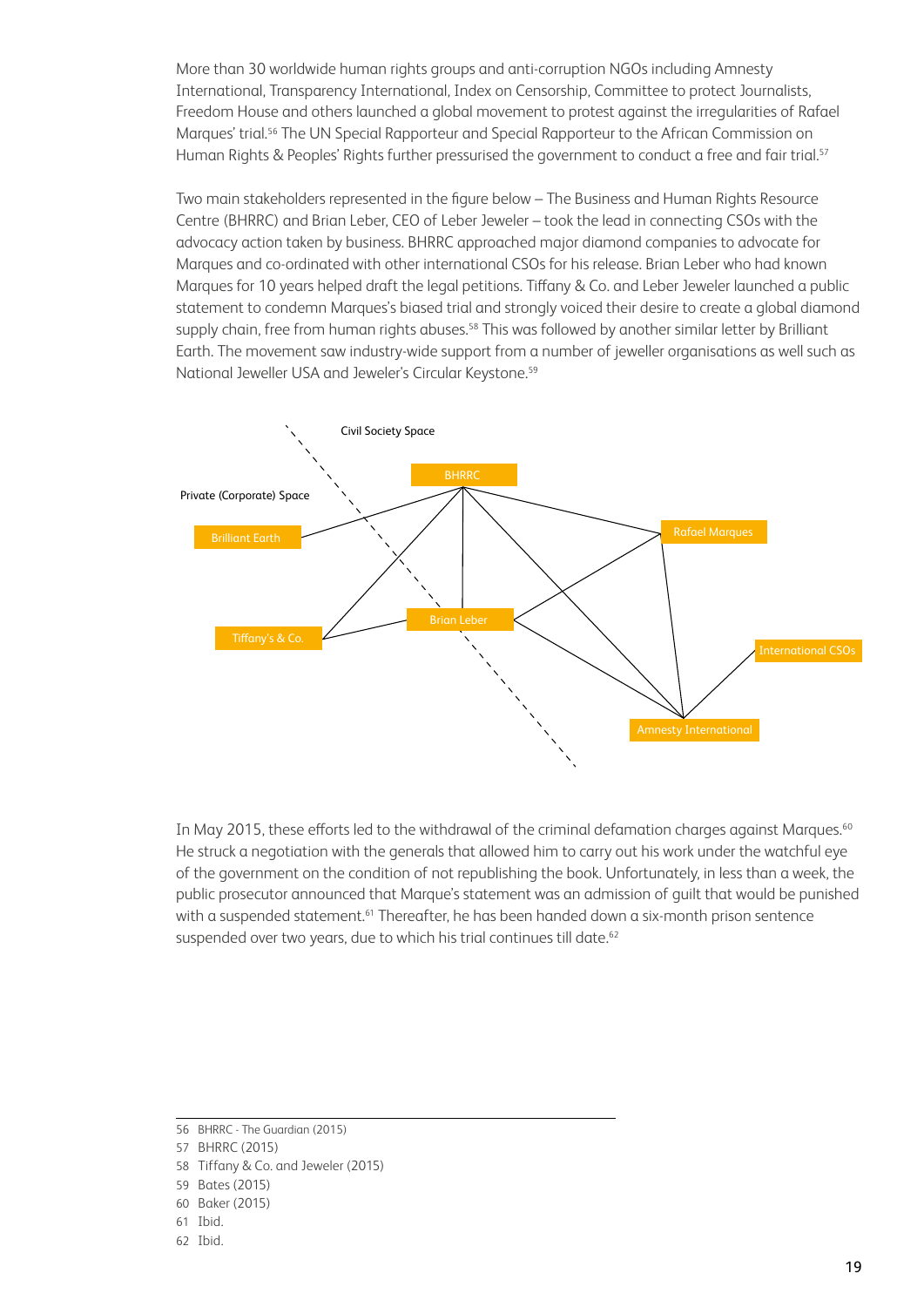More than 30 worldwide human rights groups and anti-corruption NGOs including Amnesty International, Transparency International, Index on Censorship, Committee to protect Journalists, Freedom House and others launched a global movement to protest against the irregularities of Rafael Marques' trial.[56] The UN Special Rapporteur and Special Rapporteur to the African Commission on Human Rights & Peoples' Rights further pressurised the government to conduct a free and fair trial.[57]

Two main stakeholders represented in the figure below – The Business and Human Rights Resource Centre (BHRRC) and Brian Leber, CEO of Leber Jeweler – took the lead in connecting CSOs with the advocacy action taken by business. BHRRC approached major diamond companies to advocate for Marques and co-ordinated with other international CSOs for his release. Brian Leber who had known Marques for 10 years helped draft the legal petitions. Tiffany & Co. and Leber Jeweler launched a public statement to condemn Marques's biased trial and strongly voiced their desire to create a global diamond supply chain, free from human rights abuses.[58] This was followed by another similar letter by Brilliant Earth. The movement saw industry-wide support from a number of jeweller organisations as well such as National Jeweller USA and Jeweler's Circular Keystone.[59]

Civil Society Space

Private (Corporate) Space

BHRRC

Brilliant Earth

Rafael Marques

Tiffany's & Co.

Brian Leber

International CSOs

Amnesty International

In May 2015, these efforts led to the withdrawal of the criminal defamation charges against Marques.[60] He struck a negotiation with the generals that allowed him to carry out his work under the watchful eye of the government on the condition of not republishing the book. Unfortunately, in less than a week, the public prosecutor announced that Marque's statement was an admission of guilt that would be punished with a suspended statement.[61] Thereafter, he has been handed down a six-month prison sentence suspended over two years, due to which his trial continues till date.[62]

56 BHRRC - The Guardian (2015)
57 BHRRC (2015)
58 Tiffany & Co. and Jeweler (2015)
59 Bates (2015)
60 Baker (2015)
61 Ibid.
62 Ibid.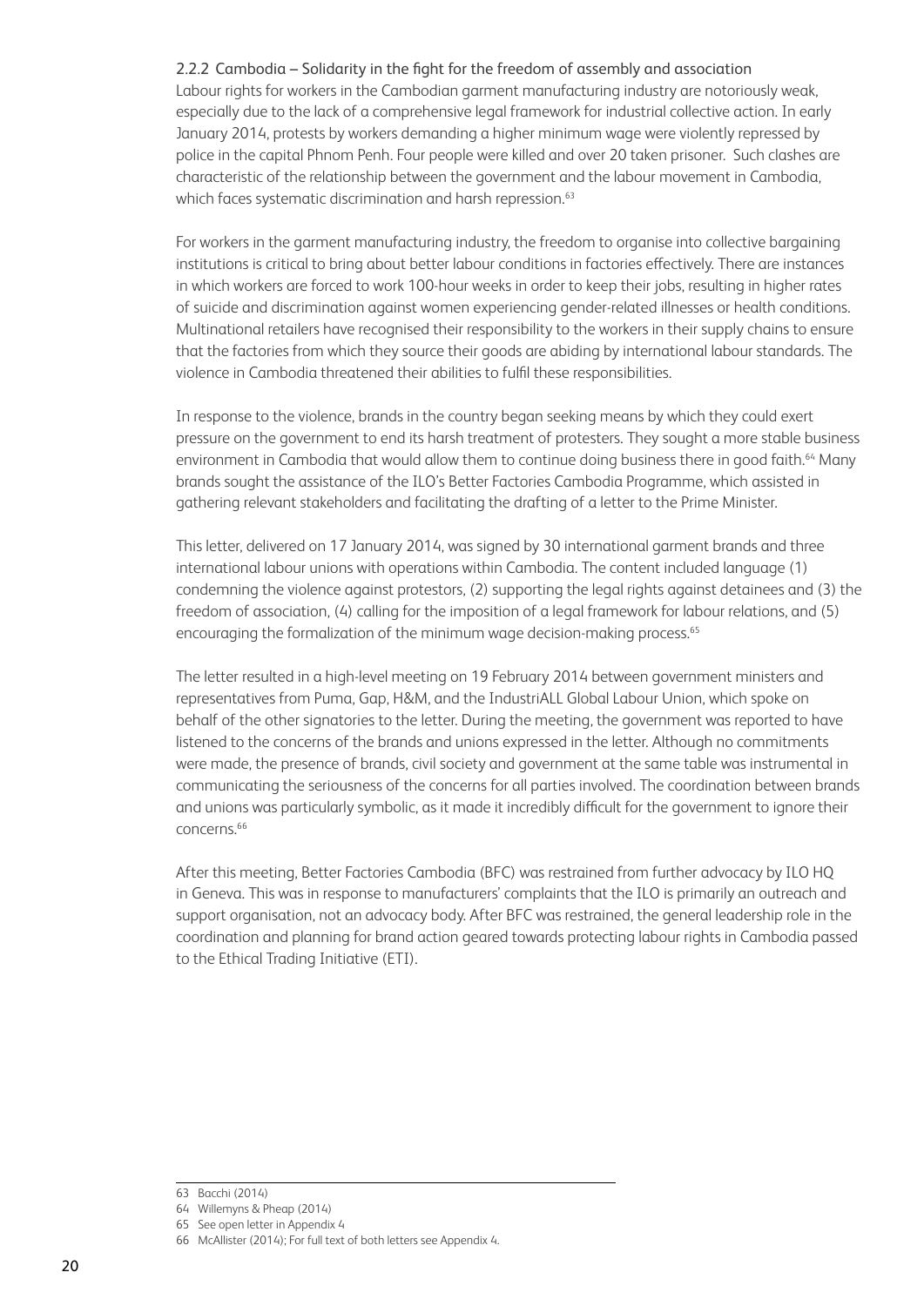### 2.2.2 Cambodia – Solidarity in the fight for the freedom of assembly and association

Labour rights for workers in the Cambodian garment manufacturing industry are notoriously weak, especially due to the lack of a comprehensive legal framework for industrial collective action. In early January 2014, protests by workers demanding a higher minimum wage were violently repressed by police in the capital Phnom Penh. Four people were killed and over 20 taken prisoner. Such clashes are characteristic of the relationship between the government and the labour movement in Cambodia, which faces systematic discrimination and harsh repression.[63]

For workers in the garment manufacturing industry, the freedom to organise into collective bargaining institutions is critical to bring about better labour conditions in factories effectively. There are instances in which workers are forced to work 100-hour weeks in order to keep their jobs, resulting in higher rates of suicide and discrimination against women experiencing gender-related illnesses or health conditions. Multinational retailers have recognised their responsibility to the workers in their supply chains to ensure that the factories from which they source their goods are abiding by international labour standards. The violence in Cambodia threatened their abilities to fulfil these responsibilities.

In response to the violence, brands in the country began seeking means by which they could exert pressure on the government to end its harsh treatment of protesters. They sought a more stable business environment in Cambodia that would allow them to continue doing business there in good faith.[64] Many brands sought the assistance of the ILO's Better Factories Cambodia Programme, which assisted in gathering relevant stakeholders and facilitating the drafting of a letter to the Prime Minister.

This letter, delivered on 17 January 2014, was signed by 30 international garment brands and three international labour unions with operations within Cambodia. The content included language (1) condemning the violence against protestors, (2) supporting the legal rights against detainees and (3) the freedom of association, (4) calling for the imposition of a legal framework for labour relations, and (5) encouraging the formalization of the minimum wage decision-making process.[65]

The letter resulted in a high-level meeting on 19 February 2014 between government ministers and representatives from Puma, Gap, H&M, and the IndustriALL Global Labour Union, which spoke on behalf of the other signatories to the letter. During the meeting, the government was reported to have listened to the concerns of the brands and unions expressed in the letter. Although no commitments were made, the presence of brands, civil society and government at the same table was instrumental in communicating the seriousness of the concerns for all parties involved. The coordination between brands and unions was particularly symbolic, as it made it incredibly difficult for the government to ignore their concerns.[66]

After this meeting, Better Factories Cambodia (BFC) was restrained from further advocacy by ILO HQ in Geneva. This was in response to manufacturers' complaints that the ILO is primarily an outreach and support organisation, not an advocacy body. After BFC was restrained, the general leadership role in the coordination and planning for brand action geared towards protecting labour rights in Cambodia passed to the Ethical Trading Initiative (ETI).

---

63 Bacchi (2014)

64 Willemyns & Pheap (2014)

65 See open letter in Appendix 4

66 McAllister (2014); For full text of both letters see Appendix 4.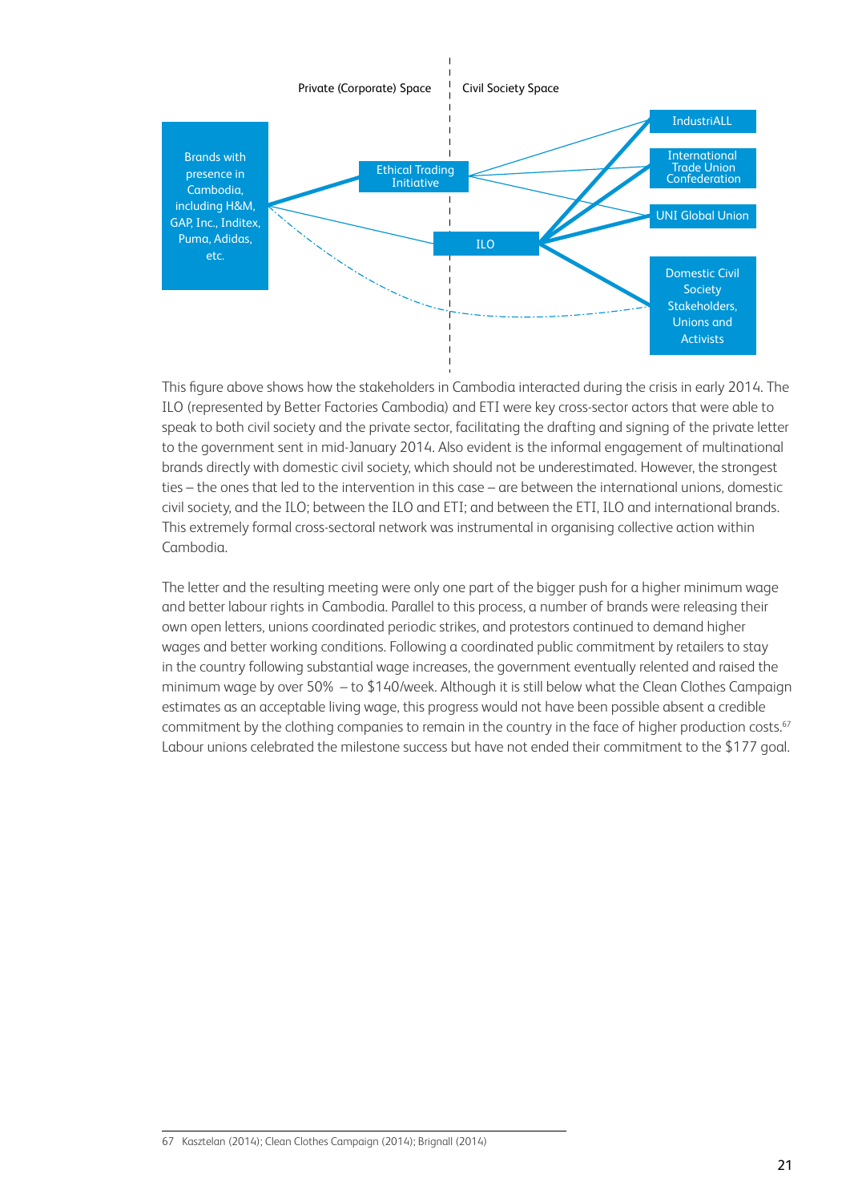Private (Corporate) Space | Civil Society Space

Brands with presence in Cambodia, including H&M, GAP, Inc., Inditex, Puma, Adidas, etc.

Ethical Trading Initiative

ILO

IndustriALL

International Trade Union Confederation

UNI Global Union

Domestic Civil Society Stakeholders, Unions and Activists

This figure above shows how the stakeholders in Cambodia interacted during the crisis in early 2014. The ILO (represented by Better Factories Cambodia) and ETI were key cross-sector actors that were able to speak to both civil society and the private sector, facilitating the drafting and signing of the private letter to the government sent in mid-January 2014. Also evident is the informal engagement of multinational brands directly with domestic civil society, which should not be underestimated. However, the strongest ties – the ones that led to the intervention in this case – are between the international unions, domestic civil society, and the ILO; between the ILO and ETI; and between the ETI, ILO and international brands. This extremely formal cross-sectoral network was instrumental in organising collective action within Cambodia.

The letter and the resulting meeting were only one part of the bigger push for a higher minimum wage and better labour rights in Cambodia. Parallel to this process, a number of brands were releasing their own open letters, unions coordinated periodic strikes, and protestors continued to demand higher wages and better working conditions. Following a coordinated public commitment by retailers to stay in the country following substantial wage increases, the government eventually relented and raised the minimum wage by over 50% – to $140/week. Although it is still below what the Clean Clothes Campaign estimates as an acceptable living wage, this progress would not have been possible absent a credible commitment by the clothing companies to remain in the country in the face of higher production costs.[67] Labour unions celebrated the milestone success but have not ended their commitment to the $177 goal.

67 Kasztelan (2014); Clean Clothes Campaign (2014); Brignall (2014)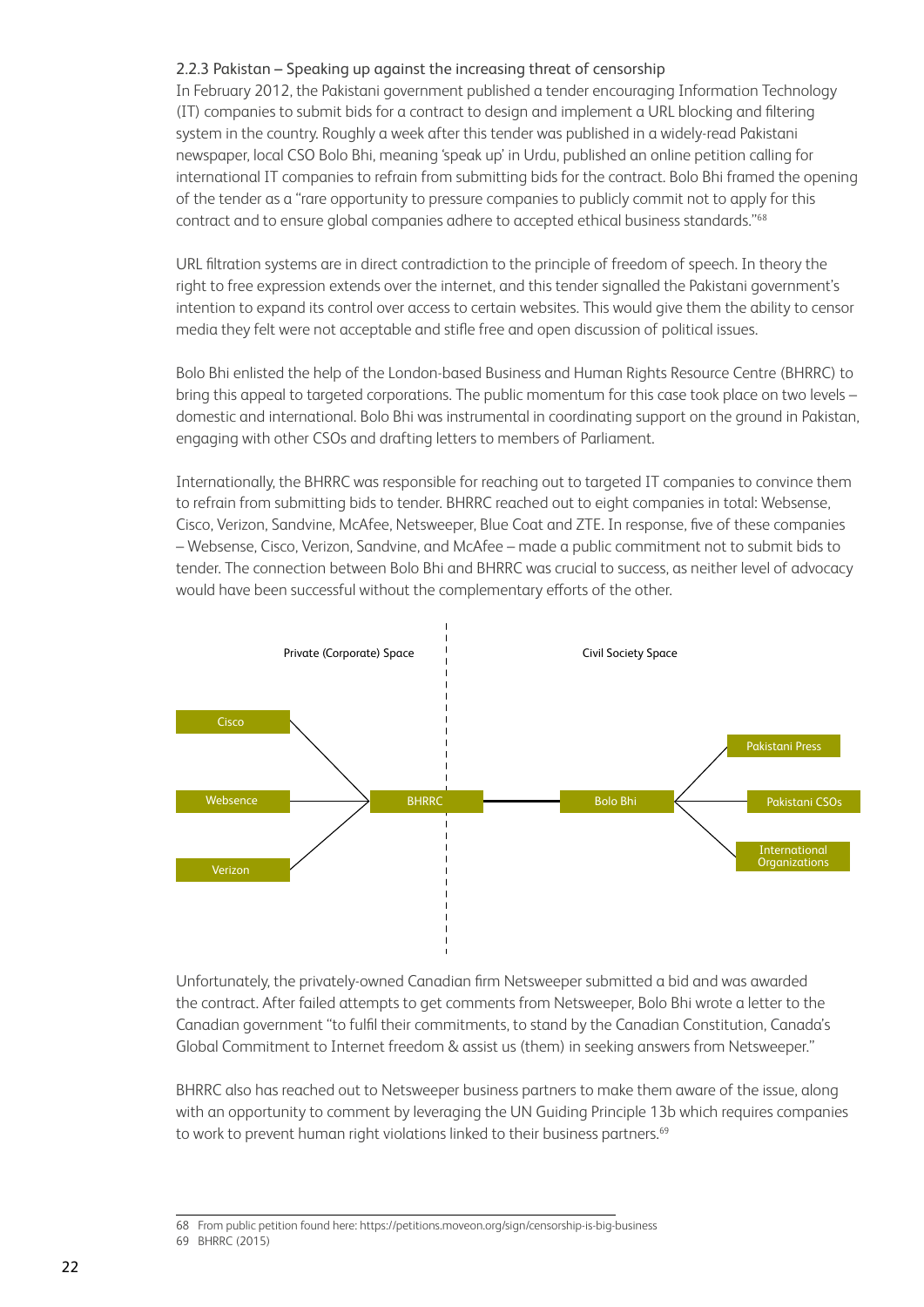### 2.2.3 Pakistan – Speaking up against the increasing threat of censorship

In February 2012, the Pakistani government published a tender encouraging Information Technology (IT) companies to submit bids for a contract to design and implement a URL blocking and filtering system in the country. Roughly a week after this tender was published in a widely-read Pakistani newspaper, local CSO Bolo Bhi, meaning 'speak up' in Urdu, published an online petition calling for international IT companies to refrain from submitting bids for the contract. Bolo Bhi framed the opening of the tender as a "rare opportunity to pressure companies to publicly commit not to apply for this contract and to ensure global companies adhere to accepted ethical business standards."[68]

URL filtration systems are in direct contradiction to the principle of freedom of speech. In theory the right to free expression extends over the internet, and this tender signalled the Pakistani government's intention to expand its control over access to certain websites. This would give them the ability to censor media they felt were not acceptable and stifle free and open discussion of political issues.

Bolo Bhi enlisted the help of the London-based Business and Human Rights Resource Centre (BHRRC) to bring this appeal to targeted corporations. The public momentum for this case took place on two levels – domestic and international. Bolo Bhi was instrumental in coordinating support on the ground in Pakistan, engaging with other CSOs and drafting letters to members of Parliament.

Internationally, the BHRRC was responsible for reaching out to targeted IT companies to convince them to refrain from submitting bids to tender. BHRRC reached out to eight companies in total: Websense, Cisco, Verizon, Sandvine, McAfee, Netsweeper, Blue Coat and ZTE. In response, five of these companies – Websense, Cisco, Verizon, Sandvine, and McAfee – made a public commitment not to submit bids to tender. The connection between Bolo Bhi and BHRRC was crucial to success, as neither level of advocacy would have been successful without the complementary efforts of the other.

Private (Corporate) Space | Civil Society Space

Cisco, Websence, Verizon — BHRRC — Bolo Bhi — Pakistani Press, Pakistani CSOs, International Organizations

Unfortunately, the privately-owned Canadian firm Netsweeper submitted a bid and was awarded the contract. After failed attempts to get comments from Netsweeper, Bolo Bhi wrote a letter to the Canadian government "to fulfil their commitments, to stand by the Canadian Constitution, Canada's Global Commitment to Internet freedom & assist us (them) in seeking answers from Netsweeper."

BHRRC also has reached out to Netsweeper business partners to make them aware of the issue, along with an opportunity to comment by leveraging the UN Guiding Principle 13b which requires companies to work to prevent human right violations linked to their business partners.[69]

---

68 From public petition found here: https://petitions.moveon.org/sign/censorship-is-big-business

69 BHRRC (2015)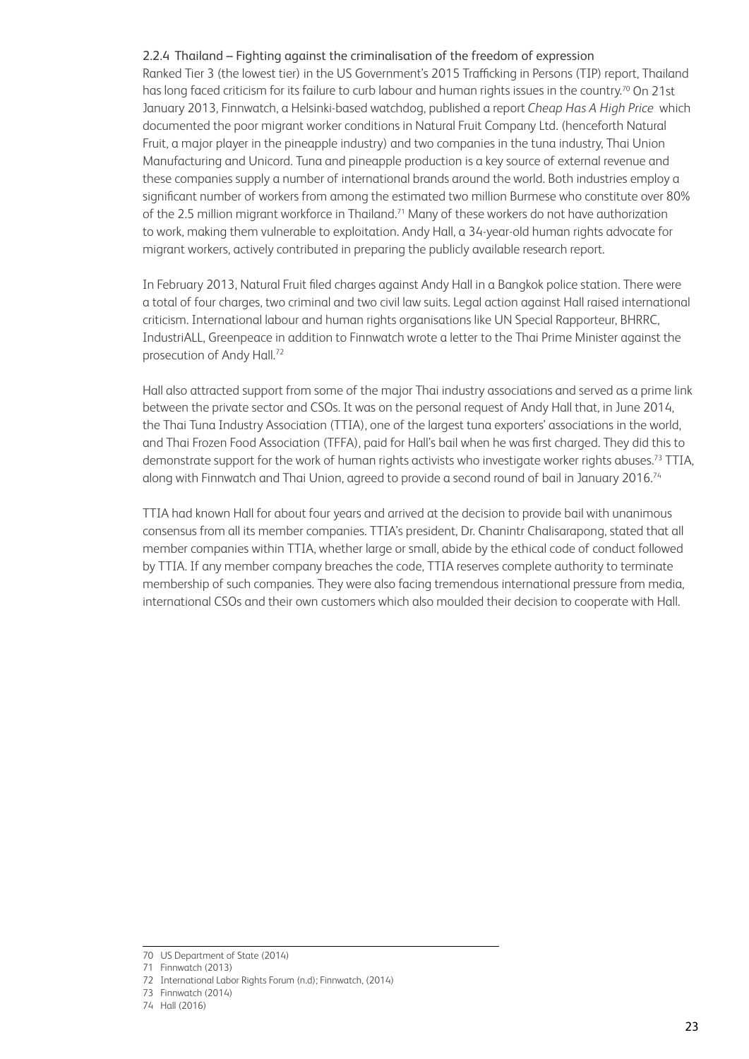### 2.2.4 Thailand – Fighting against the criminalisation of the freedom of expression

Ranked Tier 3 (the lowest tier) in the US Government's 2015 Trafficking in Persons (TIP) report, Thailand has long faced criticism for its failure to curb labour and human rights issues in the country.[70] On 21st January 2013, Finnwatch, a Helsinki-based watchdog, published a report *Cheap Has A High Price* which documented the poor migrant worker conditions in Natural Fruit Company Ltd. (henceforth Natural Fruit, a major player in the pineapple industry) and two companies in the tuna industry, Thai Union Manufacturing and Unicord. Tuna and pineapple production is a key source of external revenue and these companies supply a number of international brands around the world. Both industries employ a significant number of workers from among the estimated two million Burmese who constitute over 80% of the 2.5 million migrant workforce in Thailand.[71] Many of these workers do not have authorization to work, making them vulnerable to exploitation. Andy Hall, a 34-year-old human rights advocate for migrant workers, actively contributed in preparing the publicly available research report.

In February 2013, Natural Fruit filed charges against Andy Hall in a Bangkok police station. There were a total of four charges, two criminal and two civil law suits. Legal action against Hall raised international criticism. International labour and human rights organisations like UN Special Rapporteur, BHRRC, IndustriALL, Greenpeace in addition to Finnwatch wrote a letter to the Thai Prime Minister against the prosecution of Andy Hall.[72]

Hall also attracted support from some of the major Thai industry associations and served as a prime link between the private sector and CSOs. It was on the personal request of Andy Hall that, in June 2014, the Thai Tuna Industry Association (TTIA), one of the largest tuna exporters' associations in the world, and Thai Frozen Food Association (TFFA), paid for Hall's bail when he was first charged. They did this to demonstrate support for the work of human rights activists who investigate worker rights abuses.[73] TTIA, along with Finnwatch and Thai Union, agreed to provide a second round of bail in January 2016.[74]

TTIA had known Hall for about four years and arrived at the decision to provide bail with unanimous consensus from all its member companies. TTIA's president, Dr. Chanintr Chalisarapong, stated that all member companies within TTIA, whether large or small, abide by the ethical code of conduct followed by TTIA. If any member company breaches the code, TTIA reserves complete authority to terminate membership of such companies. They were also facing tremendous international pressure from media, international CSOs and their own customers which also moulded their decision to cooperate with Hall.

---

70 US Department of State (2014)

71 Finnwatch (2013)

72 International Labor Rights Forum (n.d); Finnwatch, (2014)

73 Finnwatch (2014)

74 Hall (2016)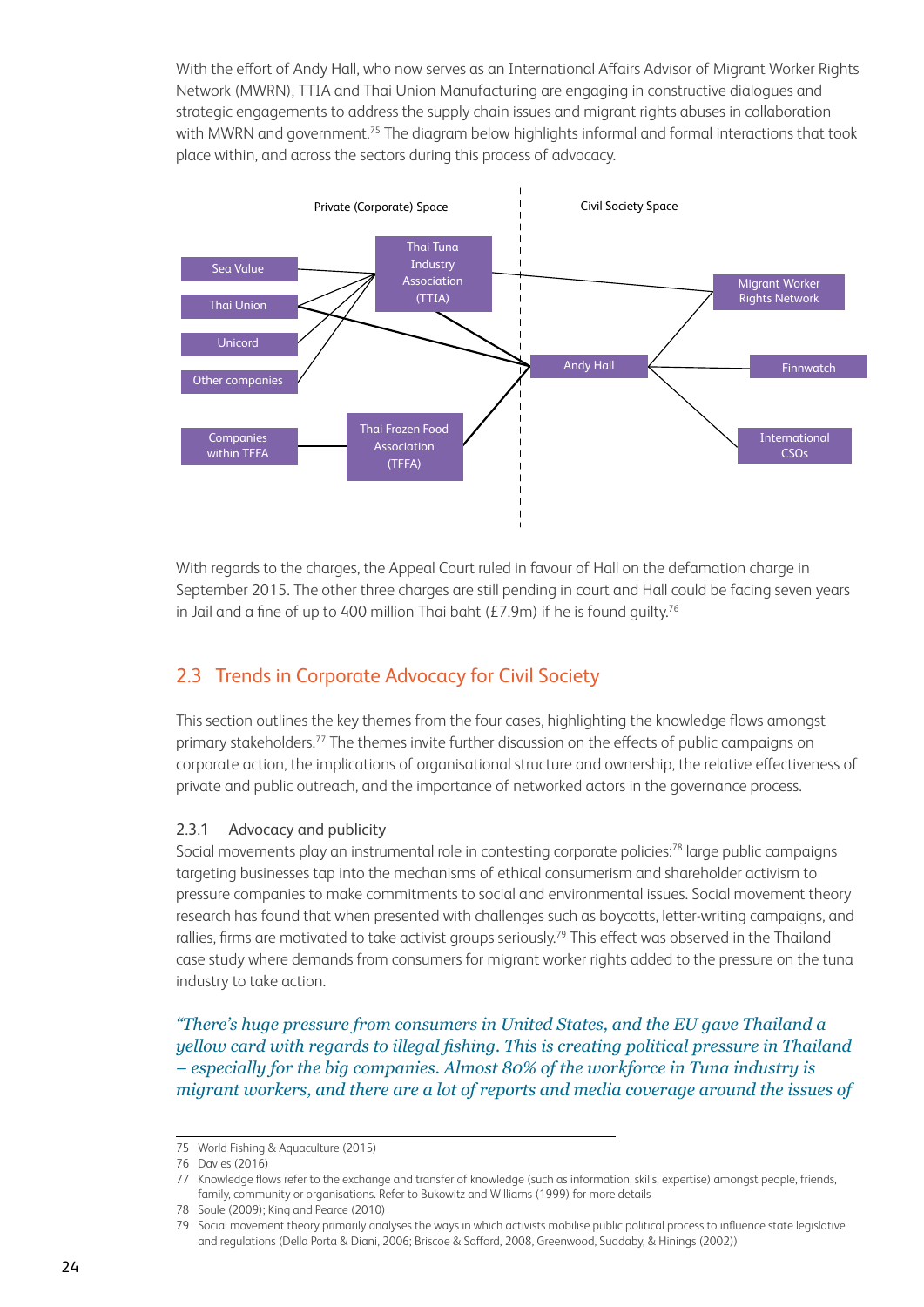With the effort of Andy Hall, who now serves as an International Affairs Advisor of Migrant Worker Rights Network (MWRN), TTIA and Thai Union Manufacturing are engaging in constructive dialogues and strategic engagements to address the supply chain issues and migrant rights abuses in collaboration with MWRN and government.[75] The diagram below highlights informal and formal interactions that took place within, and across the sectors during this process of advocacy.

Private (Corporate) Space

Civil Society Space

Sea Value

Thai Union

Unicord

Other companies

Thai Tuna Industry Association (TTIA)

Companies within TFFA

Thai Frozen Food Association (TFFA)

Andy Hall

Migrant Worker Rights Network

Finnwatch

International CSOs

With regards to the charges, the Appeal Court ruled in favour of Hall on the defamation charge in September 2015. The other three charges are still pending in court and Hall could be facing seven years in Jail and a fine of up to 400 million Thai baht (£7.9m) if he is found guilty.[76]

## 2.3 Trends in Corporate Advocacy for Civil Society

This section outlines the key themes from the four cases, highlighting the knowledge flows amongst primary stakeholders.[77] The themes invite further discussion on the effects of public campaigns on corporate action, the implications of organisational structure and ownership, the relative effectiveness of private and public outreach, and the importance of networked actors in the governance process.

### 2.3.1 Advocacy and publicity

Social movements play an instrumental role in contesting corporate policies:[78] large public campaigns targeting businesses tap into the mechanisms of ethical consumerism and shareholder activism to pressure companies to make commitments to social and environmental issues. Social movement theory research has found that when presented with challenges such as boycotts, letter-writing campaigns, and rallies, firms are motivated to take activist groups seriously.[79] This effect was observed in the Thailand case study where demands from consumers for migrant worker rights added to the pressure on the tuna industry to take action.

*"There's huge pressure from consumers in United States, and the EU gave Thailand a yellow card with regards to illegal fishing. This is creating political pressure in Thailand – especially for the big companies. Almost 80% of the workforce in Tuna industry is migrant workers, and there are a lot of reports and media coverage around the issues of*

---

75 World Fishing & Aquaculture (2015)

76 Davies (2016)

77 Knowledge flows refer to the exchange and transfer of knowledge (such as information, skills, expertise) amongst people, friends, family, community or organisations. Refer to Bukowitz and Williams (1999) for more details

78 Soule (2009); King and Pearce (2010)

79 Social movement theory primarily analyses the ways in which activists mobilise public political process to influence state legislative and regulations (Della Porta & Diani, 2006; Briscoe & Safford, 2008, Greenwood, Suddaby, & Hinings (2002))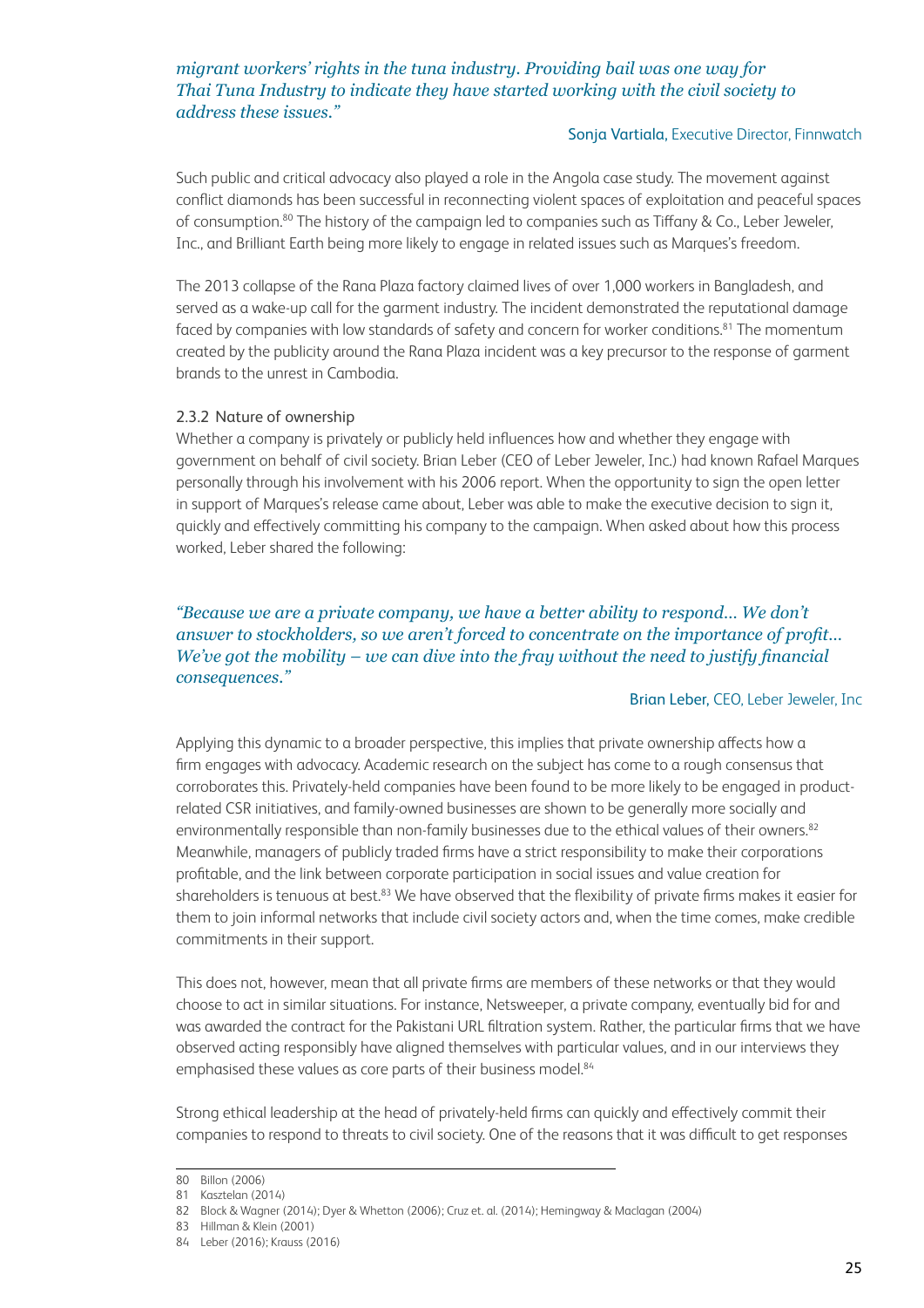*migrant workers' rights in the tuna industry. Providing bail was one way for Thai Tuna Industry to indicate they have started working with the civil society to address these issues."*

Sonja Vartiala, Executive Director, Finnwatch

Such public and critical advocacy also played a role in the Angola case study. The movement against conflict diamonds has been successful in reconnecting violent spaces of exploitation and peaceful spaces of consumption.[80] The history of the campaign led to companies such as Tiffany & Co., Leber Jeweler, Inc., and Brilliant Earth being more likely to engage in related issues such as Marques's freedom.

The 2013 collapse of the Rana Plaza factory claimed lives of over 1,000 workers in Bangladesh, and served as a wake-up call for the garment industry. The incident demonstrated the reputational damage faced by companies with low standards of safety and concern for worker conditions.[81] The momentum created by the publicity around the Rana Plaza incident was a key precursor to the response of garment brands to the unrest in Cambodia.

### 2.3.2 Nature of ownership

Whether a company is privately or publicly held influences how and whether they engage with government on behalf of civil society. Brian Leber (CEO of Leber Jeweler, Inc.) had known Rafael Marques personally through his involvement with his 2006 report. When the opportunity to sign the open letter in support of Marques's release came about, Leber was able to make the executive decision to sign it, quickly and effectively committing his company to the campaign. When asked about how this process worked, Leber shared the following:

*"Because we are a private company, we have a better ability to respond... We don't answer to stockholders, so we aren't forced to concentrate on the importance of profit... We've got the mobility – we can dive into the fray without the need to justify financial consequences."*

Brian Leber, CEO, Leber Jeweler, Inc

Applying this dynamic to a broader perspective, this implies that private ownership affects how a firm engages with advocacy. Academic research on the subject has come to a rough consensus that corroborates this. Privately-held companies have been found to be more likely to be engaged in product-related CSR initiatives, and family-owned businesses are shown to be generally more socially and environmentally responsible than non-family businesses due to the ethical values of their owners.[82] Meanwhile, managers of publicly traded firms have a strict responsibility to make their corporations profitable, and the link between corporate participation in social issues and value creation for shareholders is tenuous at best.[83] We have observed that the flexibility of private firms makes it easier for them to join informal networks that include civil society actors and, when the time comes, make credible commitments in their support.

This does not, however, mean that all private firms are members of these networks or that they would choose to act in similar situations. For instance, Netsweeper, a private company, eventually bid for and was awarded the contract for the Pakistani URL filtration system. Rather, the particular firms that we have observed acting responsibly have aligned themselves with particular values, and in our interviews they emphasised these values as core parts of their business model.[84]

Strong ethical leadership at the head of privately-held firms can quickly and effectively commit their companies to respond to threats to civil society. One of the reasons that it was difficult to get responses

---

80 Billon (2006)
81 Kasztelan (2014)
82 Block & Wagner (2014); Dyer & Whetton (2006); Cruz et. al. (2014); Hemingway & Maclagan (2004)
83 Hillman & Klein (2001)
84 Leber (2016); Krauss (2016)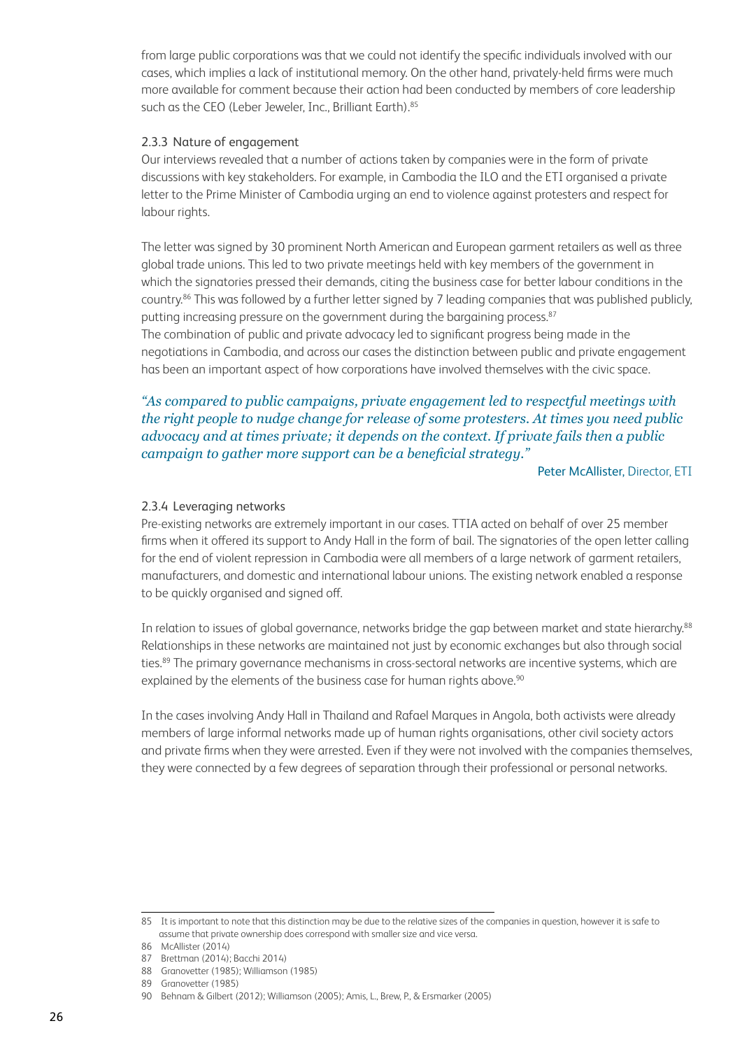from large public corporations was that we could not identify the specific individuals involved with our cases, which implies a lack of institutional memory. On the other hand, privately-held firms were much more available for comment because their action had been conducted by members of core leadership such as the CEO (Leber Jeweler, Inc., Brilliant Earth).[85]

### 2.3.3 Nature of engagement

Our interviews revealed that a number of actions taken by companies were in the form of private discussions with key stakeholders. For example, in Cambodia the ILO and the ETI organised a private letter to the Prime Minister of Cambodia urging an end to violence against protesters and respect for labour rights.

The letter was signed by 30 prominent North American and European garment retailers as well as three global trade unions. This led to two private meetings held with key members of the government in which the signatories pressed their demands, citing the business case for better labour conditions in the country.[86] This was followed by a further letter signed by 7 leading companies that was published publicly, putting increasing pressure on the government during the bargaining process.[87] The combination of public and private advocacy led to significant progress being made in the negotiations in Cambodia, and across our cases the distinction between public and private engagement has been an important aspect of how corporations have involved themselves with the civic space.

*"As compared to public campaigns, private engagement led to respectful meetings with the right people to nudge change for release of some protesters. At times you need public advocacy and at times private; it depends on the context. If private fails then a public campaign to gather more support can be a beneficial strategy."*

Peter McAllister, Director, ETI

### 2.3.4 Leveraging networks

Pre-existing networks are extremely important in our cases. TTIA acted on behalf of over 25 member firms when it offered its support to Andy Hall in the form of bail. The signatories of the open letter calling for the end of violent repression in Cambodia were all members of a large network of garment retailers, manufacturers, and domestic and international labour unions. The existing network enabled a response to be quickly organised and signed off.

In relation to issues of global governance, networks bridge the gap between market and state hierarchy.[88] Relationships in these networks are maintained not just by economic exchanges but also through social ties.[89] The primary governance mechanisms in cross-sectoral networks are incentive systems, which are explained by the elements of the business case for human rights above.[90]

In the cases involving Andy Hall in Thailand and Rafael Marques in Angola, both activists were already members of large informal networks made up of human rights organisations, other civil society actors and private firms when they were arrested. Even if they were not involved with the companies themselves, they were connected by a few degrees of separation through their professional or personal networks.

---

85 It is important to note that this distinction may be due to the relative sizes of the companies in question, however it is safe to assume that private ownership does correspond with smaller size and vice versa.

86 McAllister (2014)

87 Brettman (2014); Bacchi 2014)

88 Granovetter (1985); Williamson (1985)

89 Granovetter (1985)

90 Behnam & Gilbert (2012); Williamson (2005); Amis, L., Brew, P., & Ersmarker (2005)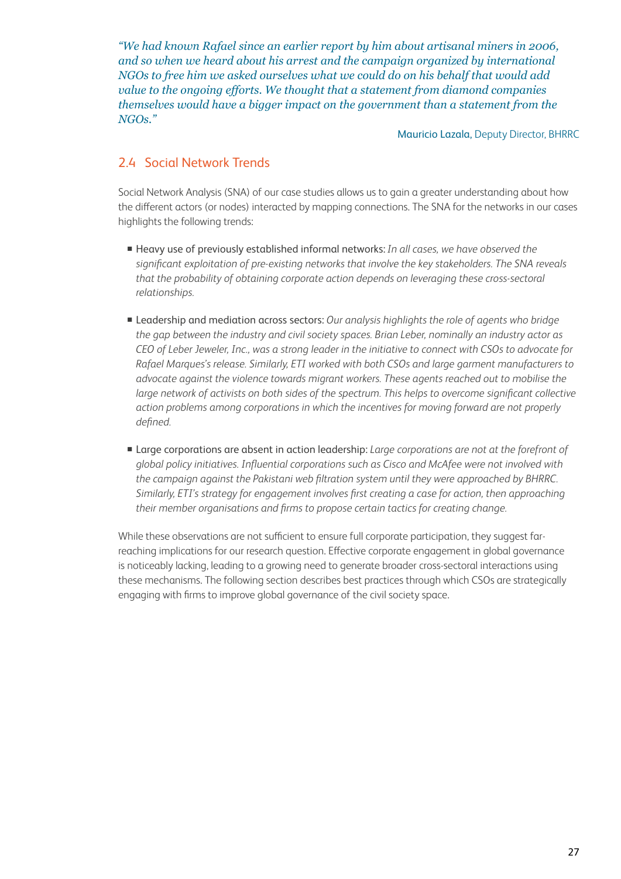*"We had known Rafael since an earlier report by him about artisanal miners in 2006, and so when we heard about his arrest and the campaign organized by international NGOs to free him we asked ourselves what we could do on his behalf that would add value to the ongoing efforts. We thought that a statement from diamond companies themselves would have a bigger impact on the government than a statement from the NGOs."*

Mauricio Lazala, Deputy Director, BHRRC

## 2.4 Social Network Trends

Social Network Analysis (SNA) of our case studies allows us to gain a greater understanding about how the different actors (or nodes) interacted by mapping connections. The SNA for the networks in our cases highlights the following trends:

- Heavy use of previously established informal networks: *In all cases, we have observed the significant exploitation of pre-existing networks that involve the key stakeholders. The SNA reveals that the probability of obtaining corporate action depends on leveraging these cross-sectoral relationships.*

- Leadership and mediation across sectors: *Our analysis highlights the role of agents who bridge the gap between the industry and civil society spaces. Brian Leber, nominally an industry actor as CEO of Leber Jeweler, Inc., was a strong leader in the initiative to connect with CSOs to advocate for Rafael Marques's release. Similarly, ETI worked with both CSOs and large garment manufacturers to advocate against the violence towards migrant workers. These agents reached out to mobilise the large network of activists on both sides of the spectrum. This helps to overcome significant collective action problems among corporations in which the incentives for moving forward are not properly defined.*

- Large corporations are absent in action leadership: *Large corporations are not at the forefront of global policy initiatives. Influential corporations such as Cisco and McAfee were not involved with the campaign against the Pakistani web filtration system until they were approached by BHRRC. Similarly, ETI's strategy for engagement involves first creating a case for action, then approaching their member organisations and firms to propose certain tactics for creating change.*

While these observations are not sufficient to ensure full corporate participation, they suggest far-reaching implications for our research question. Effective corporate engagement in global governance is noticeably lacking, leading to a growing need to generate broader cross-sectoral interactions using these mechanisms. The following section describes best practices through which CSOs are strategically engaging with firms to improve global governance of the civil society space.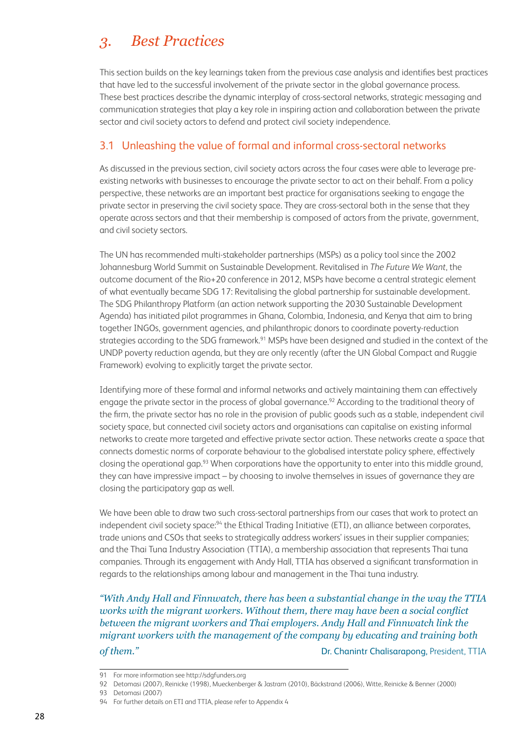# 3. Best Practices

This section builds on the key learnings taken from the previous case analysis and identifies best practices that have led to the successful involvement of the private sector in the global governance process. These best practices describe the dynamic interplay of cross-sectoral networks, strategic messaging and communication strategies that play a key role in inspiring action and collaboration between the private sector and civil society actors to defend and protect civil society independence.

## 3.1 Unleashing the value of formal and informal cross-sectoral networks

As discussed in the previous section, civil society actors across the four cases were able to leverage pre-existing networks with businesses to encourage the private sector to act on their behalf. From a policy perspective, these networks are an important best practice for organisations seeking to engage the private sector in preserving the civil society space. They are cross-sectoral both in the sense that they operate across sectors and that their membership is composed of actors from the private, government, and civil society sectors.

The UN has recommended multi-stakeholder partnerships (MSPs) as a policy tool since the 2002 Johannesburg World Summit on Sustainable Development. Revitalised in *The Future We Want*, the outcome document of the Rio+20 conference in 2012, MSPs have become a central strategic element of what eventually became SDG 17: Revitalising the global partnership for sustainable development. The SDG Philanthropy Platform (an action network supporting the 2030 Sustainable Development Agenda) has initiated pilot programmes in Ghana, Colombia, Indonesia, and Kenya that aim to bring together INGOs, government agencies, and philanthropic donors to coordinate poverty-reduction strategies according to the SDG framework.[91] MSPs have been designed and studied in the context of the UNDP poverty reduction agenda, but they are only recently (after the UN Global Compact and Ruggie Framework) evolving to explicitly target the private sector.

Identifying more of these formal and informal networks and actively maintaining them can effectively engage the private sector in the process of global governance.[92] According to the traditional theory of the firm, the private sector has no role in the provision of public goods such as a stable, independent civil society space, but connected civil society actors and organisations can capitalise on existing informal networks to create more targeted and effective private sector action. These networks create a space that connects domestic norms of corporate behaviour to the globalised interstate policy sphere, effectively closing the operational gap.[93] When corporations have the opportunity to enter into this middle ground, they can have impressive impact – by choosing to involve themselves in issues of governance they are closing the participatory gap as well.

We have been able to draw two such cross-sectoral partnerships from our cases that work to protect an independent civil society space:[94] the Ethical Trading Initiative (ETI), an alliance between corporates, trade unions and CSOs that seeks to strategically address workers' issues in their supplier companies; and the Thai Tuna Industry Association (TTIA), a membership association that represents Thai tuna companies. Through its engagement with Andy Hall, TTIA has observed a significant transformation in regards to the relationships among labour and management in the Thai tuna industry.

> *"With Andy Hall and Finnwatch, there has been a substantial change in the way the TTIA works with the migrant workers. Without them, there may have been a social conflict between the migrant workers and Thai employers. Andy Hall and Finnwatch link the migrant workers with the management of the company by educating and training both of them."* Dr. Chanintr Chalisarapong, President, TTIA

---

91 For more information see http://sdgfunders.org

92 Detomasi (2007), Reinicke (1998), Mueckenberger & Jastram (2010), Bäckstrand (2006), Witte, Reinicke & Benner (2000)

93 Detomasi (2007)

94 For further details on ETI and TTIA, please refer to Appendix 4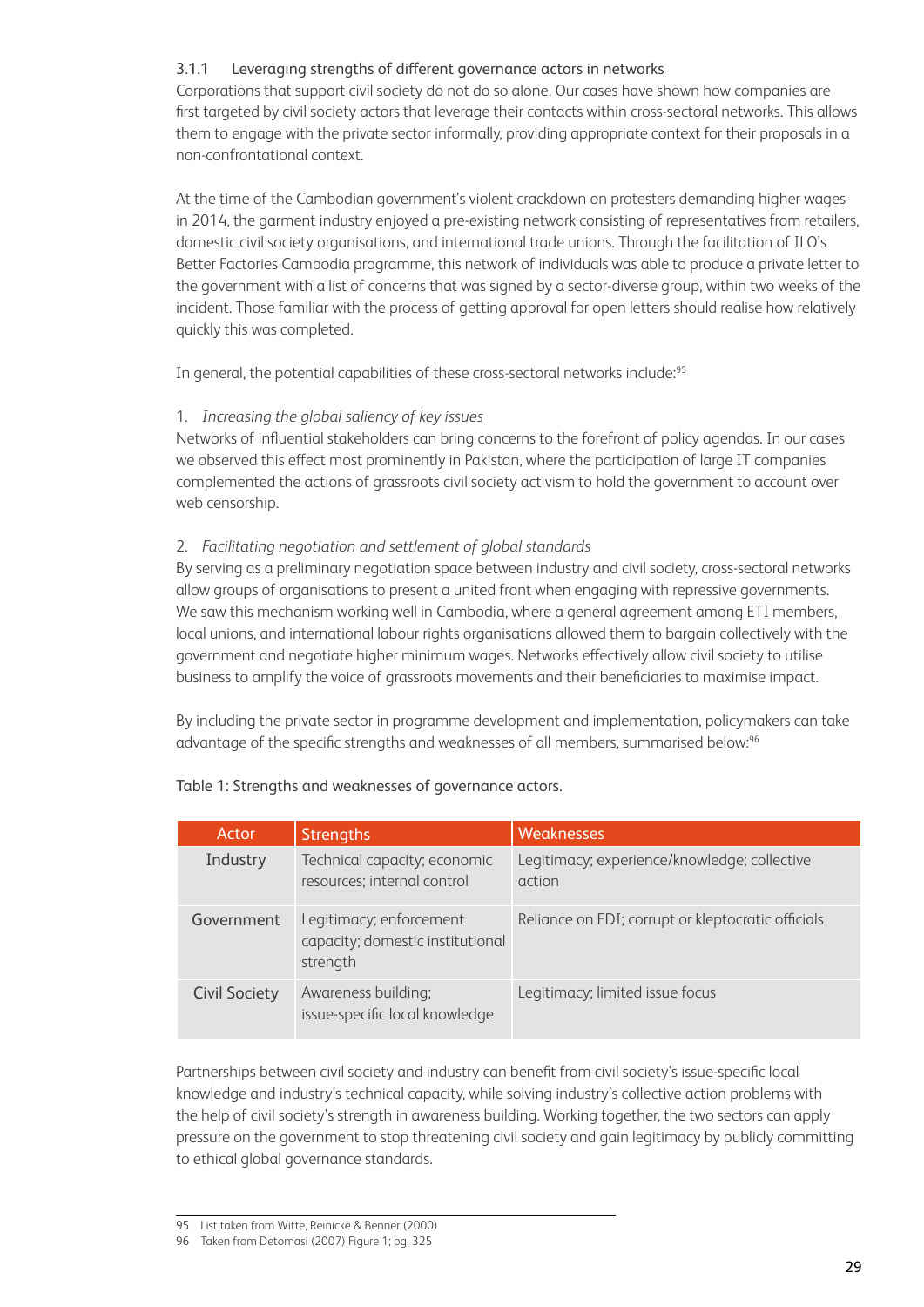### 3.1.1 Leveraging strengths of different governance actors in networks

Corporations that support civil society do not do so alone. Our cases have shown how companies are first targeted by civil society actors that leverage their contacts within cross-sectoral networks. This allows them to engage with the private sector informally, providing appropriate context for their proposals in a non-confrontational context.

At the time of the Cambodian government's violent crackdown on protesters demanding higher wages in 2014, the garment industry enjoyed a pre-existing network consisting of representatives from retailers, domestic civil society organisations, and international trade unions. Through the facilitation of ILO's Better Factories Cambodia programme, this network of individuals was able to produce a private letter to the government with a list of concerns that was signed by a sector-diverse group, within two weeks of the incident. Those familiar with the process of getting approval for open letters should realise how relatively quickly this was completed.

In general, the potential capabilities of these cross-sectoral networks include:[95]

1. *Increasing the global saliency of key issues*

Networks of influential stakeholders can bring concerns to the forefront of policy agendas. In our cases we observed this effect most prominently in Pakistan, where the participation of large IT companies complemented the actions of grassroots civil society activism to hold the government to account over web censorship.

2. *Facilitating negotiation and settlement of global standards*

By serving as a preliminary negotiation space between industry and civil society, cross-sectoral networks allow groups of organisations to present a united front when engaging with repressive governments. We saw this mechanism working well in Cambodia, where a general agreement among ETI members, local unions, and international labour rights organisations allowed them to bargain collectively with the government and negotiate higher minimum wages. Networks effectively allow civil society to utilise business to amplify the voice of grassroots movements and their beneficiaries to maximise impact.

By including the private sector in programme development and implementation, policymakers can take advantage of the specific strengths and weaknesses of all members, summarised below:[96]

Table 1: Strengths and weaknesses of governance actors.

| Actor | Strengths | Weaknesses |
|---|---|---|
| Industry | Technical capacity; economic resources; internal control | Legitimacy; experience/knowledge; collective action |
| Government | Legitimacy; enforcement capacity; domestic institutional strength | Reliance on FDI; corrupt or kleptocratic officials |
| Civil Society | Awareness building; issue-specific local knowledge | Legitimacy; limited issue focus |

Partnerships between civil society and industry can benefit from civil society's issue-specific local knowledge and industry's technical capacity, while solving industry's collective action problems with the help of civil society's strength in awareness building. Working together, the two sectors can apply pressure on the government to stop threatening civil society and gain legitimacy by publicly committing to ethical global governance standards.

95 List taken from Witte, Reinicke & Benner (2000)

96 Taken from Detomasi (2007) Figure 1; pg. 325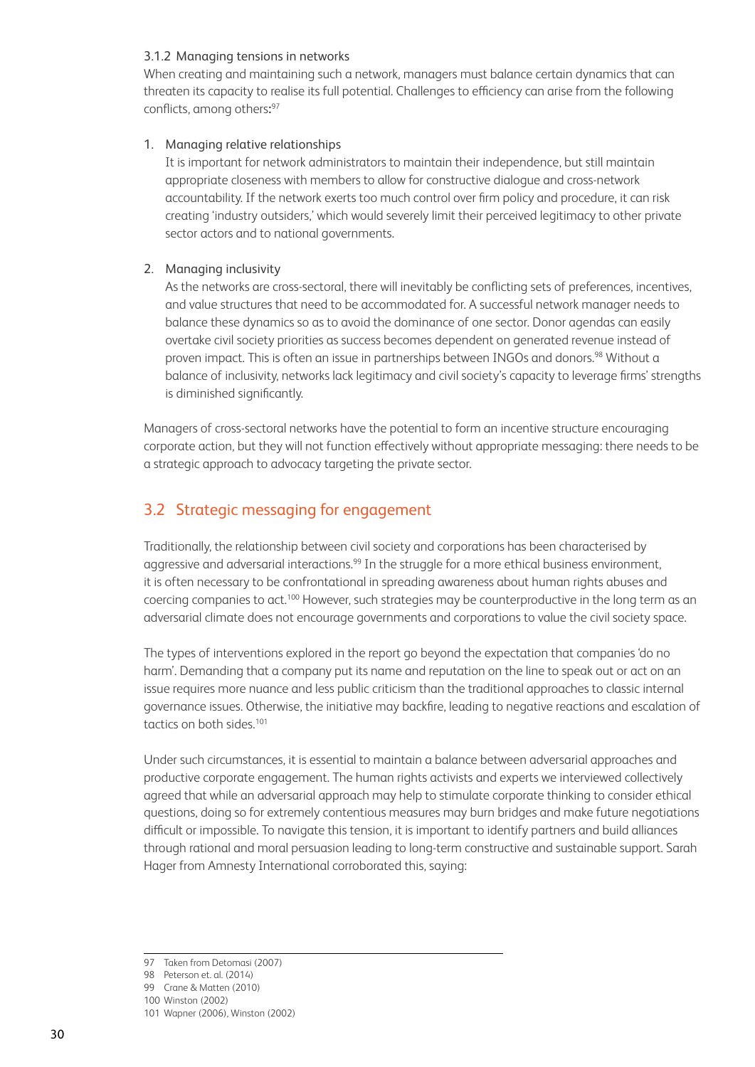### 3.1.2 Managing tensions in networks

When creating and maintaining such a network, managers must balance certain dynamics that can threaten its capacity to realise its full potential. Challenges to efficiency can arise from the following conflicts, among others:[97]

1. Managing relative relationships
   It is important for network administrators to maintain their independence, but still maintain appropriate closeness with members to allow for constructive dialogue and cross-network accountability. If the network exerts too much control over firm policy and procedure, it can risk creating 'industry outsiders,' which would severely limit their perceived legitimacy to other private sector actors and to national governments.

2. Managing inclusivity
   As the networks are cross-sectoral, there will inevitably be conflicting sets of preferences, incentives, and value structures that need to be accommodated for. A successful network manager needs to balance these dynamics so as to avoid the dominance of one sector. Donor agendas can easily overtake civil society priorities as success becomes dependent on generated revenue instead of proven impact. This is often an issue in partnerships between INGOs and donors.[98] Without a balance of inclusivity, networks lack legitimacy and civil society's capacity to leverage firms' strengths is diminished significantly.

Managers of cross-sectoral networks have the potential to form an incentive structure encouraging corporate action, but they will not function effectively without appropriate messaging: there needs to be a strategic approach to advocacy targeting the private sector.

## 3.2 Strategic messaging for engagement

Traditionally, the relationship between civil society and corporations has been characterised by aggressive and adversarial interactions.[99] In the struggle for a more ethical business environment, it is often necessary to be confrontational in spreading awareness about human rights abuses and coercing companies to act.[100] However, such strategies may be counterproductive in the long term as an adversarial climate does not encourage governments and corporations to value the civil society space.

The types of interventions explored in the report go beyond the expectation that companies 'do no harm'. Demanding that a company put its name and reputation on the line to speak out or act on an issue requires more nuance and less public criticism than the traditional approaches to classic internal governance issues. Otherwise, the initiative may backfire, leading to negative reactions and escalation of tactics on both sides.[101]

Under such circumstances, it is essential to maintain a balance between adversarial approaches and productive corporate engagement. The human rights activists and experts we interviewed collectively agreed that while an adversarial approach may help to stimulate corporate thinking to consider ethical questions, doing so for extremely contentious measures may burn bridges and make future negotiations difficult or impossible. To navigate this tension, it is important to identify partners and build alliances through rational and moral persuasion leading to long-term constructive and sustainable support. Sarah Hager from Amnesty International corroborated this, saying:

---

97 Taken from Detomasi (2007)
98 Peterson et. al. (2014)
99 Crane & Matten (2010)
100 Winston (2002)
101 Wapner (2006), Winston (2002)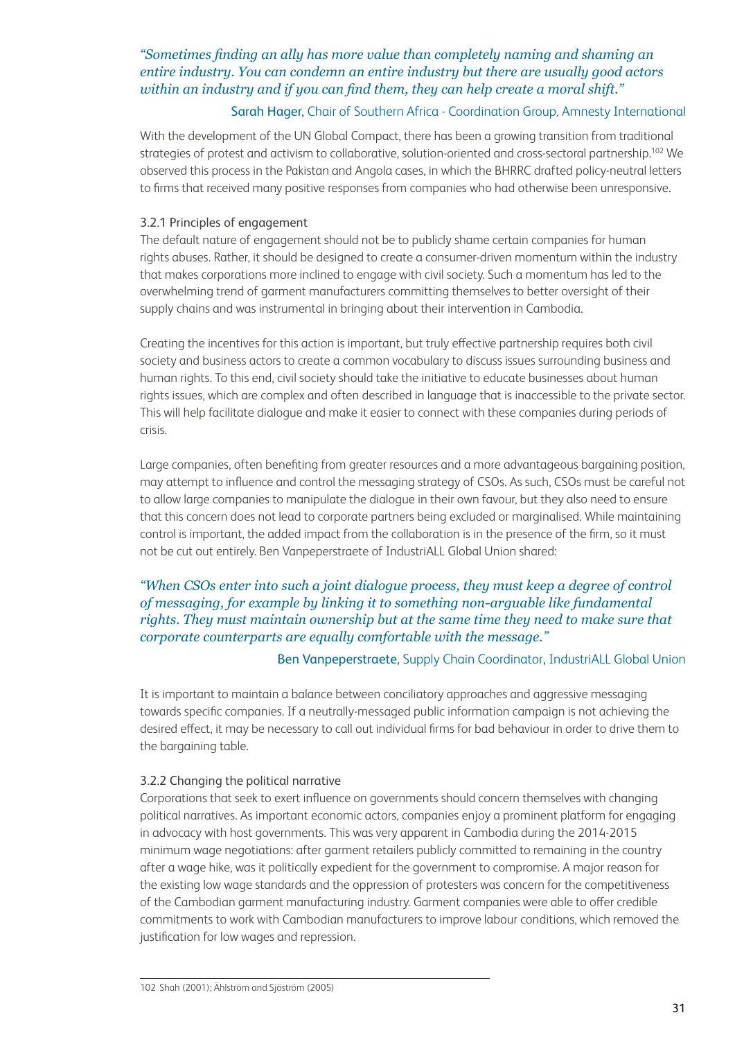*"Sometimes finding an ally has more value than completely naming and shaming an entire industry. You can condemn an entire industry but there are usually good actors within an industry and if you can find them, they can help create a moral shift."*

Sarah Hager, Chair of Southern Africa - Coordination Group, Amnesty International

With the development of the UN Global Compact, there has been a growing transition from traditional strategies of protest and activism to collaborative, solution-oriented and cross-sectoral partnership.[102] We observed this process in the Pakistan and Angola cases, in which the BHRRC drafted policy-neutral letters to firms that received many positive responses from companies who had otherwise been unresponsive.

### 3.2.1 Principles of engagement

The default nature of engagement should not be to publicly shame certain companies for human rights abuses. Rather, it should be designed to create a consumer-driven momentum within the industry that makes corporations more inclined to engage with civil society. Such a momentum has led to the overwhelming trend of garment manufacturers committing themselves to better oversight of their supply chains and was instrumental in bringing about their intervention in Cambodia.

Creating the incentives for this action is important, but truly effective partnership requires both civil society and business actors to create a common vocabulary to discuss issues surrounding business and human rights. To this end, civil society should take the initiative to educate businesses about human rights issues, which are complex and often described in language that is inaccessible to the private sector. This will help facilitate dialogue and make it easier to connect with these companies during periods of crisis.

Large companies, often benefiting from greater resources and a more advantageous bargaining position, may attempt to influence and control the messaging strategy of CSOs. As such, CSOs must be careful not to allow large companies to manipulate the dialogue in their own favour, but they also need to ensure that this concern does not lead to corporate partners being excluded or marginalised. While maintaining control is important, the added impact from the collaboration is in the presence of the firm, so it must not be cut out entirely. Ben Vanpeperstraete of IndustriALL Global Union shared:

*"When CSOs enter into such a joint dialogue process, they must keep a degree of control of messaging, for example by linking it to something non-arguable like fundamental rights. They must maintain ownership but at the same time they need to make sure that corporate counterparts are equally comfortable with the message."*

Ben Vanpeperstraete, Supply Chain Coordinator, IndustriALL Global Union

It is important to maintain a balance between conciliatory approaches and aggressive messaging towards specific companies. If a neutrally-messaged public information campaign is not achieving the desired effect, it may be necessary to call out individual firms for bad behaviour in order to drive them to the bargaining table.

### 3.2.2 Changing the political narrative

Corporations that seek to exert influence on governments should concern themselves with changing political narratives. As important economic actors, companies enjoy a prominent platform for engaging in advocacy with host governments. This was very apparent in Cambodia during the 2014-2015 minimum wage negotiations: after garment retailers publicly committed to remaining in the country after a wage hike, was it politically expedient for the government to compromise. A major reason for the existing low wage standards and the oppression of protesters was concern for the competitiveness of the Cambodian garment manufacturing industry. Garment companies were able to offer credible commitments to work with Cambodian manufacturers to improve labour conditions, which removed the justification for low wages and repression.

---

102 Shah (2001); Ählström and Sjöström (2005)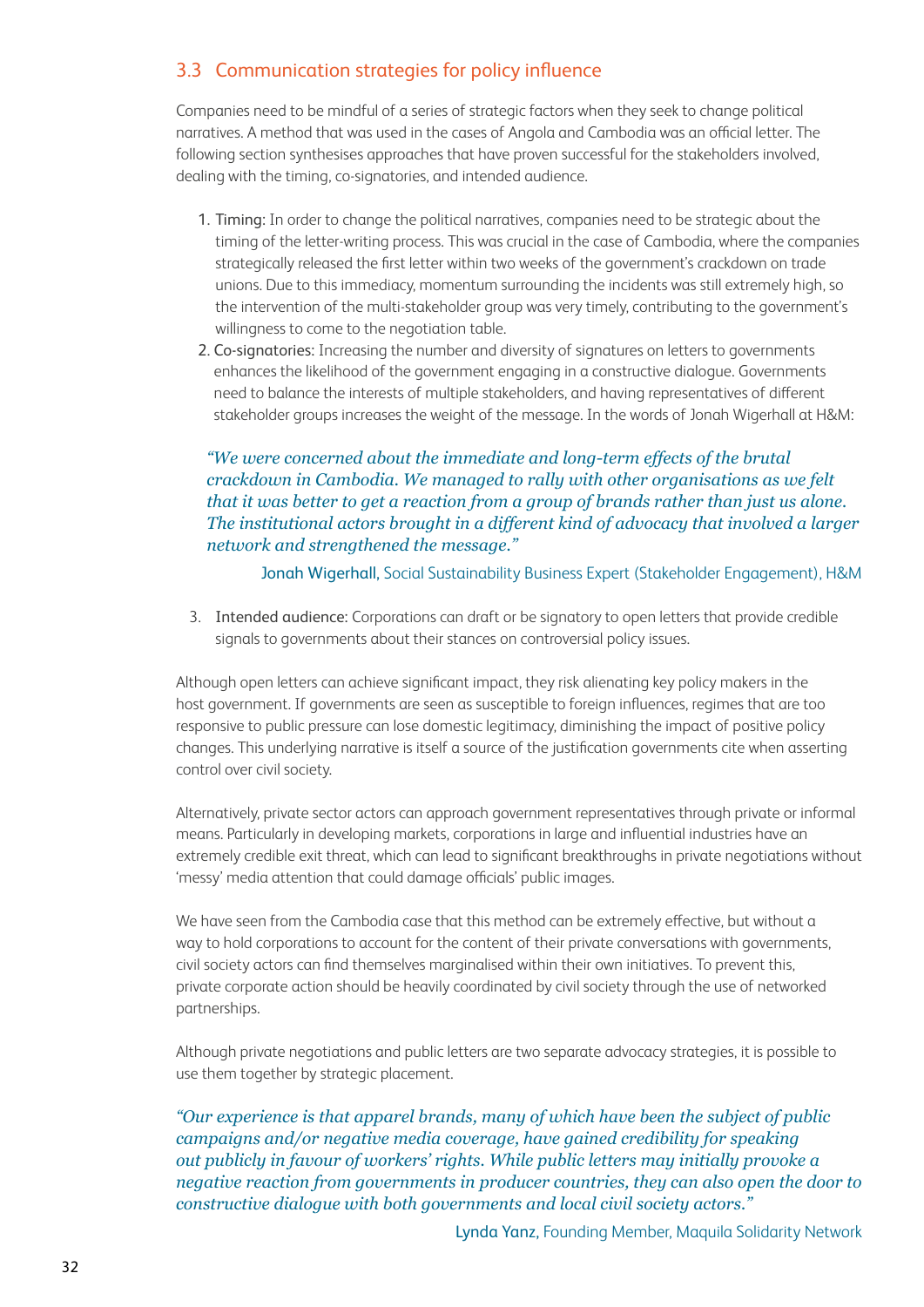## 3.3 Communication strategies for policy influence

Companies need to be mindful of a series of strategic factors when they seek to change political narratives. A method that was used in the cases of Angola and Cambodia was an official letter. The following section synthesises approaches that have proven successful for the stakeholders involved, dealing with the timing, co-signatories, and intended audience.

1. Timing: In order to change the political narratives, companies need to be strategic about the timing of the letter-writing process. This was crucial in the case of Cambodia, where the companies strategically released the first letter within two weeks of the government's crackdown on trade unions. Due to this immediacy, momentum surrounding the incidents was still extremely high, so the intervention of the multi-stakeholder group was very timely, contributing to the government's willingness to come to the negotiation table.
2. Co-signatories: Increasing the number and diversity of signatures on letters to governments enhances the likelihood of the government engaging in a constructive dialogue. Governments need to balance the interests of multiple stakeholders, and having representatives of different stakeholder groups increases the weight of the message. In the words of Jonah Wigerhall at H&M:

   *"We were concerned about the immediate and long-term effects of the brutal crackdown in Cambodia. We managed to rally with other organisations as we felt that it was better to get a reaction from a group of brands rather than just us alone. The institutional actors brought in a different kind of advocacy that involved a larger network and strengthened the message."*

   Jonah Wigerhall, Social Sustainability Business Expert (Stakeholder Engagement), H&M

3. Intended audience: Corporations can draft or be signatory to open letters that provide credible signals to governments about their stances on controversial policy issues.

Although open letters can achieve significant impact, they risk alienating key policy makers in the host government. If governments are seen as susceptible to foreign influences, regimes that are too responsive to public pressure can lose domestic legitimacy, diminishing the impact of positive policy changes. This underlying narrative is itself a source of the justification governments cite when asserting control over civil society.

Alternatively, private sector actors can approach government representatives through private or informal means. Particularly in developing markets, corporations in large and influential industries have an extremely credible exit threat, which can lead to significant breakthroughs in private negotiations without 'messy' media attention that could damage officials' public images.

We have seen from the Cambodia case that this method can be extremely effective, but without a way to hold corporations to account for the content of their private conversations with governments, civil society actors can find themselves marginalised within their own initiatives. To prevent this, private corporate action should be heavily coordinated by civil society through the use of networked partnerships.

Although private negotiations and public letters are two separate advocacy strategies, it is possible to use them together by strategic placement.

*"Our experience is that apparel brands, many of which have been the subject of public campaigns and/or negative media coverage, have gained credibility for speaking out publicly in favour of workers' rights. While public letters may initially provoke a negative reaction from governments in producer countries, they can also open the door to constructive dialogue with both governments and local civil society actors."*

Lynda Yanz, Founding Member, Maquila Solidarity Network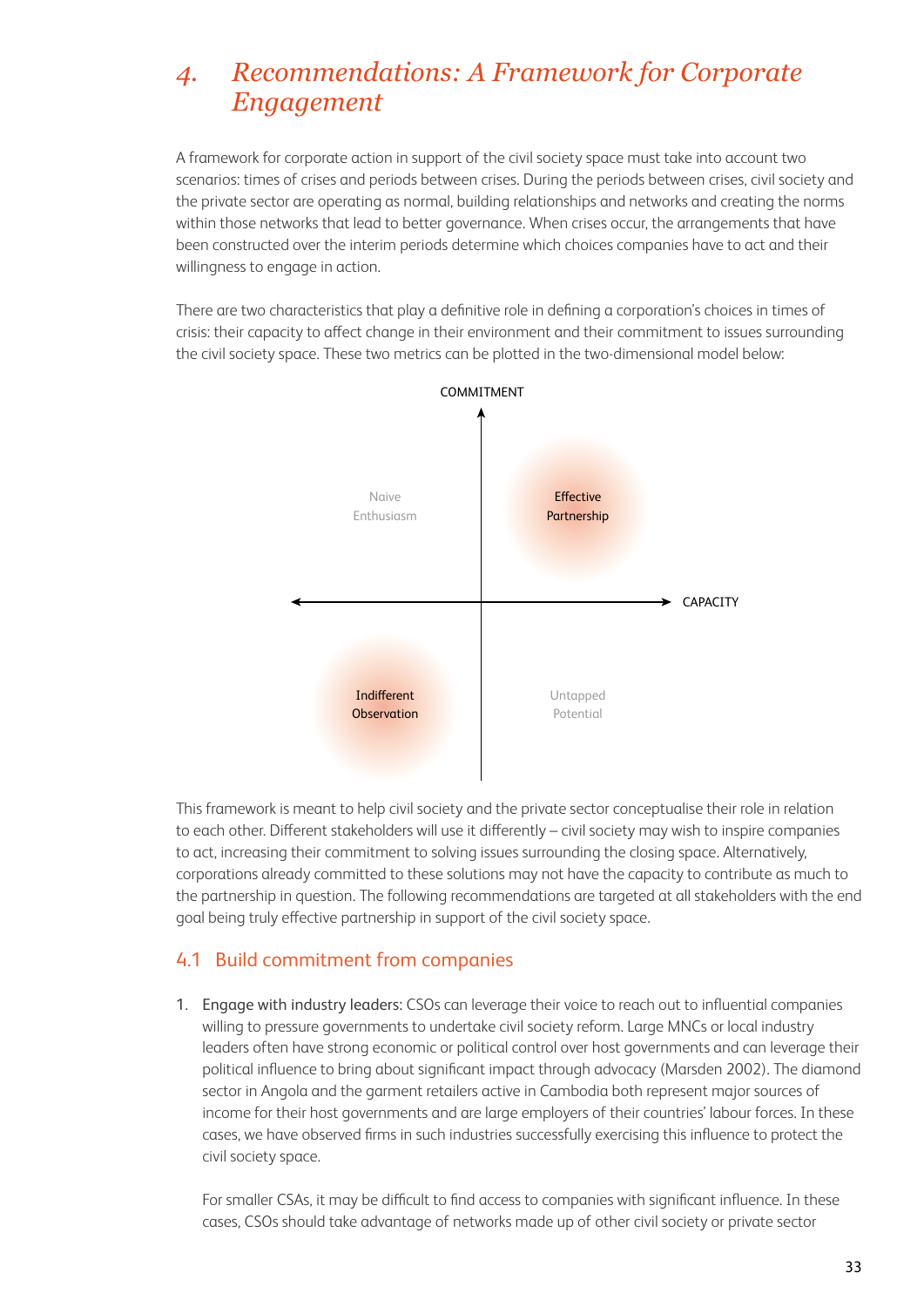# 4. *Recommendations: A Framework for Corporate Engagement*

A framework for corporate action in support of the civil society space must take into account two scenarios: times of crises and periods between crises. During the periods between crises, civil society and the private sector are operating as normal, building relationships and networks and creating the norms within those networks that lead to better governance. When crises occur, the arrangements that have been constructed over the interim periods determine which choices companies have to act and their willingness to engage in action.

There are two characteristics that play a definitive role in defining a corporation's choices in times of crisis: their capacity to affect change in their environment and their commitment to issues surrounding the civil society space. These two metrics can be plotted in the two-dimensional model below:

COMMITMENT

Naive Enthusiasm

Effective Partnership

CAPACITY

Indifferent Observation

Untapped Potential

This framework is meant to help civil society and the private sector conceptualise their role in relation to each other. Different stakeholders will use it differently – civil society may wish to inspire companies to act, increasing their commitment to solving issues surrounding the closing space. Alternatively, corporations already committed to these solutions may not have the capacity to contribute as much to the partnership in question. The following recommendations are targeted at all stakeholders with the end goal being truly effective partnership in support of the civil society space.

## 4.1 Build commitment from companies

1. Engage with industry leaders: CSOs can leverage their voice to reach out to influential companies willing to pressure governments to undertake civil society reform. Large MNCs or local industry leaders often have strong economic or political control over host governments and can leverage their political influence to bring about significant impact through advocacy (Marsden 2002). The diamond sector in Angola and the garment retailers active in Cambodia both represent major sources of income for their host governments and are large employers of their countries' labour forces. In these cases, we have observed firms in such industries successfully exercising this influence to protect the civil society space.

   For smaller CSAs, it may be difficult to find access to companies with significant influence. In these cases, CSOs should take advantage of networks made up of other civil society or private sector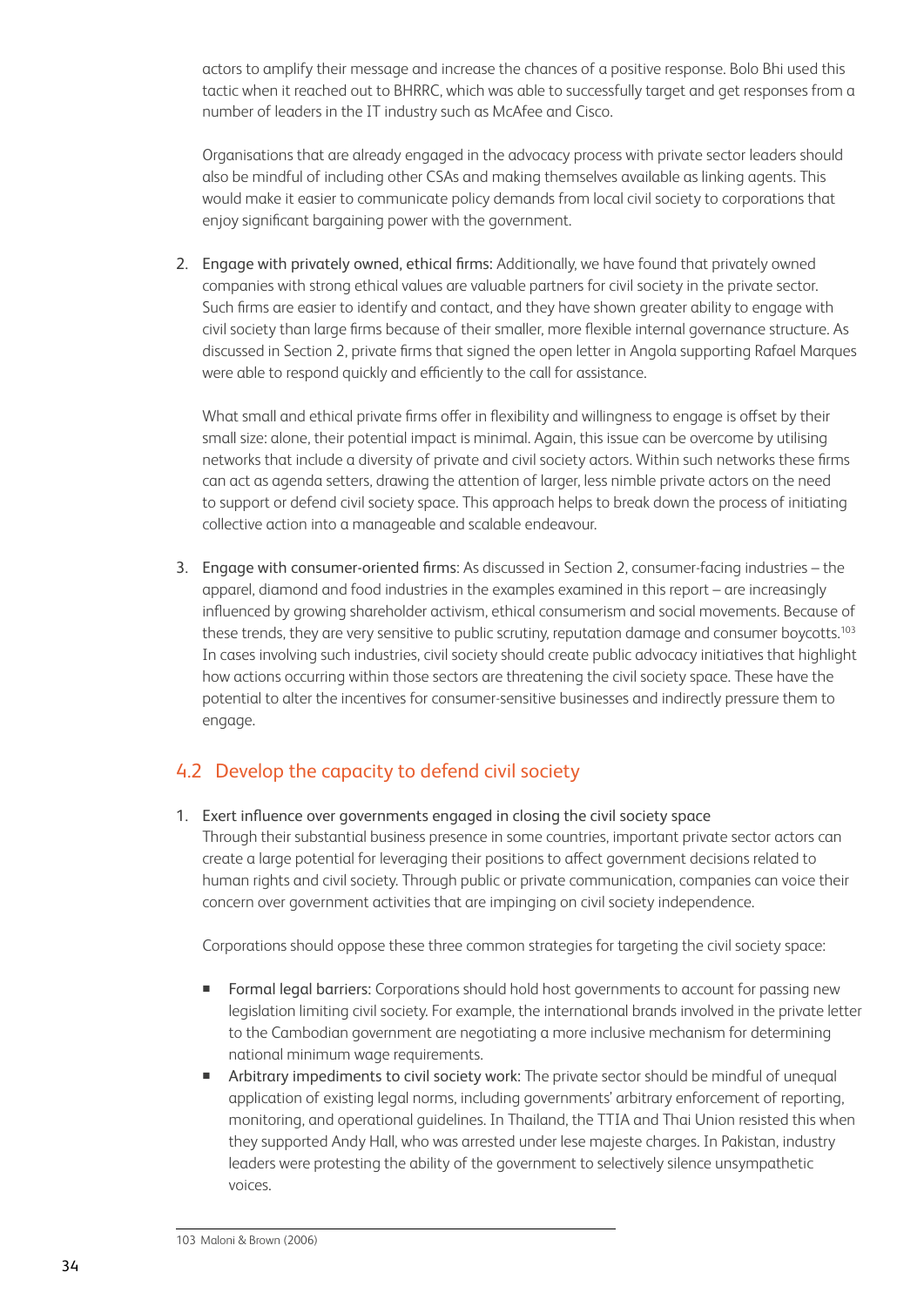actors to amplify their message and increase the chances of a positive response. Bolo Bhi used this tactic when it reached out to BHRRC, which was able to successfully target and get responses from a number of leaders in the IT industry such as McAfee and Cisco.

Organisations that are already engaged in the advocacy process with private sector leaders should also be mindful of including other CSAs and making themselves available as linking agents. This would make it easier to communicate policy demands from local civil society to corporations that enjoy significant bargaining power with the government.

2. Engage with privately owned, ethical firms: Additionally, we have found that privately owned companies with strong ethical values are valuable partners for civil society in the private sector. Such firms are easier to identify and contact, and they have shown greater ability to engage with civil society than large firms because of their smaller, more flexible internal governance structure. As discussed in Section 2, private firms that signed the open letter in Angola supporting Rafael Marques were able to respond quickly and efficiently to the call for assistance.

   What small and ethical private firms offer in flexibility and willingness to engage is offset by their small size: alone, their potential impact is minimal. Again, this issue can be overcome by utilising networks that include a diversity of private and civil society actors. Within such networks these firms can act as agenda setters, drawing the attention of larger, less nimble private actors on the need to support or defend civil society space. This approach helps to break down the process of initiating collective action into a manageable and scalable endeavour.

3. Engage with consumer-oriented firms: As discussed in Section 2, consumer-facing industries – the apparel, diamond and food industries in the examples examined in this report – are increasingly influenced by growing shareholder activism, ethical consumerism and social movements. Because of these trends, they are very sensitive to public scrutiny, reputation damage and consumer boycotts.[103] In cases involving such industries, civil society should create public advocacy initiatives that highlight how actions occurring within those sectors are threatening the civil society space. These have the potential to alter the incentives for consumer-sensitive businesses and indirectly pressure them to engage.

## 4.2 Develop the capacity to defend civil society

1. Exert influence over governments engaged in closing the civil society space
   Through their substantial business presence in some countries, important private sector actors can create a large potential for leveraging their positions to affect government decisions related to human rights and civil society. Through public or private communication, companies can voice their concern over government activities that are impinging on civil society independence.

   Corporations should oppose these three common strategies for targeting the civil society space:

   - Formal legal barriers: Corporations should hold host governments to account for passing new legislation limiting civil society. For example, the international brands involved in the private letter to the Cambodian government are negotiating a more inclusive mechanism for determining national minimum wage requirements.
   - Arbitrary impediments to civil society work: The private sector should be mindful of unequal application of existing legal norms, including governments' arbitrary enforcement of reporting, monitoring, and operational guidelines. In Thailand, the TTIA and Thai Union resisted this when they supported Andy Hall, who was arrested under lese majeste charges. In Pakistan, industry leaders were protesting the ability of the government to selectively silence unsympathetic voices.

103 Maloni & Brown (2006)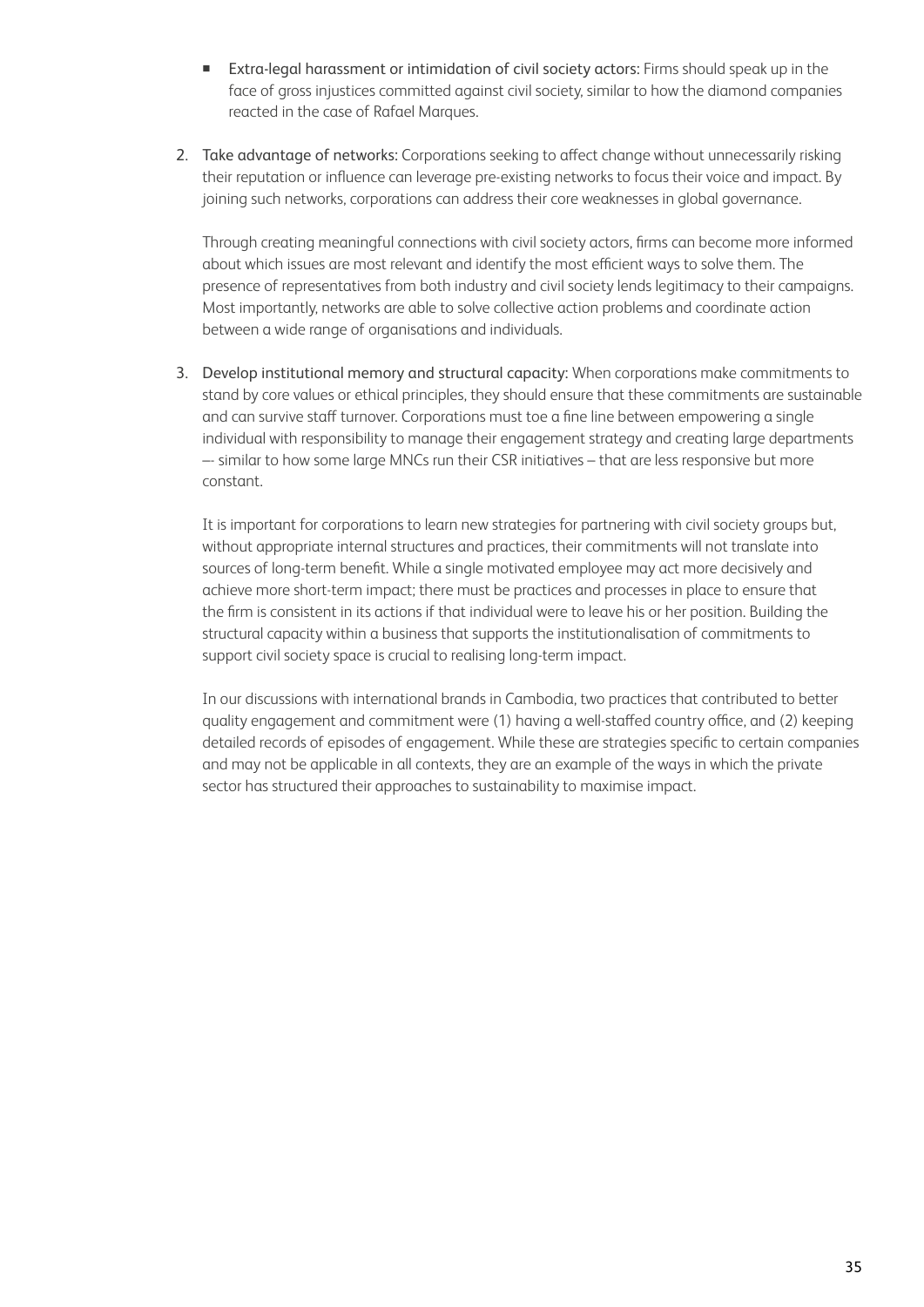- Extra-legal harassment or intimidation of civil society actors: Firms should speak up in the face of gross injustices committed against civil society, similar to how the diamond companies reacted in the case of Rafael Marques.

2. Take advantage of networks: Corporations seeking to affect change without unnecessarily risking their reputation or influence can leverage pre-existing networks to focus their voice and impact. By joining such networks, corporations can address their core weaknesses in global governance.

   Through creating meaningful connections with civil society actors, firms can become more informed about which issues are most relevant and identify the most efficient ways to solve them. The presence of representatives from both industry and civil society lends legitimacy to their campaigns. Most importantly, networks are able to solve collective action problems and coordinate action between a wide range of organisations and individuals.

3. Develop institutional memory and structural capacity: When corporations make commitments to stand by core values or ethical principles, they should ensure that these commitments are sustainable and can survive staff turnover. Corporations must toe a fine line between empowering a single individual with responsibility to manage their engagement strategy and creating large departments –- similar to how some large MNCs run their CSR initiatives – that are less responsive but more constant.

   It is important for corporations to learn new strategies for partnering with civil society groups but, without appropriate internal structures and practices, their commitments will not translate into sources of long-term benefit. While a single motivated employee may act more decisively and achieve more short-term impact; there must be practices and processes in place to ensure that the firm is consistent in its actions if that individual were to leave his or her position. Building the structural capacity within a business that supports the institutionalisation of commitments to support civil society space is crucial to realising long-term impact.

   In our discussions with international brands in Cambodia, two practices that contributed to better quality engagement and commitment were (1) having a well-staffed country office, and (2) keeping detailed records of episodes of engagement. While these are strategies specific to certain companies and may not be applicable in all contexts, they are an example of the ways in which the private sector has structured their approaches to sustainability to maximise impact.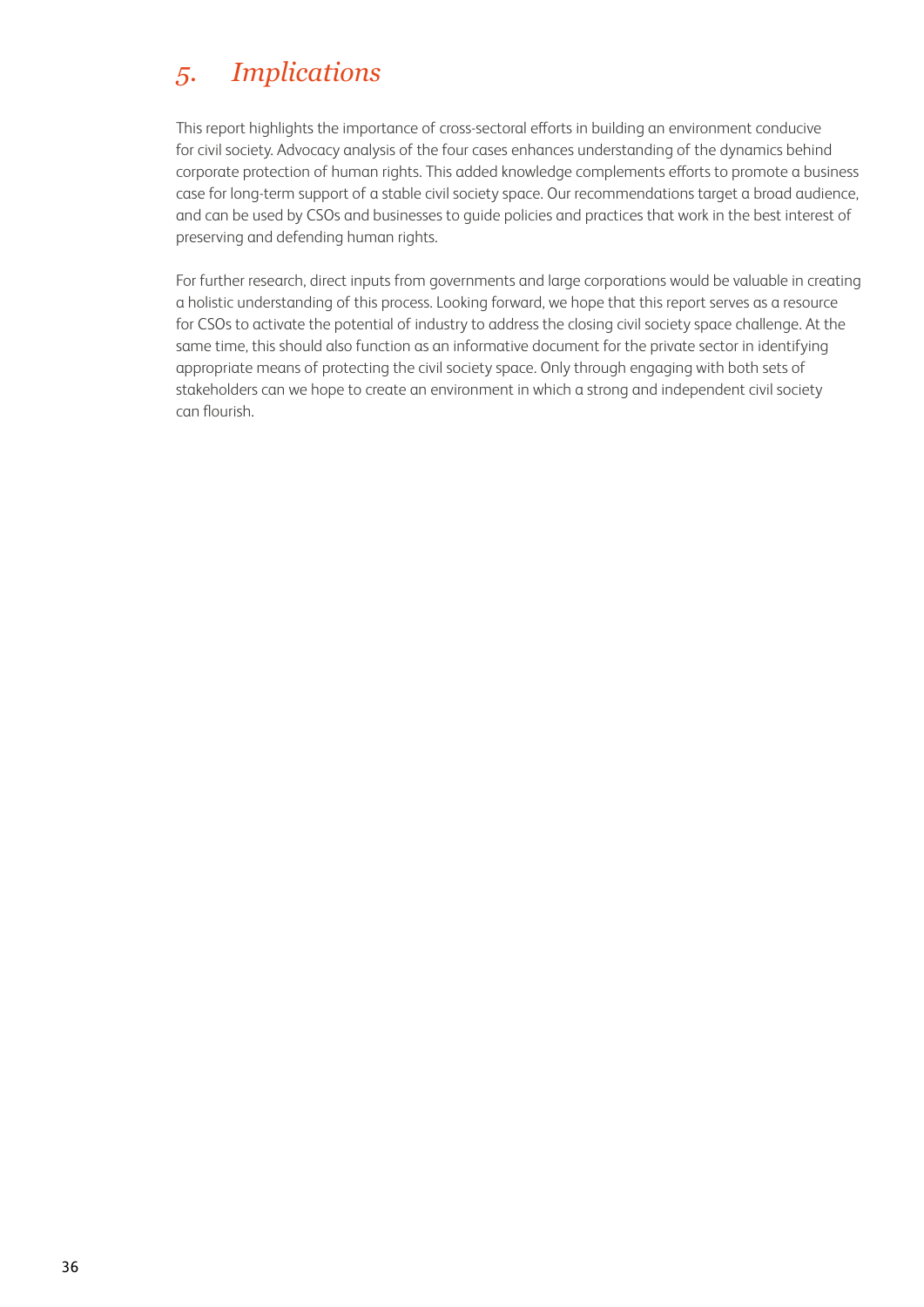# *5. Implications*

This report highlights the importance of cross-sectoral efforts in building an environment conducive for civil society. Advocacy analysis of the four cases enhances understanding of the dynamics behind corporate protection of human rights. This added knowledge complements efforts to promote a business case for long-term support of a stable civil society space. Our recommendations target a broad audience, and can be used by CSOs and businesses to guide policies and practices that work in the best interest of preserving and defending human rights.

For further research, direct inputs from governments and large corporations would be valuable in creating a holistic understanding of this process. Looking forward, we hope that this report serves as a resource for CSOs to activate the potential of industry to address the closing civil society space challenge. At the same time, this should also function as an informative document for the private sector in identifying appropriate means of protecting the civil society space. Only through engaging with both sets of stakeholders can we hope to create an environment in which a strong and independent civil society can flourish.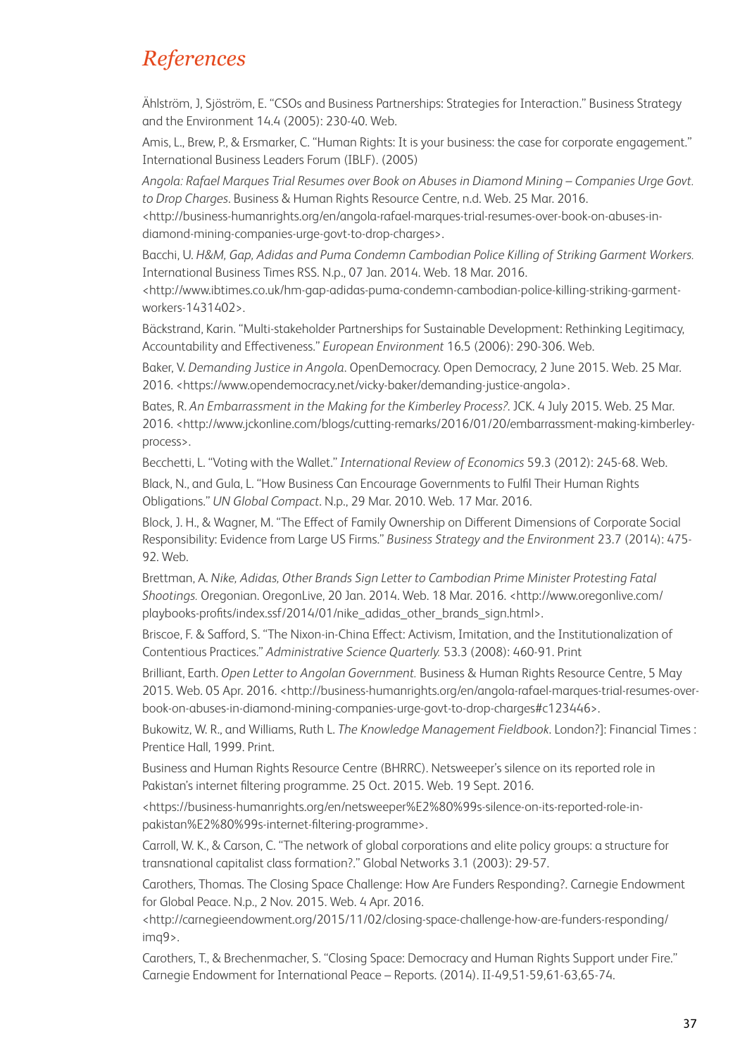# *References*

Ählström, J, Sjöström, E. "CSOs and Business Partnerships: Strategies for Interaction." Business Strategy and the Environment 14.4 (2005): 230-40. Web.

Amis, L., Brew, P., & Ersmarker, C. "Human Rights: It is your business: the case for corporate engagement." International Business Leaders Forum (IBLF). (2005)

*Angola: Rafael Marques Trial Resumes over Book on Abuses in Diamond Mining – Companies Urge Govt. to Drop Charges*. Business & Human Rights Resource Centre, n.d. Web. 25 Mar. 2016. <http://business-humanrights.org/en/angola-rafael-marques-trial-resumes-over-book-on-abuses-in-diamond-mining-companies-urge-govt-to-drop-charges>.

Bacchi, U. *H&M, Gap, Adidas and Puma Condemn Cambodian Police Killing of Striking Garment Workers.* International Business Times RSS. N.p., 07 Jan. 2014. Web. 18 Mar. 2016. <http://www.ibtimes.co.uk/hm-gap-adidas-puma-condemn-cambodian-police-killing-striking-garment-workers-1431402>.

Bäckstrand, Karin. "Multi-stakeholder Partnerships for Sustainable Development: Rethinking Legitimacy, Accountability and Effectiveness." *European Environment* 16.5 (2006): 290-306. Web.

Baker, V. *Demanding Justice in Angola*. OpenDemocracy. Open Democracy, 2 June 2015. Web. 25 Mar. 2016. <https://www.opendemocracy.net/vicky-baker/demanding-justice-angola>.

Bates, R. *An Embarrassment in the Making for the Kimberley Process?*. JCK. 4 July 2015. Web. 25 Mar. 2016. <http://www.jckonline.com/blogs/cutting-remarks/2016/01/20/embarrassment-making-kimberley-process>.

Becchetti, L. "Voting with the Wallet." *International Review of Economics* 59.3 (2012): 245-68. Web.

Black, N., and Gula, L. "How Business Can Encourage Governments to Fulfil Their Human Rights Obligations." *UN Global Compact*. N.p., 29 Mar. 2010. Web. 17 Mar. 2016.

Block, J. H., & Wagner, M. "The Effect of Family Ownership on Different Dimensions of Corporate Social Responsibility: Evidence from Large US Firms." *Business Strategy and the Environment* 23.7 (2014): 475-92. Web.

Brettman, A. *Nike, Adidas, Other Brands Sign Letter to Cambodian Prime Minister Protesting Fatal Shootings.* Oregonian. OregonLive, 20 Jan. 2014. Web. 18 Mar. 2016. <http://www.oregonlive.com/playbooks-profits/index.ssf/2014/01/nike_adidas_other_brands_sign.html>.

Briscoe, F. & Safford, S. "The Nixon-in-China Effect: Activism, Imitation, and the Institutionalization of Contentious Practices." *Administrative Science Quarterly.* 53.3 (2008): 460-91. Print

Brilliant, Earth. *Open Letter to Angolan Government.* Business & Human Rights Resource Centre, 5 May 2015. Web. 05 Apr. 2016. <http://business-humanrights.org/en/angola-rafael-marques-trial-resumes-over-book-on-abuses-in-diamond-mining-companies-urge-govt-to-drop-charges#c123446>.

Bukowitz, W. R., and Williams, Ruth L. *The Knowledge Management Fieldbook*. London?]: Financial Times : Prentice Hall, 1999. Print.

Business and Human Rights Resource Centre (BHRRC). Netsweeper's silence on its reported role in Pakistan's internet filtering programme. 25 Oct. 2015. Web. 19 Sept. 2016.

<https://business-humanrights.org/en/netsweeper%E2%80%99s-silence-on-its-reported-role-in-pakistan%E2%80%99s-internet-filtering-programme>.

Carroll, W. K., & Carson, C. "The network of global corporations and elite policy groups: a structure for transnational capitalist class formation?." Global Networks 3.1 (2003): 29-57.

Carothers, Thomas. The Closing Space Challenge: How Are Funders Responding?. Carnegie Endowment for Global Peace. N.p., 2 Nov. 2015. Web. 4 Apr. 2016. <http://carnegieendowment.org/2015/11/02/closing-space-challenge-how-are-funders-responding/imq9>.

Carothers, T., & Brechenmacher, S. "Closing Space: Democracy and Human Rights Support under Fire." Carnegie Endowment for International Peace – Reports. (2014). II-49,51-59,61-63,65-74.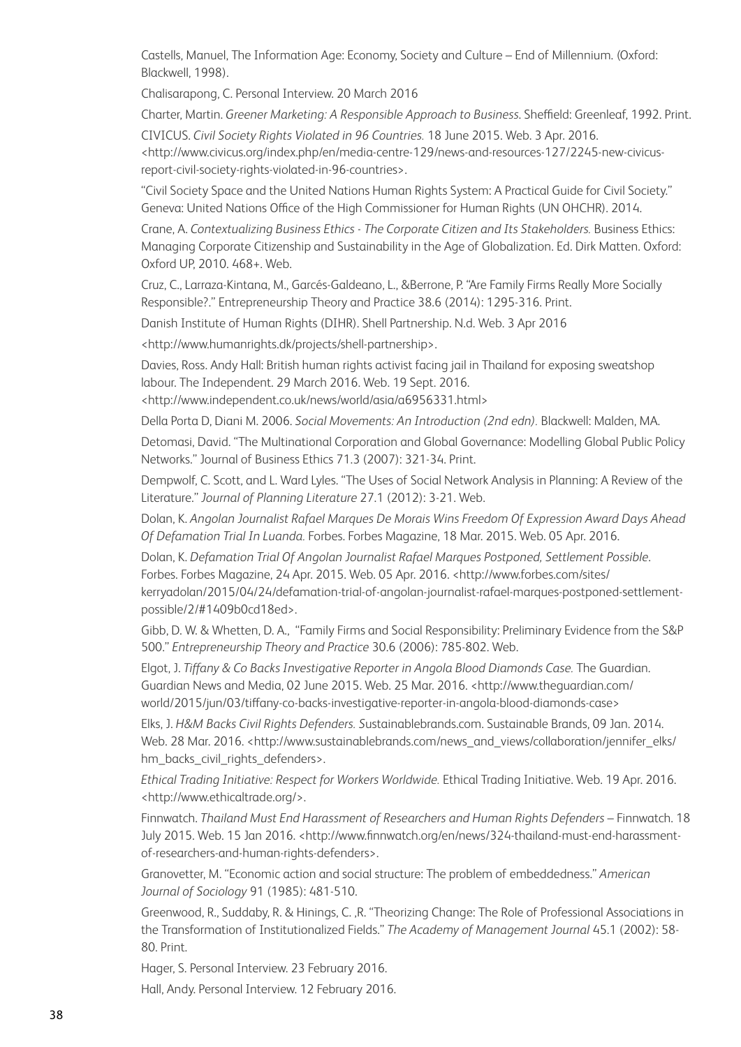Castells, Manuel, The Information Age: Economy, Society and Culture – End of Millennium. (Oxford: Blackwell, 1998).

Chalisarapong, C. Personal Interview. 20 March 2016

Charter, Martin. *Greener Marketing: A Responsible Approach to Business.* Sheffield: Greenleaf, 1992. Print.

CIVICUS. *Civil Society Rights Violated in 96 Countries.* 18 June 2015. Web. 3 Apr. 2016. <http://www.civicus.org/index.php/en/media-centre-129/news-and-resources-127/2245-new-civicus-report-civil-society-rights-violated-in-96-countries>.

"Civil Society Space and the United Nations Human Rights System: A Practical Guide for Civil Society." Geneva: United Nations Office of the High Commissioner for Human Rights (UN OHCHR). 2014.

Crane, A. *Contextualizing Business Ethics - The Corporate Citizen and Its Stakeholders.* Business Ethics: Managing Corporate Citizenship and Sustainability in the Age of Globalization. Ed. Dirk Matten. Oxford: Oxford UP, 2010. 468+. Web.

Cruz, C., Larraza-Kintana, M., Garcés-Galdeano, L., &Berrone, P. "Are Family Firms Really More Socially Responsible?." Entrepreneurship Theory and Practice 38.6 (2014): 1295-316. Print.

Danish Institute of Human Rights (DIHR). Shell Partnership. N.d. Web. 3 Apr 2016

<http://www.humanrights.dk/projects/shell-partnership>.

Davies, Ross. Andy Hall: British human rights activist facing jail in Thailand for exposing sweatshop labour. The Independent. 29 March 2016. Web. 19 Sept. 2016. <http://www.independent.co.uk/news/world/asia/a6956331.html>

Della Porta D, Diani M. 2006. *Social Movements: An Introduction (2nd edn).* Blackwell: Malden, MA.

Detomasi, David. "The Multinational Corporation and Global Governance: Modelling Global Public Policy Networks." Journal of Business Ethics 71.3 (2007): 321-34. Print.

Dempwolf, C. Scott, and L. Ward Lyles. "The Uses of Social Network Analysis in Planning: A Review of the Literature." *Journal of Planning Literature* 27.1 (2012): 3-21. Web.

Dolan, K. *Angolan Journalist Rafael Marques De Morais Wins Freedom Of Expression Award Days Ahead Of Defamation Trial In Luanda.* Forbes. Forbes Magazine, 18 Mar. 2015. Web. 05 Apr. 2016.

Dolan, K. *Defamation Trial Of Angolan Journalist Rafael Marques Postponed, Settlement Possible.* Forbes. Forbes Magazine, 24 Apr. 2015. Web. 05 Apr. 2016. <http://www.forbes.com/sites/kerryadolan/2015/04/24/defamation-trial-of-angolan-journalist-rafael-marques-postponed-settlement-possible/2/#1409b0cd18ed>.

Gibb, D. W. & Whetten, D. A., "Family Firms and Social Responsibility: Preliminary Evidence from the S&P 500." *Entrepreneurship Theory and Practice* 30.6 (2006): 785-802. Web.

Elgot, J. *Tiffany & Co Backs Investigative Reporter in Angola Blood Diamonds Case.* The Guardian. Guardian News and Media, 02 June 2015. Web. 25 Mar. 2016. <http://www.theguardian.com/world/2015/jun/03/tiffany-co-backs-investigative-reporter-in-angola-blood-diamonds-case>

Elks, J. *H&M Backs Civil Rights Defenders. S*ustainablebrands.com. Sustainable Brands, 09 Jan. 2014. Web. 28 Mar. 2016. <http://www.sustainablebrands.com/news_and_views/collaboration/jennifer_elks/hm_backs_civil_rights_defenders>.

*Ethical Trading Initiative: Respect for Workers Worldwide.* Ethical Trading Initiative. Web. 19 Apr. 2016. <http://www.ethicaltrade.org/>.

Finnwatch. *Thailand Must End Harassment of Researchers and Human Rights Defenders* – Finnwatch. 18 July 2015. Web. 15 Jan 2016. <http://www.finnwatch.org/en/news/324-thailand-must-end-harassment-of-researchers-and-human-rights-defenders>.

Granovetter, M. "Economic action and social structure: The problem of embeddedness." *American Journal of Sociology* 91 (1985): 481-510.

Greenwood, R., Suddaby, R. & Hinings, C. ,R. "Theorizing Change: The Role of Professional Associations in the Transformation of Institutionalized Fields." *The Academy of Management Journal* 45.1 (2002): 58-80. Print.

Hager, S. Personal Interview. 23 February 2016.

Hall, Andy. Personal Interview. 12 February 2016.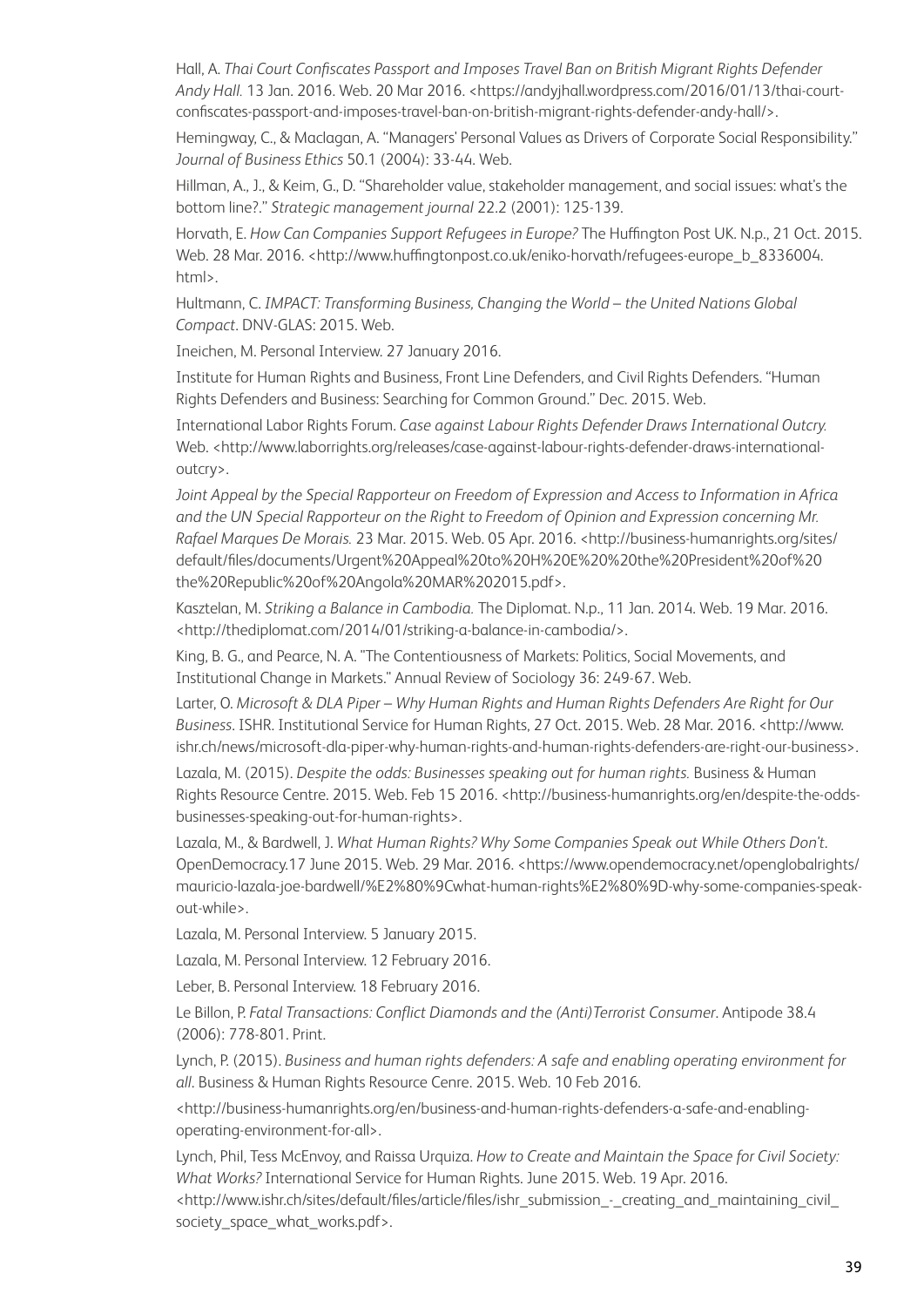Hall, A. *Thai Court Confiscates Passport and Imposes Travel Ban on British Migrant Rights Defender Andy Hall.* 13 Jan. 2016. Web. 20 Mar 2016. <https://andyjhall.wordpress.com/2016/01/13/thai-court-confiscates-passport-and-imposes-travel-ban-on-british-migrant-rights-defender-andy-hall/>.

Hemingway, C., & Maclagan, A. "Managers' Personal Values as Drivers of Corporate Social Responsibility." *Journal of Business Ethics* 50.1 (2004): 33-44. Web.

Hillman, A., J., & Keim, G., D. "Shareholder value, stakeholder management, and social issues: what's the bottom line?." *Strategic management journal* 22.2 (2001): 125-139.

Horvath, E. *How Can Companies Support Refugees in Europe?* The Huffington Post UK. N.p., 21 Oct. 2015. Web. 28 Mar. 2016. <http://www.huffingtonpost.co.uk/eniko-horvath/refugees-europe_b_8336004.html>.

Hultmann, C. *IMPACT: Transforming Business, Changing the World – the United Nations Global Compact*. DNV-GLAS: 2015. Web.

Ineichen, M. Personal Interview. 27 January 2016.

Institute for Human Rights and Business, Front Line Defenders, and Civil Rights Defenders. "Human Rights Defenders and Business: Searching for Common Ground." Dec. 2015. Web.

International Labor Rights Forum. *Case against Labour Rights Defender Draws International Outcry.* Web. <http://www.laborrights.org/releases/case-against-labour-rights-defender-draws-international-outcry>.

*Joint Appeal by the Special Rapporteur on Freedom of Expression and Access to Information in Africa and the UN Special Rapporteur on the Right to Freedom of Opinion and Expression concerning Mr. Rafael Marques De Morais.* 23 Mar. 2015. Web. 05 Apr. 2016. <http://business-humanrights.org/sites/default/files/documents/Urgent%20Appeal%20to%20H%20E%20%20the%20President%20of%20the%20Republic%20of%20Angola%20MAR%202015.pdf>.

Kasztelan, M. *Striking a Balance in Cambodia.* The Diplomat. N.p., 11 Jan. 2014. Web. 19 Mar. 2016. <http://thediplomat.com/2014/01/striking-a-balance-in-cambodia/>.

King, B. G., and Pearce, N. A. "The Contentiousness of Markets: Politics, Social Movements, and Institutional Change in Markets." Annual Review of Sociology 36: 249-67. Web.

Larter, O. *Microsoft & DLA Piper – Why Human Rights and Human Rights Defenders Are Right for Our Business*. ISHR. Institutional Service for Human Rights, 27 Oct. 2015. Web. 28 Mar. 2016. <http://www.ishr.ch/news/microsoft-dla-piper-why-human-rights-and-human-rights-defenders-are-right-our-business>.

Lazala, M. (2015). *Despite the odds: Businesses speaking out for human rights.* Business & Human Rights Resource Centre. 2015. Web. Feb 15 2016. <http://business-humanrights.org/en/despite-the-odds-businesses-speaking-out-for-human-rights>.

Lazala, M., & Bardwell, J. *What Human Rights? Why Some Companies Speak out While Others Don't*. OpenDemocracy.17 June 2015. Web. 29 Mar. 2016. <https://www.opendemocracy.net/openglobalrights/mauricio-lazala-joe-bardwell/%E2%80%9Cwhat-human-rights%E2%80%9D-why-some-companies-speak-out-while>.

Lazala, M. Personal Interview. 5 January 2015.

Lazala, M. Personal Interview. 12 February 2016.

Leber, B. Personal Interview. 18 February 2016.

Le Billon, P. *Fatal Transactions: Conflict Diamonds and the (Anti)Terrorist Consumer*. Antipode 38.4 (2006): 778-801. Print.

Lynch, P. (2015). *Business and human rights defenders: A safe and enabling operating environment for all*. Business & Human Rights Resource Cenre. 2015. Web. 10 Feb 2016.

<http://business-humanrights.org/en/business-and-human-rights-defenders-a-safe-and-enabling-operating-environment-for-all>.

Lynch, Phil, Tess McEnvoy, and Raissa Urquiza. *How to Create and Maintain the Space for Civil Society: What Works?* International Service for Human Rights. June 2015. Web. 19 Apr. 2016. <http://www.ishr.ch/sites/default/files/article/files/ishr_submission_-_creating_and_maintaining_civil_society_space_what_works.pdf>.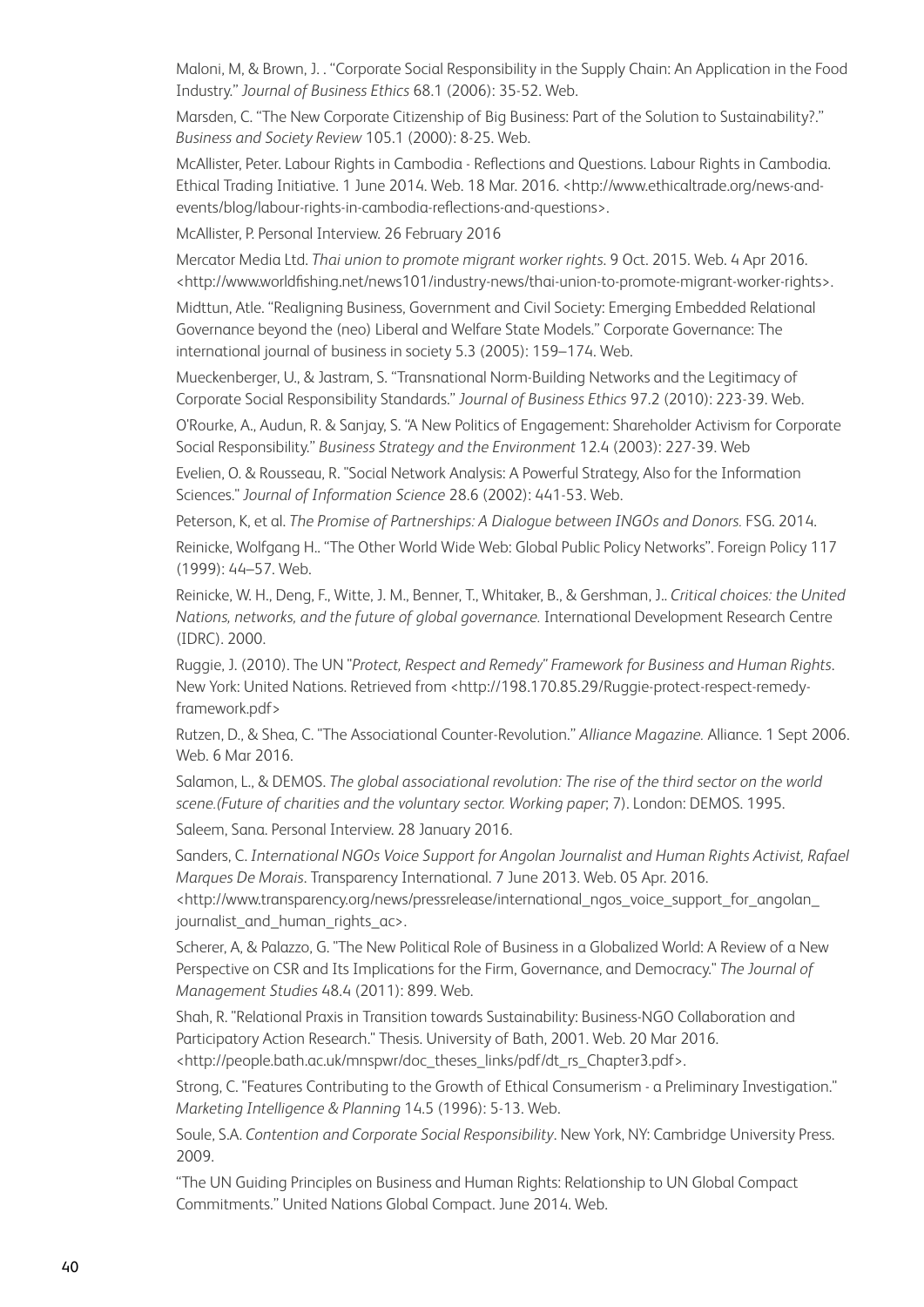Maloni, M, & Brown, J. . "Corporate Social Responsibility in the Supply Chain: An Application in the Food Industry." *Journal of Business Ethics* 68.1 (2006): 35-52. Web.

Marsden, C. "The New Corporate Citizenship of Big Business: Part of the Solution to Sustainability?." *Business and Society Review* 105.1 (2000): 8-25. Web.

McAllister, Peter. Labour Rights in Cambodia - Reflections and Questions. Labour Rights in Cambodia. Ethical Trading Initiative. 1 June 2014. Web. 18 Mar. 2016. <http://www.ethicaltrade.org/news-and-events/blog/labour-rights-in-cambodia-reflections-and-questions>.

McAllister, P. Personal Interview. 26 February 2016

Mercator Media Ltd. *Thai union to promote migrant worker rights*. 9 Oct. 2015. Web. 4 Apr 2016. <http://www.worldfishing.net/news101/industry-news/thai-union-to-promote-migrant-worker-rights>.

Midttun, Atle. "Realigning Business, Government and Civil Society: Emerging Embedded Relational Governance beyond the (neo) Liberal and Welfare State Models." Corporate Governance: The international journal of business in society 5.3 (2005): 159–174. Web.

Mueckenberger, U., & Jastram, S. "Transnational Norm-Building Networks and the Legitimacy of Corporate Social Responsibility Standards." *Journal of Business Ethics* 97.2 (2010): 223-39. Web.

O'Rourke, A., Audun, R. & Sanjay, S. "A New Politics of Engagement: Shareholder Activism for Corporate Social Responsibility." *Business Strategy and the Environment* 12.4 (2003): 227-39. Web

Evelien, O. & Rousseau, R. "Social Network Analysis: A Powerful Strategy, Also for the Information Sciences." *Journal of Information Science* 28.6 (2002): 441-53. Web.

Peterson, K, et al. *The Promise of Partnerships: A Dialogue between INGOs and Donors.* FSG. 2014.

Reinicke, Wolfgang H.. "The Other World Wide Web: Global Public Policy Networks". Foreign Policy 117 (1999): 44–57. Web.

Reinicke, W. H., Deng, F., Witte, J. M., Benner, T., Whitaker, B., & Gershman, J.. *Critical choices: the United Nations, networks, and the future of global governance.* International Development Research Centre (IDRC). 2000.

Ruggie, J. (2010). The UN "*Protect, Respect and Remedy" Framework for Business and Human Rights*. New York: United Nations. Retrieved from <http://198.170.85.29/Ruggie-protect-respect-remedy-framework.pdf>

Rutzen, D., & Shea, C. "The Associational Counter-Revolution." *Alliance Magazine.* Alliance. 1 Sept 2006. Web. 6 Mar 2016.

Salamon, L., & DEMOS. *The global associational revolution: The rise of the third sector on the world scene.(Future of charities and the voluntary sector. Working paper*; 7). London: DEMOS. 1995.

Saleem, Sana. Personal Interview. 28 January 2016.

Sanders, C. *International NGOs Voice Support for Angolan Journalist and Human Rights Activist, Rafael Marques De Morais*. Transparency International. 7 June 2013. Web. 05 Apr. 2016. <http://www.transparency.org/news/pressrelease/international_ngos_voice_support_for_angolan_journalist_and_human_rights_ac>.

Scherer, A, & Palazzo, G. "The New Political Role of Business in a Globalized World: A Review of a New Perspective on CSR and Its Implications for the Firm, Governance, and Democracy." *The Journal of Management Studies* 48.4 (2011): 899. Web.

Shah, R. "Relational Praxis in Transition towards Sustainability: Business-NGO Collaboration and Participatory Action Research." Thesis. University of Bath, 2001. Web. 20 Mar 2016. <http://people.bath.ac.uk/mnspwr/doc_theses_links/pdf/dt_rs_Chapter3.pdf>.

Strong, C. "Features Contributing to the Growth of Ethical Consumerism - a Preliminary Investigation." *Marketing Intelligence & Planning* 14.5 (1996): 5-13. Web.

Soule, S.A. *Contention and Corporate Social Responsibility*. New York, NY: Cambridge University Press. 2009.

"The UN Guiding Principles on Business and Human Rights: Relationship to UN Global Compact Commitments." United Nations Global Compact. June 2014. Web.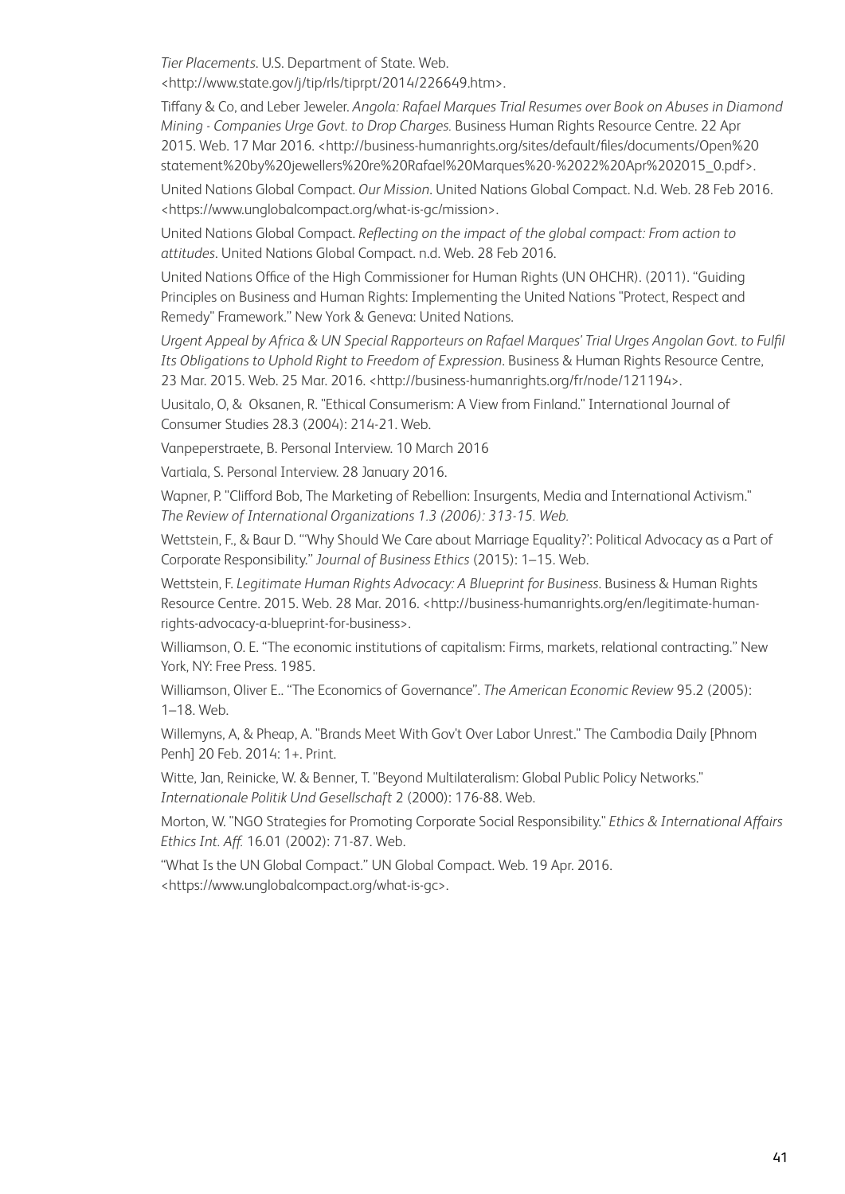*Tier Placements*. U.S. Department of State. Web. <http://www.state.gov/j/tip/rls/tiprpt/2014/226649.htm>.

Tiffany & Co, and Leber Jeweler. *Angola: Rafael Marques Trial Resumes over Book on Abuses in Diamond Mining - Companies Urge Govt. to Drop Charges.* Business Human Rights Resource Centre. 22 Apr 2015. Web. 17 Mar 2016. <http://business-humanrights.org/sites/default/files/documents/Open%20 statement%20by%20jewellers%20re%20Rafael%20Marques%20-%2022%20Apr%202015_0.pdf>.

United Nations Global Compact. *Our Mission*. United Nations Global Compact. N.d. Web. 28 Feb 2016. <https://www.unglobalcompact.org/what-is-gc/mission>.

United Nations Global Compact. *Reflecting on the impact of the global compact: From action to attitudes*. United Nations Global Compact. n.d. Web. 28 Feb 2016.

United Nations Office of the High Commissioner for Human Rights (UN OHCHR). (2011). "Guiding Principles on Business and Human Rights: Implementing the United Nations "Protect, Respect and Remedy" Framework." New York & Geneva: United Nations.

*Urgent Appeal by Africa & UN Special Rapporteurs on Rafael Marques' Trial Urges Angolan Govt. to Fulfil Its Obligations to Uphold Right to Freedom of Expression*. Business & Human Rights Resource Centre, 23 Mar. 2015. Web. 25 Mar. 2016. <http://business-humanrights.org/fr/node/121194>.

Uusitalo, O, & Oksanen, R. "Ethical Consumerism: A View from Finland." International Journal of Consumer Studies 28.3 (2004): 214-21. Web.

Vanpeperstraete, B. Personal Interview. 10 March 2016

Vartiala, S. Personal Interview. 28 January 2016.

Wapner, P. "Clifford Bob, The Marketing of Rebellion: Insurgents, Media and International Activism." *The Review of International Organizations 1.3 (2006): 313-15. Web.*

Wettstein, F., & Baur D. "'Why Should We Care about Marriage Equality?': Political Advocacy as a Part of Corporate Responsibility." *Journal of Business Ethics* (2015): 1–15. Web.

Wettstein, F. *Legitimate Human Rights Advocacy: A Blueprint for Business*. Business & Human Rights Resource Centre. 2015. Web. 28 Mar. 2016. <http://business-humanrights.org/en/legitimate-human-rights-advocacy-a-blueprint-for-business>.

Williamson, O. E. "The economic institutions of capitalism: Firms, markets, relational contracting." New York, NY: Free Press. 1985.

Williamson, Oliver E.. "The Economics of Governance". *The American Economic Review* 95.2 (2005): 1–18. Web.

Willemyns, A, & Pheap, A. "Brands Meet With Gov't Over Labor Unrest." The Cambodia Daily [Phnom Penh] 20 Feb. 2014: 1+. Print.

Witte, Jan, Reinicke, W. & Benner, T. "Beyond Multilateralism: Global Public Policy Networks." *Internationale Politik Und Gesellschaft* 2 (2000): 176-88. Web.

Morton, W. "NGO Strategies for Promoting Corporate Social Responsibility." *Ethics & International Affairs Ethics Int. Aff.* 16.01 (2002): 71-87. Web.

"What Is the UN Global Compact." UN Global Compact. Web. 19 Apr. 2016. <https://www.unglobalcompact.org/what-is-gc>.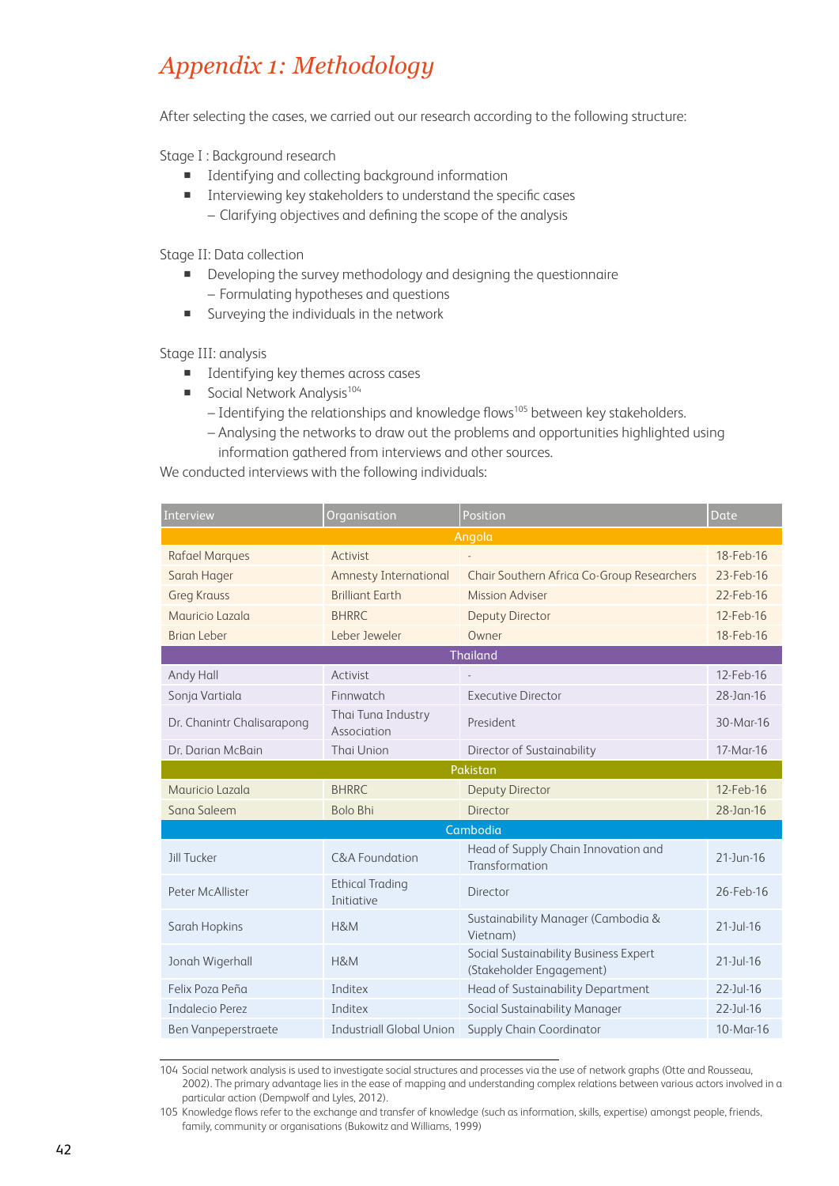# Appendix 1: Methodology

After selecting the cases, we carried out our research according to the following structure:

Stage I : Background research

- Identifying and collecting background information
- Interviewing key stakeholders to understand the specific cases
  – Clarifying objectives and defining the scope of the analysis

Stage II: Data collection

- Developing the survey methodology and designing the questionnaire
  – Formulating hypotheses and questions
- Surveying the individuals in the network

Stage III: analysis

- Identifying key themes across cases
- Social Network Analysis[104]
  – Identifying the relationships and knowledge flows[105] between key stakeholders.
  – Analysing the networks to draw out the problems and opportunities highlighted using information gathered from interviews and other sources.

We conducted interviews with the following individuals:

| Interview | Organisation | Position | Date |
|---|---|---|---|
| **Angola** | | | |
| Rafael Marques | Activist | - | 18-Feb-16 |
| Sarah Hager | Amnesty International | Chair Southern Africa Co-Group Researchers | 23-Feb-16 |
| Greg Krauss | Brilliant Earth | Mission Adviser | 22-Feb-16 |
| Mauricio Lazala | BHRRC | Deputy Director | 12-Feb-16 |
| Brian Leber | Leber Jeweler | Owner | 18-Feb-16 |
| **Thailand** | | | |
| Andy Hall | Activist | - | 12-Feb-16 |
| Sonja Vartiala | Finnwatch | Executive Director | 28-Jan-16 |
| Dr. Chanintr Chalisarapong | Thai Tuna Industry Association | President | 30-Mar-16 |
| Dr. Darian McBain | Thai Union | Director of Sustainability | 17-Mar-16 |
| **Pakistan** | | | |
| Mauricio Lazala | BHRRC | Deputy Director | 12-Feb-16 |
| Sana Saleem | Bolo Bhi | Director | 28-Jan-16 |
| **Cambodia** | | | |
| Jill Tucker | C&A Foundation | Head of Supply Chain Innovation and Transformation | 21-Jun-16 |
| Peter McAllister | Ethical Trading Initiative | Director | 26-Feb-16 |
| Sarah Hopkins | H&M | Sustainability Manager (Cambodia & Vietnam) | 21-Jul-16 |
| Jonah Wigerhall | H&M | Social Sustainability Business Expert (Stakeholder Engagement) | 21-Jul-16 |
| Felix Poza Peña | Inditex | Head of Sustainability Department | 22-Jul-16 |
| Indalecio Perez | Inditex | Social Sustainability Manager | 22-Jul-16 |
| Ben Vanpeperstraete | Industriall Global Union | Supply Chain Coordinator | 10-Mar-16 |

---

104 Social network analysis is used to investigate social structures and processes via the use of network graphs (Otte and Rousseau, 2002). The primary advantage lies in the ease of mapping and understanding complex relations between various actors involved in a particular action (Dempwolf and Lyles, 2012).

105 Knowledge flows refer to the exchange and transfer of knowledge (such as information, skills, expertise) amongst people, friends, family, community or organisations (Bukowitz and Williams, 1999)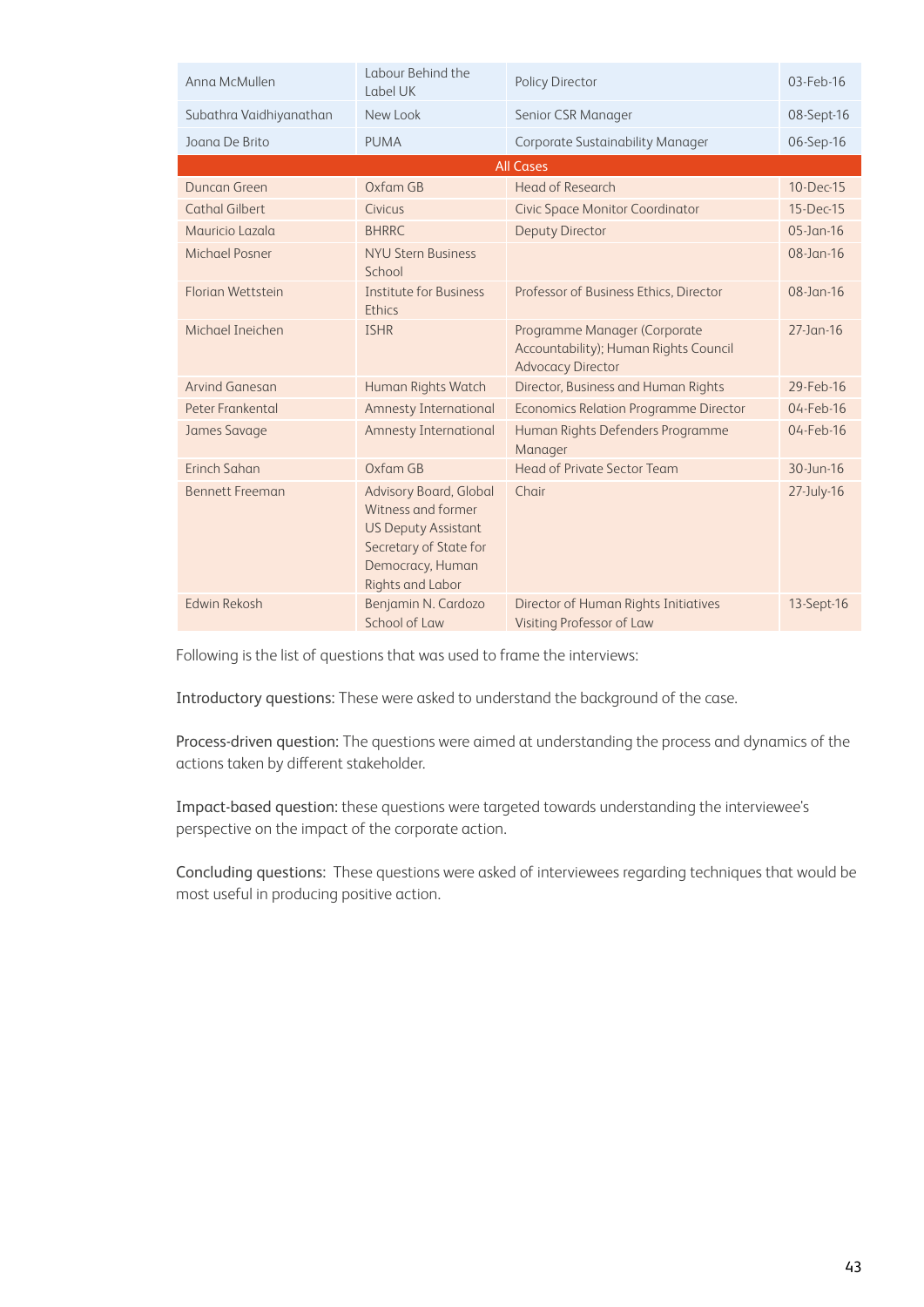| | | | |
|---|---|---|---|
| Anna McMullen | Labour Behind the Label UK | Policy Director | 03-Feb-16 |
| Subathra Vaidhiyanathan | New Look | Senior CSR Manager | 08-Sept-16 |
| Joana De Brito | PUMA | Corporate Sustainability Manager | 06-Sep-16 |
| All Cases | | | |
| Duncan Green | Oxfam GB | Head of Research | 10-Dec-15 |
| Cathal Gilbert | Civicus | Civic Space Monitor Coordinator | 15-Dec-15 |
| Mauricio Lazala | BHRRC | Deputy Director | 05-Jan-16 |
| Michael Posner | NYU Stern Business School | | 08-Jan-16 |
| Florian Wettstein | Institute for Business Ethics | Professor of Business Ethics, Director | 08-Jan-16 |
| Michael Ineichen | ISHR | Programme Manager (Corporate Accountability); Human Rights Council Advocacy Director | 27-Jan-16 |
| Arvind Ganesan | Human Rights Watch | Director, Business and Human Rights | 29-Feb-16 |
| Peter Frankental | Amnesty International | Economics Relation Programme Director | 04-Feb-16 |
| James Savage | Amnesty International | Human Rights Defenders Programme Manager | 04-Feb-16 |
| Erinch Sahan | Oxfam GB | Head of Private Sector Team | 30-Jun-16 |
| Bennett Freeman | Advisory Board, Global Witness and former US Deputy Assistant Secretary of State for Democracy, Human Rights and Labor | Chair | 27-July-16 |
| Edwin Rekosh | Benjamin N. Cardozo School of Law | Director of Human Rights Initiatives Visiting Professor of Law | 13-Sept-16 |

Following is the list of questions that was used to frame the interviews:

Introductory questions: These were asked to understand the background of the case.

Process-driven question: The questions were aimed at understanding the process and dynamics of the actions taken by different stakeholder.

Impact-based question: these questions were targeted towards understanding the interviewee's perspective on the impact of the corporate action.

Concluding questions: These questions were asked of interviewees regarding techniques that would be most useful in producing positive action.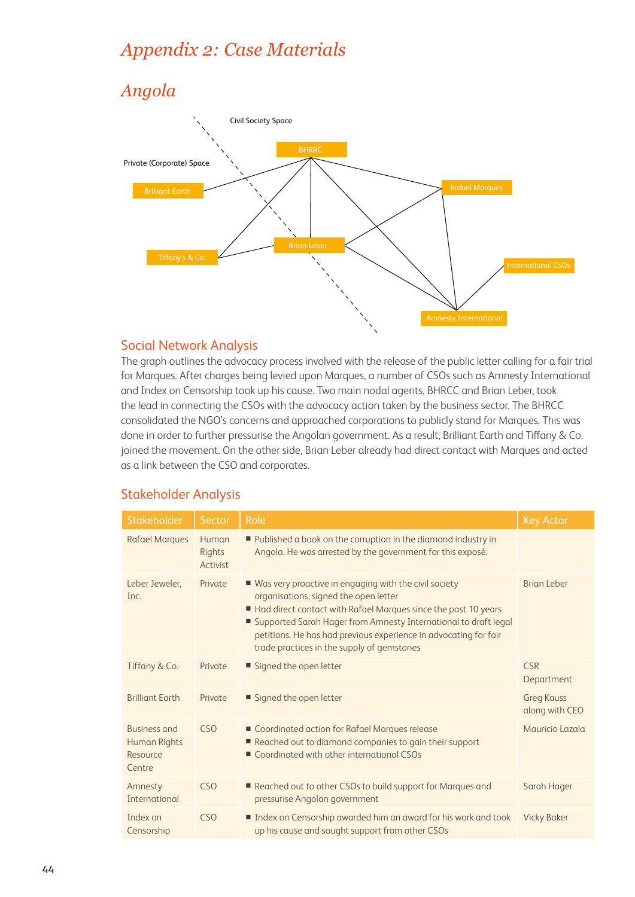# Appendix 2: Case Materials

## Angola

Civil Society Space

Private (Corporate) Space

BHRRC

Brilliant Earth

Rafael Marques

Tiffany's & Co.

Brian Leber

International CSOs

Amnesty International

### Social Network Analysis

The graph outlines the advocacy process involved with the release of the public letter calling for a fair trial for Marques. After charges being levied upon Marques, a number of CSOs such as Amnesty International and Index on Censorship took up his cause. Two main nodal agents, BHRCC and Brian Leber, took the lead in connecting the CSOs with the advocacy action taken by the business sector. The BHRCC consolidated the NGO's concerns and approached corporations to publicly stand for Marques. This was done in order to further pressurise the Angolan government. As a result, Brilliant Earth and Tiffany & Co. joined the movement. On the other side, Brian Leber already had direct contact with Marques and acted as a link between the CSO and corporates.

### Stakeholder Analysis

| Stakeholder | Sector | Role | Key Actor |
|---|---|---|---|
| Rafael Marques | Human Rights Activist | ■ Published a book on the corruption in the diamond industry in Angola. He was arrested by the government for this exposé. | |
| Leber Jeweler, Inc. | Private | ■ Was very proactive in engaging with the civil society organisations, signed the open letter<br>■ Had direct contact with Rafael Marques since the past 10 years<br>■ Supported Sarah Hager from Amnesty International to draft legal petitions. He has had previous experience in advocating for fair trade practices in the supply of gemstones | Brian Leber |
| Tiffany & Co. | Private | ■ Signed the open letter | CSR Department |
| Brilliant Earth | Private | ■ Signed the open letter | Greg Kauss along with CEO |
| Business and Human Rights Resource Centre | CSO | ■ Coordinated action for Rafael Marques release<br>■ Reached out to diamond companies to gain their support<br>■ Coordinated with other international CSOs | Mauricio Lazala |
| Amnesty International | CSO | ■ Reached out to other CSOs to build support for Marques and pressurise Angolan government | Sarah Hager |
| Index on Censorship | CSO | ■ Index on Censorship awarded him an award for his work and took up his cause and sought support from other CSOs | Vicky Baker |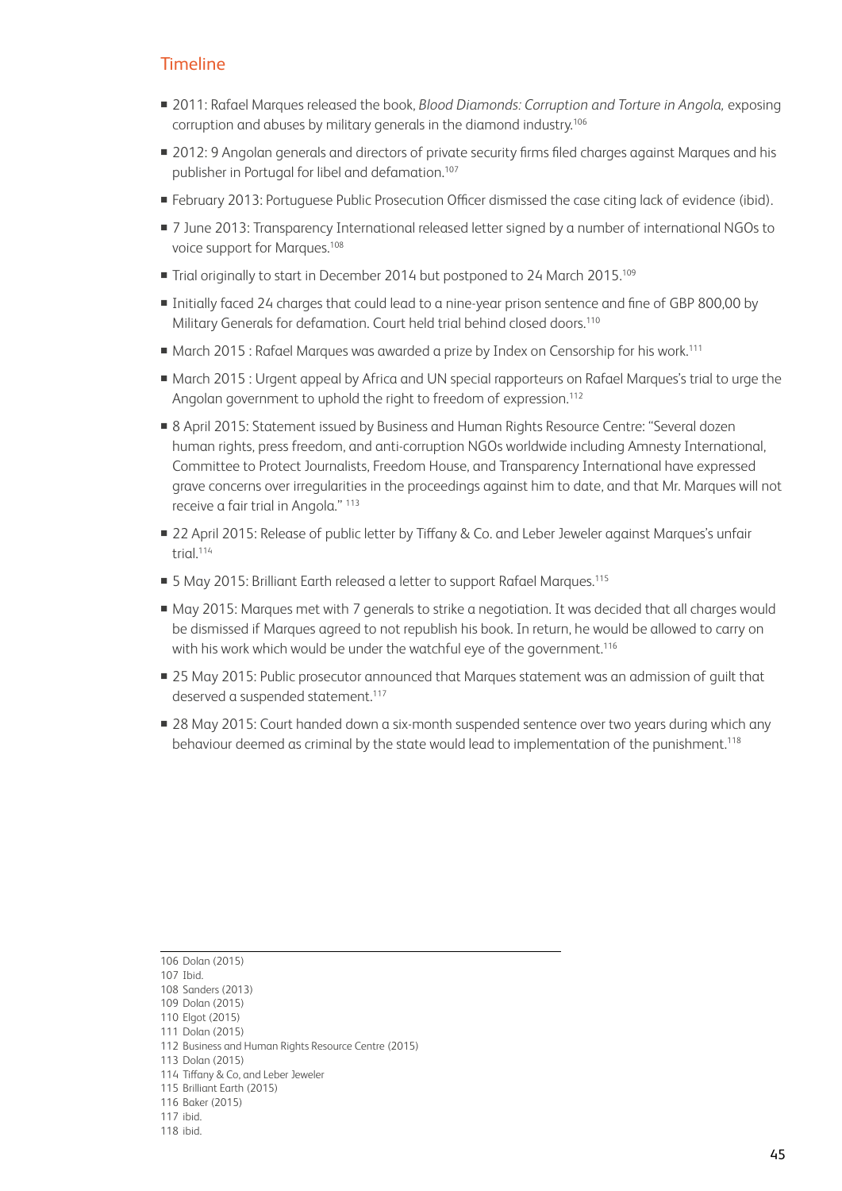## Timeline

- 2011: Rafael Marques released the book, *Blood Diamonds: Corruption and Torture in Angola,* exposing corruption and abuses by military generals in the diamond industry.[106]
- 2012: 9 Angolan generals and directors of private security firms filed charges against Marques and his publisher in Portugal for libel and defamation.[107]
- February 2013: Portuguese Public Prosecution Officer dismissed the case citing lack of evidence (ibid).
- 7 June 2013: Transparency International released letter signed by a number of international NGOs to voice support for Marques.[108]
- Trial originally to start in December 2014 but postponed to 24 March 2015.[109]
- Initially faced 24 charges that could lead to a nine-year prison sentence and fine of GBP 800,00 by Military Generals for defamation. Court held trial behind closed doors.[110]
- March 2015 : Rafael Marques was awarded a prize by Index on Censorship for his work.[111]
- March 2015 : Urgent appeal by Africa and UN special rapporteurs on Rafael Marques's trial to urge the Angolan government to uphold the right to freedom of expression.[112]
- 8 April 2015: Statement issued by Business and Human Rights Resource Centre: "Several dozen human rights, press freedom, and anti-corruption NGOs worldwide including Amnesty International, Committee to Protect Journalists, Freedom House, and Transparency International have expressed grave concerns over irregularities in the proceedings against him to date, and that Mr. Marques will not receive a fair trial in Angola." [113]
- 22 April 2015: Release of public letter by Tiffany & Co. and Leber Jeweler against Marques's unfair trial.[114]
- 5 May 2015: Brilliant Earth released a letter to support Rafael Marques.[115]
- May 2015: Marques met with 7 generals to strike a negotiation. It was decided that all charges would be dismissed if Marques agreed to not republish his book. In return, he would be allowed to carry on with his work which would be under the watchful eye of the government.[116]
- 25 May 2015: Public prosecutor announced that Marques statement was an admission of guilt that deserved a suspended statement.[117]
- 28 May 2015: Court handed down a six-month suspended sentence over two years during which any behaviour deemed as criminal by the state would lead to implementation of the punishment.[118]

---

106 Dolan (2015)
107 Ibid.
108 Sanders (2013)
109 Dolan (2015)
110 Elgot (2015)
111 Dolan (2015)
112 Business and Human Rights Resource Centre (2015)
113 Dolan (2015)
114 Tiffany & Co, and Leber Jeweler
115 Brilliant Earth (2015)
116 Baker (2015)
117 ibid.
118 ibid.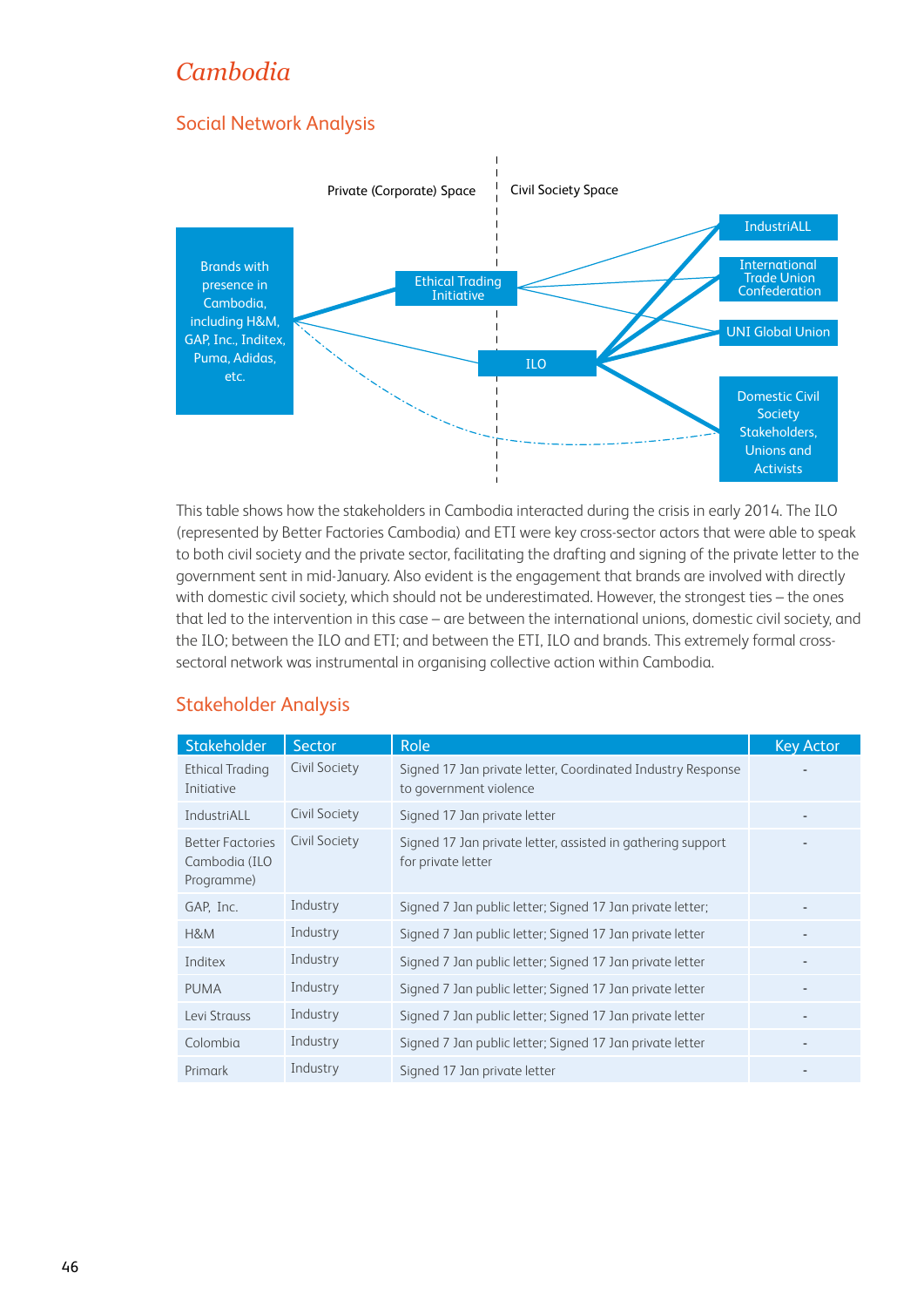# Cambodia

## Social Network Analysis

Private (Corporate) Space

Civil Society Space

Brands with presence in Cambodia, including H&M, GAP, Inc., Inditex, Puma, Adidas, etc.

Ethical Trading Initiative

ILO

IndustriALL

International Trade Union Confederation

UNI Global Union

Domestic Civil Society Stakeholders, Unions and Activists

This table shows how the stakeholders in Cambodia interacted during the crisis in early 2014. The ILO (represented by Better Factories Cambodia) and ETI were key cross-sector actors that were able to speak to both civil society and the private sector, facilitating the drafting and signing of the private letter to the government sent in mid-January. Also evident is the engagement that brands are involved with directly with domestic civil society, which should not be underestimated. However, the strongest ties – the ones that led to the intervention in this case – are between the international unions, domestic civil society, and the ILO; between the ILO and ETI; and between the ETI, ILO and brands. This extremely formal cross-sectoral network was instrumental in organising collective action within Cambodia.

## Stakeholder Analysis

| Stakeholder | Sector | Role | Key Actor |
|---|---|---|---|
| Ethical Trading Initiative | Civil Society | Signed 17 Jan private letter, Coordinated Industry Response to government violence | - |
| IndustriALL | Civil Society | Signed 17 Jan private letter | - |
| Better Factories Cambodia (ILO Programme) | Civil Society | Signed 17 Jan private letter, assisted in gathering support for private letter | - |
| GAP, Inc. | Industry | Signed 7 Jan public letter; Signed 17 Jan private letter; | - |
| H&M | Industry | Signed 7 Jan public letter; Signed 17 Jan private letter | - |
| Inditex | Industry | Signed 7 Jan public letter; Signed 17 Jan private letter | - |
| PUMA | Industry | Signed 7 Jan public letter; Signed 17 Jan private letter | - |
| Levi Strauss | Industry | Signed 7 Jan public letter; Signed 17 Jan private letter | - |
| Colombia | Industry | Signed 7 Jan public letter; Signed 17 Jan private letter | - |
| Primark | Industry | Signed 17 Jan private letter | - |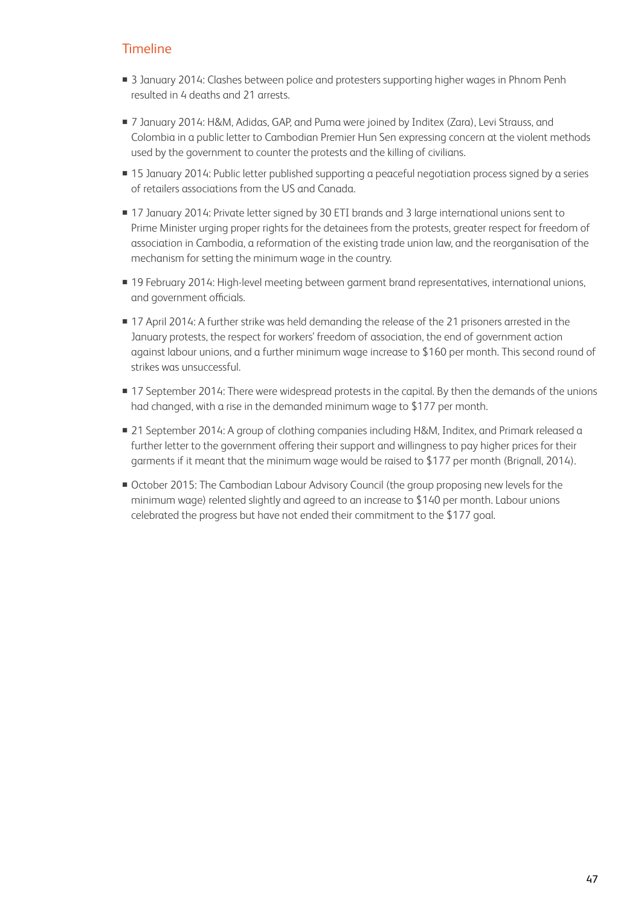## Timeline

- 3 January 2014: Clashes between police and protesters supporting higher wages in Phnom Penh resulted in 4 deaths and 21 arrests.
- 7 January 2014: H&M, Adidas, GAP, and Puma were joined by Inditex (Zara), Levi Strauss, and Colombia in a public letter to Cambodian Premier Hun Sen expressing concern at the violent methods used by the government to counter the protests and the killing of civilians.
- 15 January 2014: Public letter published supporting a peaceful negotiation process signed by a series of retailers associations from the US and Canada.
- 17 January 2014: Private letter signed by 30 ETI brands and 3 large international unions sent to Prime Minister urging proper rights for the detainees from the protests, greater respect for freedom of association in Cambodia, a reformation of the existing trade union law, and the reorganisation of the mechanism for setting the minimum wage in the country.
- 19 February 2014: High-level meeting between garment brand representatives, international unions, and government officials.
- 17 April 2014: A further strike was held demanding the release of the 21 prisoners arrested in the January protests, the respect for workers' freedom of association, the end of government action against labour unions, and a further minimum wage increase to $160 per month. This second round of strikes was unsuccessful.
- 17 September 2014: There were widespread protests in the capital. By then the demands of the unions had changed, with a rise in the demanded minimum wage to $177 per month.
- 21 September 2014: A group of clothing companies including H&M, Inditex, and Primark released a further letter to the government offering their support and willingness to pay higher prices for their garments if it meant that the minimum wage would be raised to $177 per month (Brignall, 2014).
- October 2015: The Cambodian Labour Advisory Council (the group proposing new levels for the minimum wage) relented slightly and agreed to an increase to $140 per month. Labour unions celebrated the progress but have not ended their commitment to the $177 goal.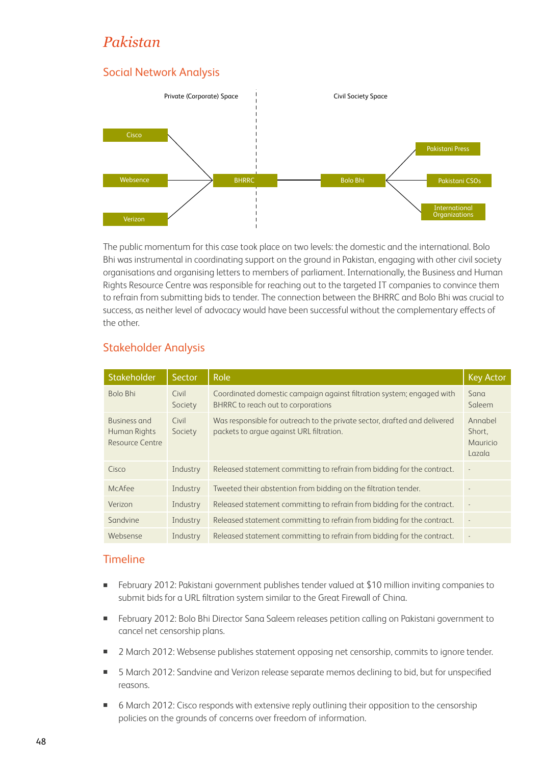# *Pakistan*

## Social Network Analysis

Private (Corporate) Space

Civil Society Space

Cisco

Websence

Verizon

BHRRC

Bolo Bhi

Pakistani Press

Pakistani CSOs

International Organizations

The public momentum for this case took place on two levels: the domestic and the international. Bolo Bhi was instrumental in coordinating support on the ground in Pakistan, engaging with other civil society organisations and organising letters to members of parliament. Internationally, the Business and Human Rights Resource Centre was responsible for reaching out to the targeted IT companies to convince them to refrain from submitting bids to tender. The connection between the BHRRC and Bolo Bhi was crucial to success, as neither level of advocacy would have been successful without the complementary effects of the other.

## Stakeholder Analysis

| Stakeholder | Sector | Role | Key Actor |
|---|---|---|---|
| Bolo Bhi | Civil Society | Coordinated domestic campaign against filtration system; engaged with BHRRC to reach out to corporations | Sana Saleem |
| Business and Human Rights Resource Centre | Civil Society | Was responsible for outreach to the private sector, drafted and delivered packets to argue against URL filtration. | Annabel Short, Mauricio Lazala |
| Cisco | Industry | Released statement committing to refrain from bidding for the contract. | - |
| McAfee | Industry | Tweeted their abstention from bidding on the filtration tender. | - |
| Verizon | Industry | Released statement committing to refrain from bidding for the contract. | - |
| Sandvine | Industry | Released statement committing to refrain from bidding for the contract. | - |
| Websense | Industry | Released statement committing to refrain from bidding for the contract. | - |

## Timeline

- February 2012: Pakistani government publishes tender valued at $10 million inviting companies to submit bids for a URL filtration system similar to the Great Firewall of China.
- February 2012: Bolo Bhi Director Sana Saleem releases petition calling on Pakistani government to cancel net censorship plans.
- 2 March 2012: Websense publishes statement opposing net censorship, commits to ignore tender.
- 5 March 2012: Sandvine and Verizon release separate memos declining to bid, but for unspecified reasons.
- 6 March 2012: Cisco responds with extensive reply outlining their opposition to the censorship policies on the grounds of concerns over freedom of information.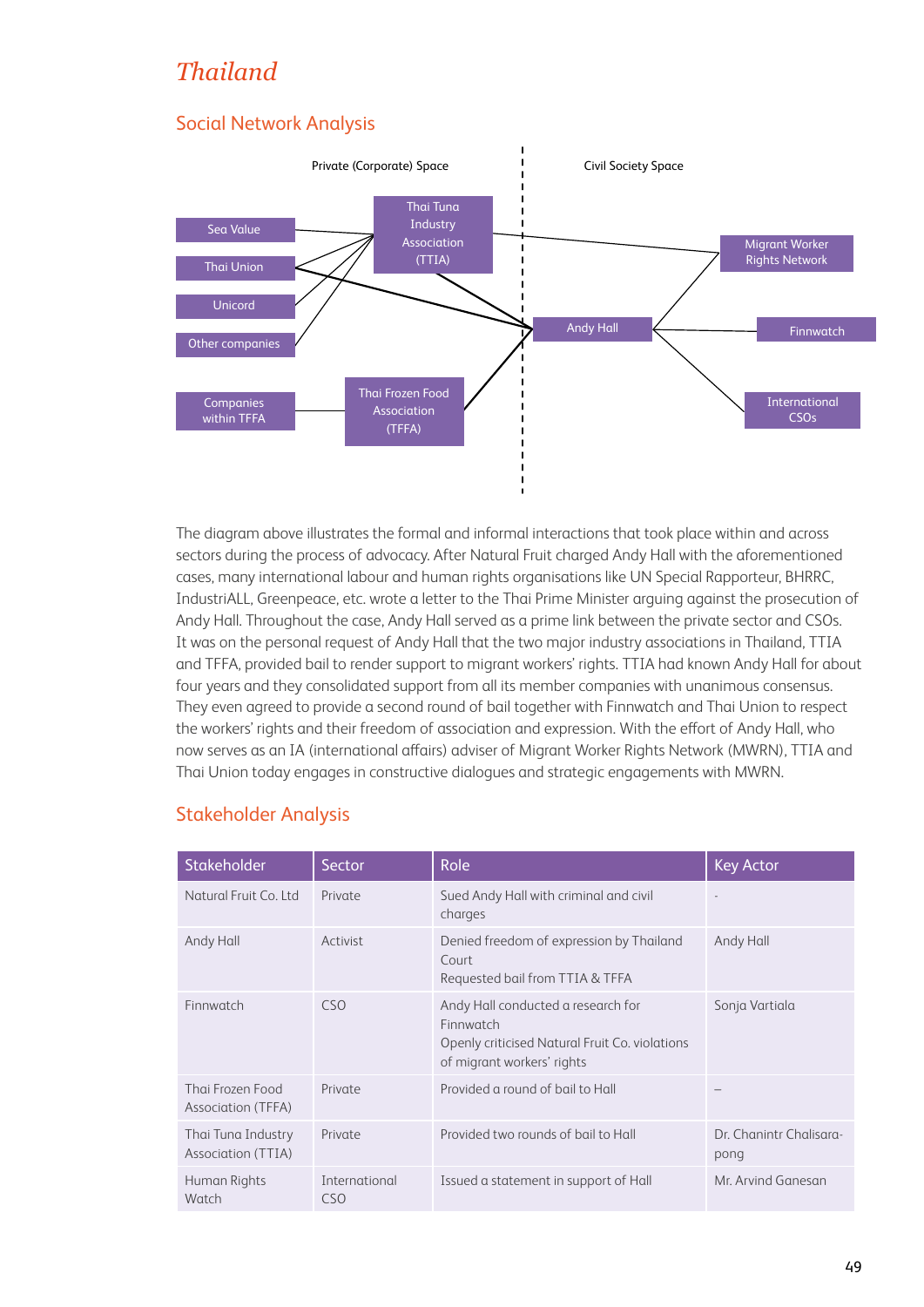# Thailand

## Social Network Analysis

The diagram above illustrates the formal and informal interactions that took place within and across sectors during the process of advocacy. After Natural Fruit charged Andy Hall with the aforementioned cases, many international labour and human rights organisations like UN Special Rapporteur, BHRRC, IndustriALL, Greenpeace, etc. wrote a letter to the Thai Prime Minister arguing against the prosecution of Andy Hall. Throughout the case, Andy Hall served as a prime link between the private sector and CSOs. It was on the personal request of Andy Hall that the two major industry associations in Thailand, TTIA and TFFA, provided bail to render support to migrant workers' rights. TTIA had known Andy Hall for about four years and they consolidated support from all its member companies with unanimous consensus. They even agreed to provide a second round of bail together with Finnwatch and Thai Union to respect the workers' rights and their freedom of association and expression. With the effort of Andy Hall, who now serves as an IA (international affairs) adviser of Migrant Worker Rights Network (MWRN), TTIA and Thai Union today engages in constructive dialogues and strategic engagements with MWRN.

## Stakeholder Analysis

| Stakeholder | Sector | Role | Key Actor |
|---|---|---|---|
| Natural Fruit Co. Ltd | Private | Sued Andy Hall with criminal and civil charges | - |
| Andy Hall | Activist | Denied freedom of expression by Thailand Court<br>Requested bail from TTIA & TFFA | Andy Hall |
| Finnwatch | CSO | Andy Hall conducted a research for Finnwatch<br>Openly criticised Natural Fruit Co. violations of migrant workers' rights | Sonja Vartiala |
| Thai Frozen Food Association (TFFA) | Private | Provided a round of bail to Hall | – |
| Thai Tuna Industry Association (TTIA) | Private | Provided two rounds of bail to Hall | Dr. Chanintr Chalisara-pong |
| Human Rights Watch | International CSO | Issued a statement in support of Hall | Mr. Arvind Ganesan |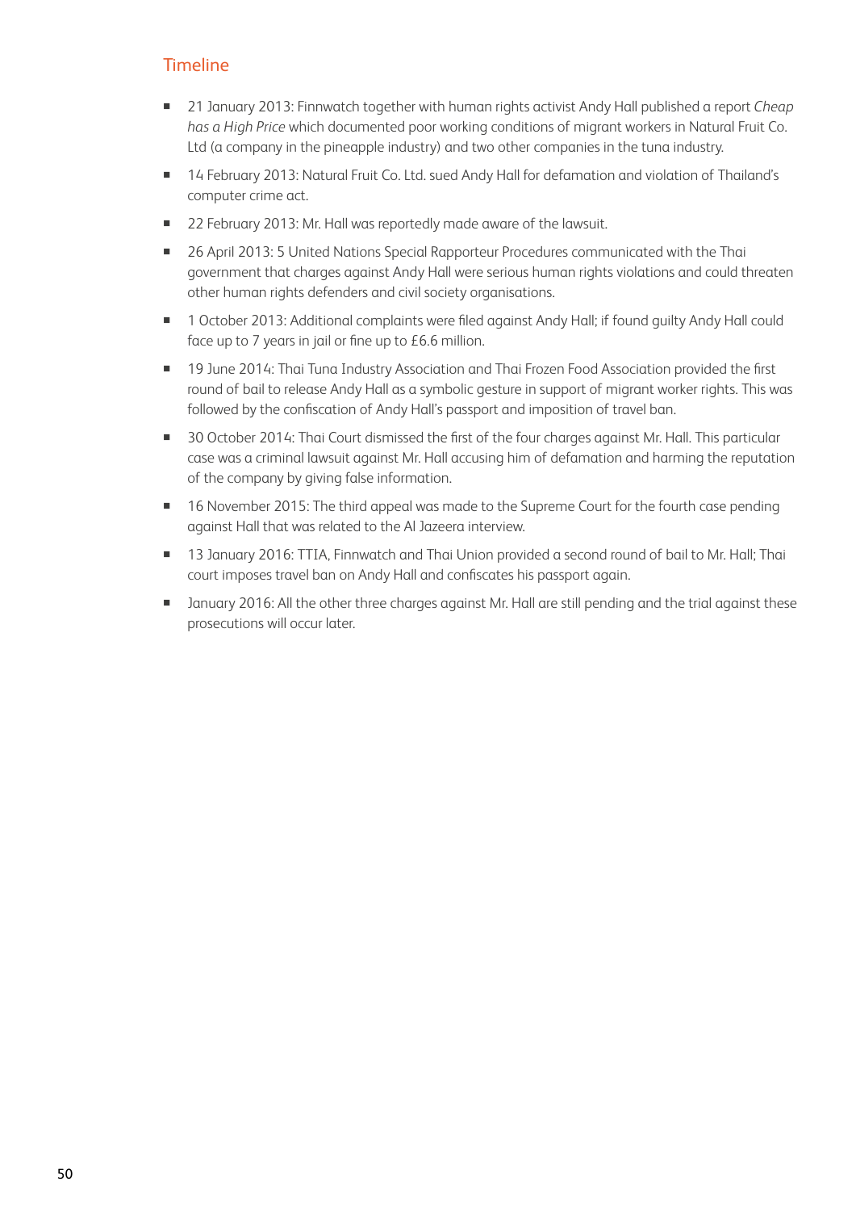## Timeline

- 21 January 2013: Finnwatch together with human rights activist Andy Hall published a report *Cheap has a High Price* which documented poor working conditions of migrant workers in Natural Fruit Co. Ltd (a company in the pineapple industry) and two other companies in the tuna industry.
- 14 February 2013: Natural Fruit Co. Ltd. sued Andy Hall for defamation and violation of Thailand's computer crime act.
- 22 February 2013: Mr. Hall was reportedly made aware of the lawsuit.
- 26 April 2013: 5 United Nations Special Rapporteur Procedures communicated with the Thai government that charges against Andy Hall were serious human rights violations and could threaten other human rights defenders and civil society organisations.
- 1 October 2013: Additional complaints were filed against Andy Hall; if found guilty Andy Hall could face up to 7 years in jail or fine up to £6.6 million.
- 19 June 2014: Thai Tuna Industry Association and Thai Frozen Food Association provided the first round of bail to release Andy Hall as a symbolic gesture in support of migrant worker rights. This was followed by the confiscation of Andy Hall's passport and imposition of travel ban.
- 30 October 2014: Thai Court dismissed the first of the four charges against Mr. Hall. This particular case was a criminal lawsuit against Mr. Hall accusing him of defamation and harming the reputation of the company by giving false information.
- 16 November 2015: The third appeal was made to the Supreme Court for the fourth case pending against Hall that was related to the Al Jazeera interview.
- 13 January 2016: TTIA, Finnwatch and Thai Union provided a second round of bail to Mr. Hall; Thai court imposes travel ban on Andy Hall and confiscates his passport again.
- January 2016: All the other three charges against Mr. Hall are still pending and the trial against these prosecutions will occur later.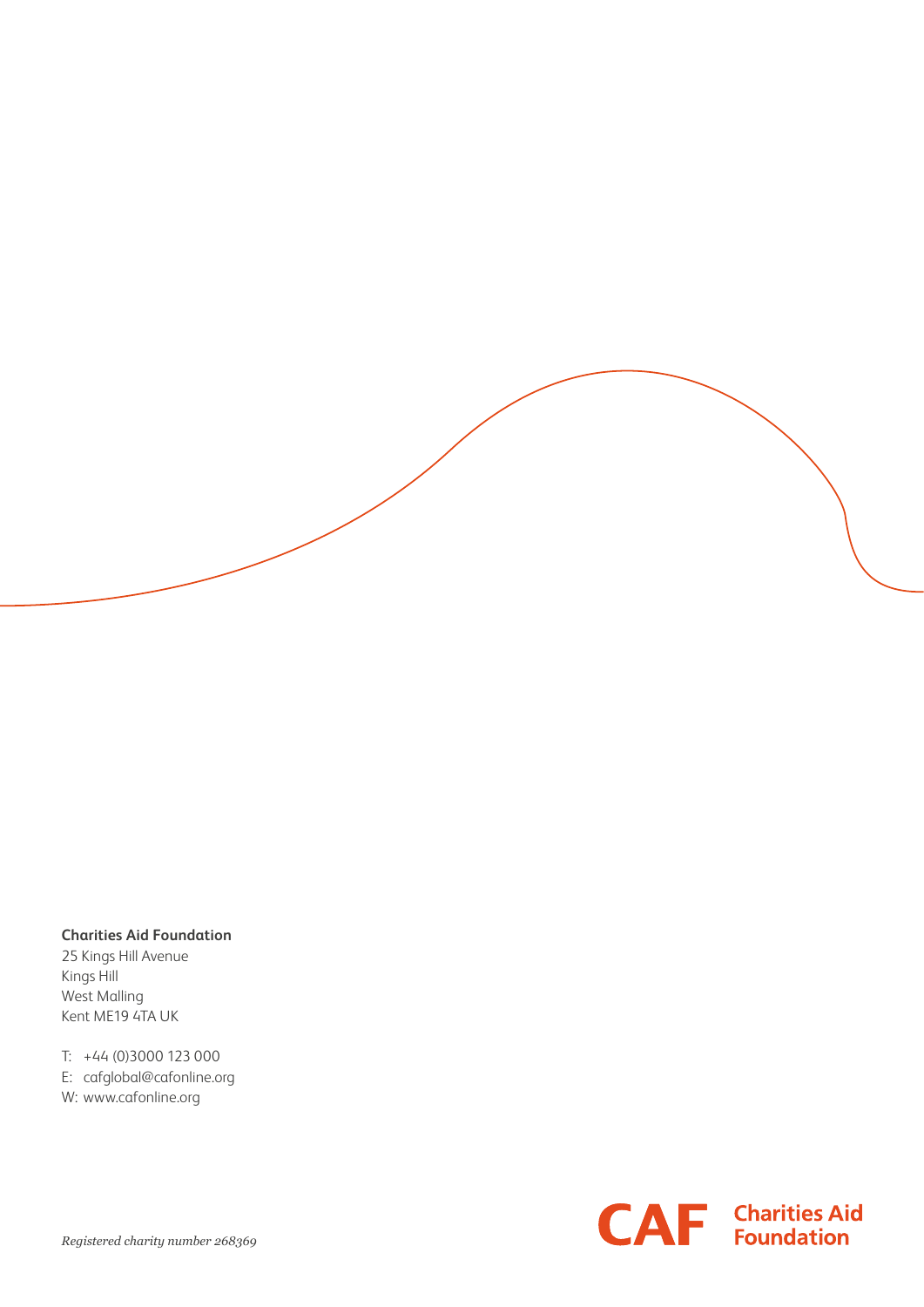**Charities Aid Foundation**
25 Kings Hill Avenue
Kings Hill
West Malling
Kent ME19 4TA UK

T: +44 (0)3000 123 000
E: cafglobal@cafonline.org
W: www.cafonline.org

*Registered charity number 268369*

CAF Charities Aid Foundation